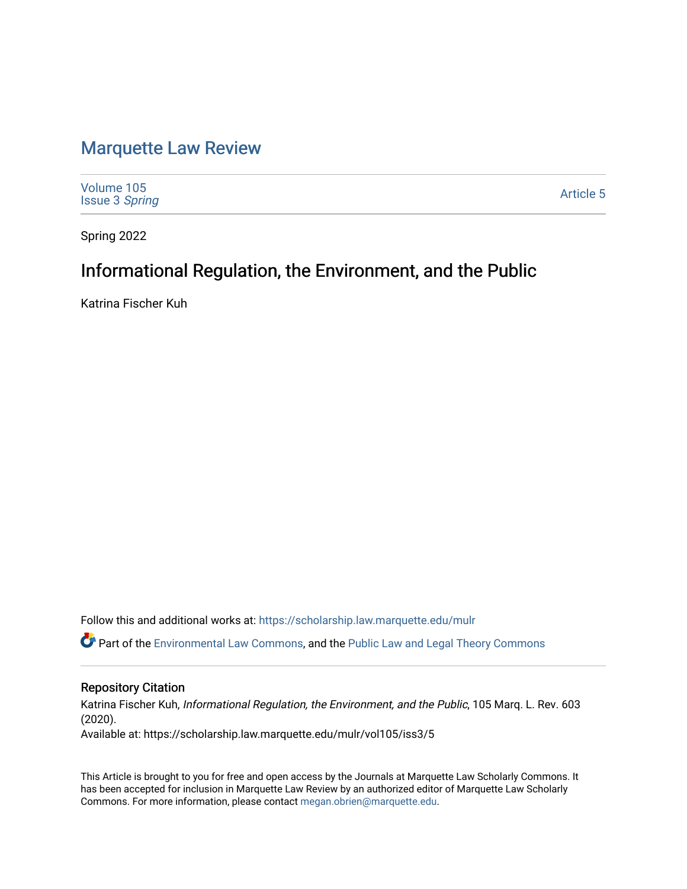# Marquette Law Review

Volume 105
Issue 3 *Spring*

Article 5

Spring 2022

## Informational Regulation, the Environment, and the Public

Katrina Fischer Kuh

Follow this and additional works at: https://scholarship.law.marquette.edu/mulr

Part of the Environmental Law Commons, and the Public Law and Legal Theory Commons

### Repository Citation

Katrina Fischer Kuh, *Informational Regulation, the Environment, and the Public*, 105 Marq. L. Rev. 603 (2020).

Available at: https://scholarship.law.marquette.edu/mulr/vol105/iss3/5

This Article is brought to you for free and open access by the Journals at Marquette Law Scholarly Commons. It has been accepted for inclusion in Marquette Law Review by an authorized editor of Marquette Law Scholarly Commons. For more information, please contact megan.obrien@marquette.edu.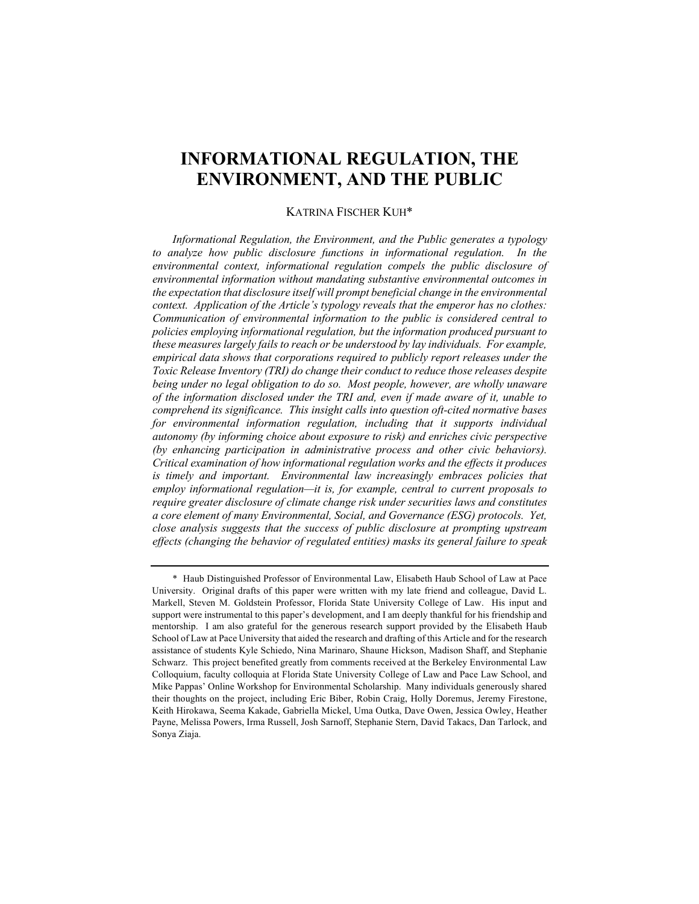# INFORMATIONAL REGULATION, THE ENVIRONMENT, AND THE PUBLIC

KATRINA FISCHER KUH*

*Informational Regulation, the Environment, and the Public generates a typology to analyze how public disclosure functions in informational regulation. In the environmental context, informational regulation compels the public disclosure of environmental information without mandating substantive environmental outcomes in the expectation that disclosure itself will prompt beneficial change in the environmental context. Application of the Article's typology reveals that the emperor has no clothes: Communication of environmental information to the public is considered central to policies employing informational regulation, but the information produced pursuant to these measures largely fails to reach or be understood by lay individuals. For example, empirical data shows that corporations required to publicly report releases under the Toxic Release Inventory (TRI) do change their conduct to reduce those releases despite being under no legal obligation to do so. Most people, however, are wholly unaware of the information disclosed under the TRI and, even if made aware of it, unable to comprehend its significance. This insight calls into question oft-cited normative bases for environmental information regulation, including that it supports individual autonomy (by informing choice about exposure to risk) and enriches civic perspective (by enhancing participation in administrative process and other civic behaviors). Critical examination of how informational regulation works and the effects it produces is timely and important. Environmental law increasingly embraces policies that employ informational regulation—it is, for example, central to current proposals to require greater disclosure of climate change risk under securities laws and constitutes a core element of many Environmental, Social, and Governance (ESG) protocols. Yet, close analysis suggests that the success of public disclosure at prompting upstream effects (changing the behavior of regulated entities) masks its general failure to speak*

---

\* Haub Distinguished Professor of Environmental Law, Elisabeth Haub School of Law at Pace University. Original drafts of this paper were written with my late friend and colleague, David L. Markell, Steven M. Goldstein Professor, Florida State University College of Law. His input and support were instrumental to this paper's development, and I am deeply thankful for his friendship and mentorship. I am also grateful for the generous research support provided by the Elisabeth Haub School of Law at Pace University that aided the research and drafting of this Article and for the research assistance of students Kyle Schiedo, Nina Marinaro, Shaune Hickson, Madison Shaff, and Stephanie Schwarz. This project benefited greatly from comments received at the Berkeley Environmental Law Colloquium, faculty colloquia at Florida State University College of Law and Pace Law School, and Mike Pappas' Online Workshop for Environmental Scholarship. Many individuals generously shared their thoughts on the project, including Eric Biber, Robin Craig, Holly Doremus, Jeremy Firestone, Keith Hirokawa, Seema Kakade, Gabriella Mickel, Uma Outka, Dave Owen, Jessica Owley, Heather Payne, Melissa Powers, Irma Russell, Josh Sarnoff, Stephanie Stern, David Takacs, Dan Tarlock, and Sonya Ziaja.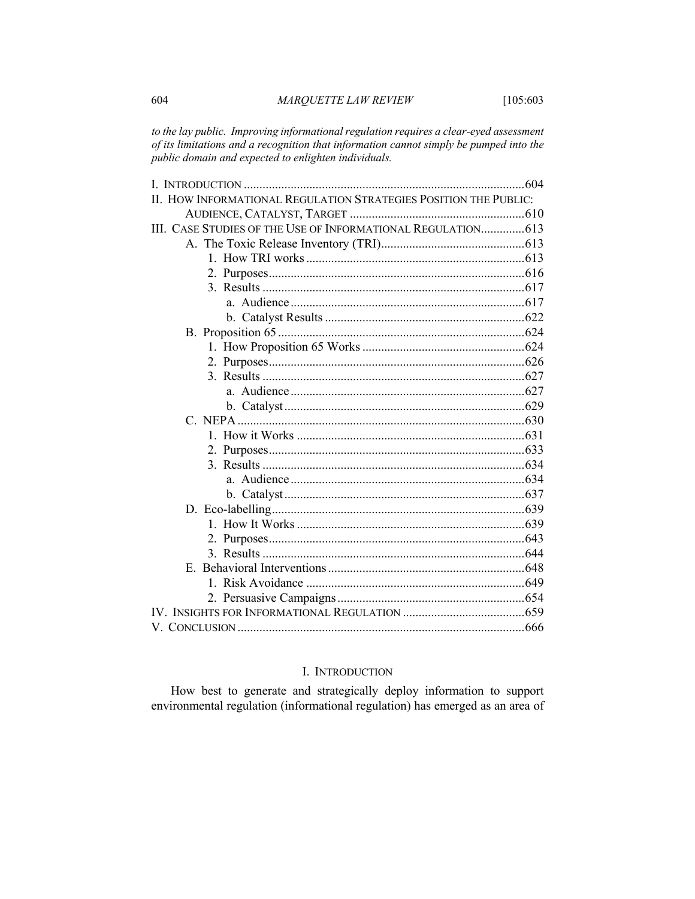*to the lay public. Improving informational regulation requires a clear-eyed assessment of its limitations and a recognition that information cannot simply be pumped into the public domain and expected to enlighten individuals.*

I. Introduction .......................................................................................604
II. How Informational Regulation Strategies Position the Public: Audience, Catalyst, Target .......................................................610
III. Case Studies of the Use of Informational Regulation..............613
- A. The Toxic Release Inventory (TRI)..............................................613
  - 1. How TRI works ......................................................................613
  - 2. Purposes..................................................................................616
  - 3. Results ....................................................................................617
    - a. Audience ...........................................................................617
    - b. Catalyst Results ................................................................622
- B. Proposition 65 ...............................................................................624
  - 1. How Proposition 65 Works ....................................................624
  - 2. Purposes..................................................................................626
  - 3. Results ....................................................................................627
    - a. Audience ...........................................................................627
    - b. Catalyst .............................................................................629
- C. NEPA ............................................................................................630
  - 1. How it Works .........................................................................631
  - 2. Purposes..................................................................................633
  - 3. Results ....................................................................................634
    - a. Audience ...........................................................................634
    - b. Catalyst .............................................................................637
- D. Eco-labelling..................................................................................639
  - 1. How It Works .........................................................................639
  - 2. Purposes..................................................................................643
  - 3. Results ....................................................................................644
- E. Behavioral Interventions ...............................................................648
  - 1. Risk Avoidance ......................................................................649
  - 2. Persuasive Campaigns ............................................................654

IV. Insights for Informational Regulation .......................................659
V. Conclusion ............................................................................................666

## I. Introduction

How best to generate and strategically deploy information to support environmental regulation (informational regulation) has emerged as an area of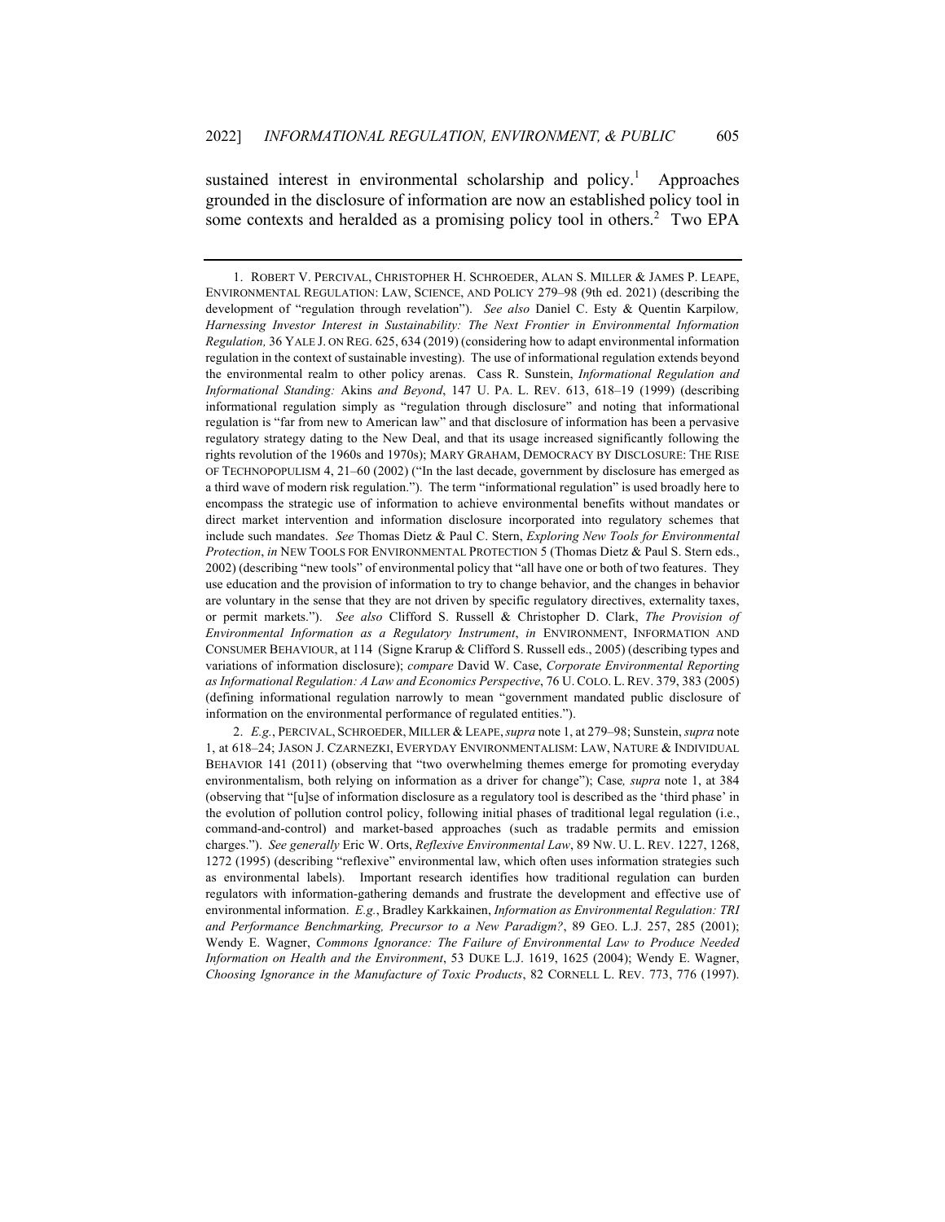sustained interest in environmental scholarship and policy.[1] Approaches grounded in the disclosure of information are now an established policy tool in some contexts and heralded as a promising policy tool in others.[2] Two EPA

---

1. ROBERT V. PERCIVAL, CHRISTOPHER H. SCHROEDER, ALAN S. MILLER & JAMES P. LEAPE, ENVIRONMENTAL REGULATION: LAW, SCIENCE, AND POLICY 279–98 (9th ed. 2021) (describing the development of "regulation through revelation"). *See also* Daniel C. Esty & Quentin Karpilow*, Harnessing Investor Interest in Sustainability: The Next Frontier in Environmental Information Regulation,* 36 YALE J. ON REG. 625, 634 (2019) (considering how to adapt environmental information regulation in the context of sustainable investing). The use of informational regulation extends beyond the environmental realm to other policy arenas. Cass R. Sunstein, *Informational Regulation and Informational Standing:* Akins *and Beyond*, 147 U. PA. L. REV. 613, 618–19 (1999) (describing informational regulation simply as "regulation through disclosure" and noting that informational regulation is "far from new to American law" and that disclosure of information has been a pervasive regulatory strategy dating to the New Deal, and that its usage increased significantly following the rights revolution of the 1960s and 1970s); MARY GRAHAM, DEMOCRACY BY DISCLOSURE: THE RISE OF TECHNOPOPULISM 4, 21–60 (2002) ("In the last decade, government by disclosure has emerged as a third wave of modern risk regulation."). The term "informational regulation" is used broadly here to encompass the strategic use of information to achieve environmental benefits without mandates or direct market intervention and information disclosure incorporated into regulatory schemes that include such mandates. *See* Thomas Dietz & Paul C. Stern, *Exploring New Tools for Environmental Protection*, *in* NEW TOOLS FOR ENVIRONMENTAL PROTECTION 5 (Thomas Dietz & Paul S. Stern eds., 2002) (describing "new tools" of environmental policy that "all have one or both of two features. They use education and the provision of information to try to change behavior, and the changes in behavior are voluntary in the sense that they are not driven by specific regulatory directives, externality taxes, or permit markets."). *See also* Clifford S. Russell & Christopher D. Clark, *The Provision of Environmental Information as a Regulatory Instrument*, *in* ENVIRONMENT, INFORMATION AND CONSUMER BEHAVIOUR, at 114 (Signe Krarup & Clifford S. Russell eds., 2005) (describing types and variations of information disclosure); *compare* David W. Case, *Corporate Environmental Reporting as Informational Regulation: A Law and Economics Perspective*, 76 U. COLO. L. REV. 379, 383 (2005) (defining informational regulation narrowly to mean "government mandated public disclosure of information on the environmental performance of regulated entities.").

2. *E.g.*, PERCIVAL, SCHROEDER, MILLER & LEAPE, *supra* note 1, at 279–98; Sunstein, *supra* note 1, at 618–24; JASON J. CZARNEZKI, EVERYDAY ENVIRONMENTALISM: LAW, NATURE & INDIVIDUAL BEHAVIOR 141 (2011) (observing that "two overwhelming themes emerge for promoting everyday environmentalism, both relying on information as a driver for change"); Case*, supra* note 1, at 384 (observing that "[u]se of information disclosure as a regulatory tool is described as the 'third phase' in the evolution of pollution control policy, following initial phases of traditional legal regulation (i.e., command-and-control) and market-based approaches (such as tradable permits and emission charges."). *See generally* Eric W. Orts, *Reflexive Environmental Law*, 89 NW. U. L. REV. 1227, 1268, 1272 (1995) (describing "reflexive" environmental law, which often uses information strategies such as environmental labels). Important research identifies how traditional regulation can burden regulators with information-gathering demands and frustrate the development and effective use of environmental information. *E.g.*, Bradley Karkkainen, *Information as Environmental Regulation: TRI and Performance Benchmarking, Precursor to a New Paradigm?*, 89 GEO. L.J. 257, 285 (2001); Wendy E. Wagner, *Commons Ignorance: The Failure of Environmental Law to Produce Needed Information on Health and the Environment*, 53 DUKE L.J. 1619, 1625 (2004); Wendy E. Wagner, *Choosing Ignorance in the Manufacture of Toxic Products*, 82 CORNELL L. REV. 773, 776 (1997).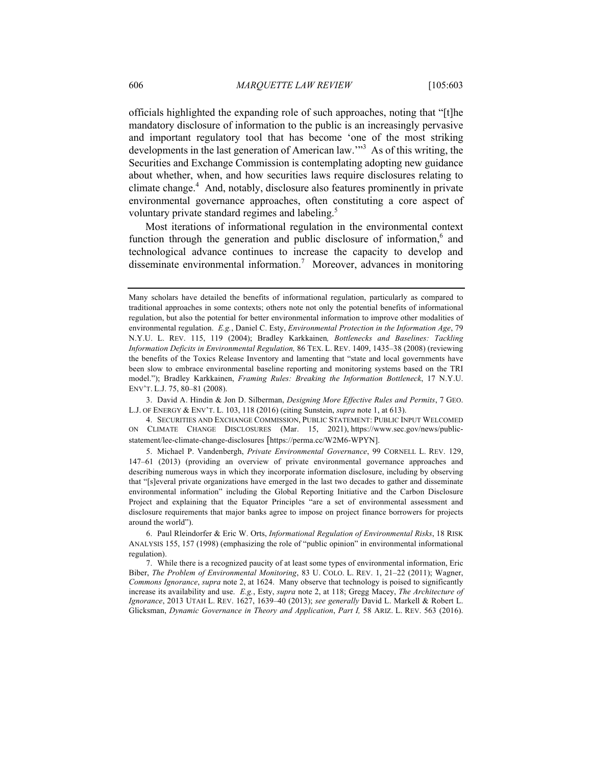officials highlighted the expanding role of such approaches, noting that "[t]he mandatory disclosure of information to the public is an increasingly pervasive and important regulatory tool that has become 'one of the most striking developments in the last generation of American law.'"[3] As of this writing, the Securities and Exchange Commission is contemplating adopting new guidance about whether, when, and how securities laws require disclosures relating to climate change.[4] And, notably, disclosure also features prominently in private environmental governance approaches, often constituting a core aspect of voluntary private standard regimes and labeling.[5]

Most iterations of informational regulation in the environmental context function through the generation and public disclosure of information,[6] and technological advance continues to increase the capacity to develop and disseminate environmental information.[7] Moreover, advances in monitoring

---

Many scholars have detailed the benefits of informational regulation, particularly as compared to traditional approaches in some contexts; others note not only the potential benefits of informational regulation, but also the potential for better environmental information to improve other modalities of environmental regulation. *E.g.*, Daniel C. Esty, *Environmental Protection in the Information Age*, 79 N.Y.U. L. REV. 115, 119 (2004); Bradley Karkkainen*, Bottlenecks and Baselines: Tackling Information Deficits in Environmental Regulation,* 86 TEX. L. REV. 1409, 1435–38 (2008) (reviewing the benefits of the Toxics Release Inventory and lamenting that "state and local governments have been slow to embrace environmental baseline reporting and monitoring systems based on the TRI model."); Bradley Karkkainen, *Framing Rules: Breaking the Information Bottleneck*, 17 N.Y.U. ENV'T. L.J. 75, 80–81 (2008).

3. David A. Hindin & Jon D. Silberman, *Designing More Effective Rules and Permits*, 7 GEO. L.J. OF ENERGY & ENV'T. L. 103, 118 (2016) (citing Sunstein, *supra* note 1, at 613).

4. SECURITIES AND EXCHANGE COMMISSION, PUBLIC STATEMENT: PUBLIC INPUT WELCOMED ON CLIMATE CHANGE DISCLOSURES (Mar. 15, 2021), https://www.sec.gov/news/public-statement/lee-climate-change-disclosures [https://perma.cc/W2M6-WPYN].

5. Michael P. Vandenbergh, *Private Environmental Governance*, 99 CORNELL L. REV. 129, 147–61 (2013) (providing an overview of private environmental governance approaches and describing numerous ways in which they incorporate information disclosure, including by observing that "[s]everal private organizations have emerged in the last two decades to gather and disseminate environmental information" including the Global Reporting Initiative and the Carbon Disclosure Project and explaining that the Equator Principles "are a set of environmental assessment and disclosure requirements that major banks agree to impose on project finance borrowers for projects around the world").

6. Paul Rleindorfer & Eric W. Orts, *Informational Regulation of Environmental Risks*, 18 RISK ANALYSIS 155, 157 (1998) (emphasizing the role of "public opinion" in environmental informational regulation).

7. While there is a recognized paucity of at least some types of environmental information, Eric Biber, *The Problem of Environmental Monitoring*, 83 U. COLO. L. REV. 1, 21–22 (2011); Wagner, *Commons Ignorance*, *supra* note 2, at 1624. Many observe that technology is poised to significantly increase its availability and use. *E.g.*, Esty, *supra* note 2, at 118; Gregg Macey, *The Architecture of Ignorance*, 2013 UTAH L. REV. 1627, 1639–40 (2013); *see generally* David L. Markell & Robert L. Glicksman, *Dynamic Governance in Theory and Application*, *Part I,* 58 ARIZ. L. REV. 563 (2016).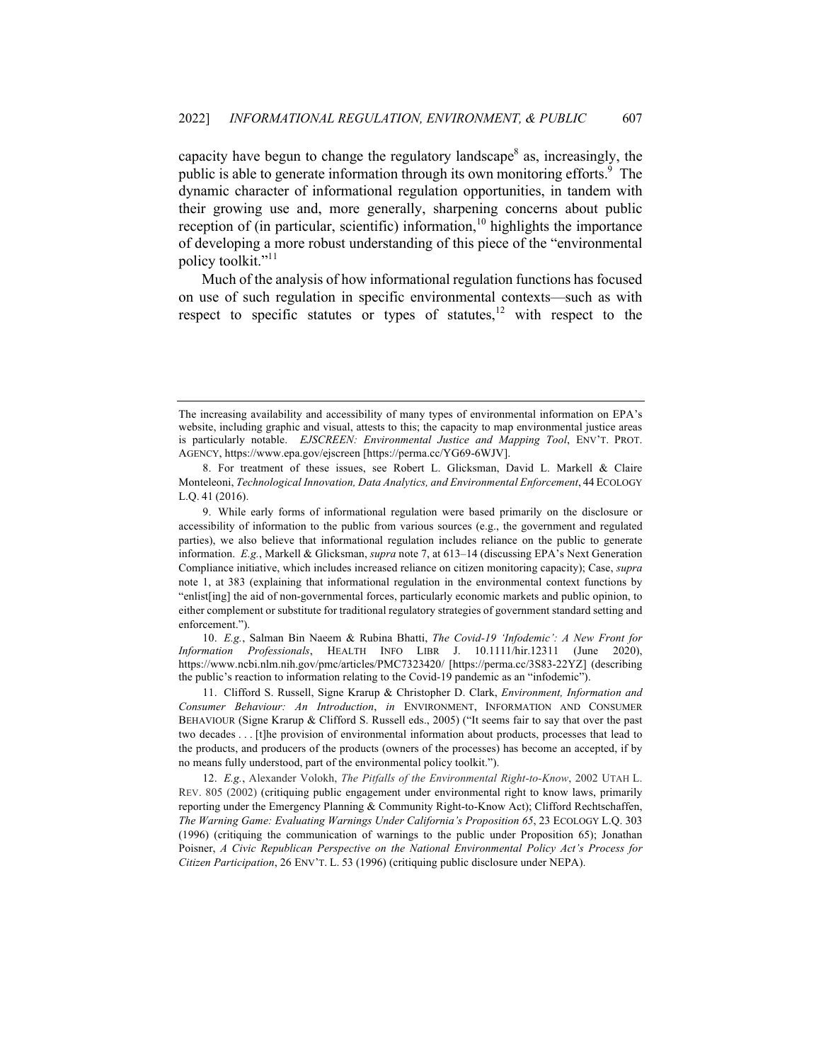capacity have begun to change the regulatory landscape[8] as, increasingly, the public is able to generate information through its own monitoring efforts.[9] The dynamic character of informational regulation opportunities, in tandem with their growing use and, more generally, sharpening concerns about public reception of (in particular, scientific) information,[10] highlights the importance of developing a more robust understanding of this piece of the "environmental policy toolkit."[11]

Much of the analysis of how informational regulation functions has focused on use of such regulation in specific environmental contexts—such as with respect to specific statutes or types of statutes,[12] with respect to the

---

The increasing availability and accessibility of many types of environmental information on EPA's website, including graphic and visual, attests to this; the capacity to map environmental justice areas is particularly notable. *EJSCREEN: Environmental Justice and Mapping Tool*, ENV'T. PROT. AGENCY, https://www.epa.gov/ejscreen [https://perma.cc/YG69-6WJV].

8. For treatment of these issues, see Robert L. Glicksman, David L. Markell & Claire Monteleoni, *Technological Innovation, Data Analytics, and Environmental Enforcement*, 44 ECOLOGY L.Q. 41 (2016).

9. While early forms of informational regulation were based primarily on the disclosure or accessibility of information to the public from various sources (e.g., the government and regulated parties), we also believe that informational regulation includes reliance on the public to generate information. *E.g.*, Markell & Glicksman, *supra* note 7, at 613–14 (discussing EPA's Next Generation Compliance initiative, which includes increased reliance on citizen monitoring capacity); Case, *supra* note 1, at 383 (explaining that informational regulation in the environmental context functions by "enlist[ing] the aid of non-governmental forces, particularly economic markets and public opinion, to either complement or substitute for traditional regulatory strategies of government standard setting and enforcement.").

10. *E.g.*, Salman Bin Naeem & Rubina Bhatti, *The Covid-19 'Infodemic': A New Front for Information Professionals*, HEALTH INFO LIBR J. 10.1111/hir.12311 (June 2020), https://www.ncbi.nlm.nih.gov/pmc/articles/PMC7323420/ [https://perma.cc/3S83-22YZ] (describing the public's reaction to information relating to the Covid-19 pandemic as an "infodemic").

11. Clifford S. Russell, Signe Krarup & Christopher D. Clark, *Environment, Information and Consumer Behaviour: An Introduction*, *in* ENVIRONMENT, INFORMATION AND CONSUMER BEHAVIOUR (Signe Krarup & Clifford S. Russell eds., 2005) ("It seems fair to say that over the past two decades . . . [t]he provision of environmental information about products, processes that lead to the products, and producers of the products (owners of the processes) has become an accepted, if by no means fully understood, part of the environmental policy toolkit.").

12. *E.g.*, Alexander Volokh, *The Pitfalls of the Environmental Right-to-Know*, 2002 UTAH L. REV. 805 (2002) (critiquing public engagement under environmental right to know laws, primarily reporting under the Emergency Planning & Community Right-to-Know Act); Clifford Rechtschaffen, *The Warning Game: Evaluating Warnings Under California's Proposition 65*, 23 ECOLOGY L.Q. 303 (1996) (critiquing the communication of warnings to the public under Proposition 65); Jonathan Poisner, *A Civic Republican Perspective on the National Environmental Policy Act's Process for Citizen Participation*, 26 ENV'T. L. 53 (1996) (critiquing public disclosure under NEPA).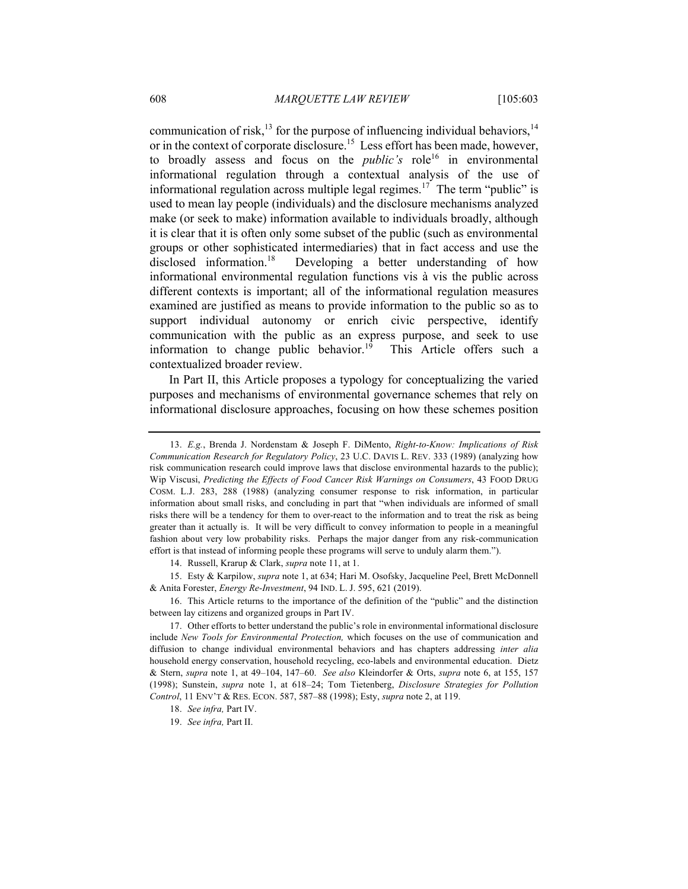communication of risk,[13] for the purpose of influencing individual behaviors,[14] or in the context of corporate disclosure.[15] Less effort has been made, however, to broadly assess and focus on the *public's* role[16] in environmental informational regulation through a contextual analysis of the use of informational regulation across multiple legal regimes.[17] The term "public" is used to mean lay people (individuals) and the disclosure mechanisms analyzed make (or seek to make) information available to individuals broadly, although it is clear that it is often only some subset of the public (such as environmental groups or other sophisticated intermediaries) that in fact access and use the disclosed information.[18] Developing a better understanding of how informational environmental regulation functions vis à vis the public across different contexts is important; all of the informational regulation measures examined are justified as means to provide information to the public so as to support individual autonomy or enrich civic perspective, identify communication with the public as an express purpose, and seek to use information to change public behavior.[19] This Article offers such a contextualized broader review.

In Part II, this Article proposes a typology for conceptualizing the varied purposes and mechanisms of environmental governance schemes that rely on informational disclosure approaches, focusing on how these schemes position

---

13. *E.g.*, Brenda J. Nordenstam & Joseph F. DiMento, *Right-to-Know: Implications of Risk Communication Research for Regulatory Policy*, 23 U.C. DAVIS L. REV. 333 (1989) (analyzing how risk communication research could improve laws that disclose environmental hazards to the public); Wip Viscusi, *Predicting the Effects of Food Cancer Risk Warnings on Consumers*, 43 FOOD DRUG COSM. L.J. 283, 288 (1988) (analyzing consumer response to risk information, in particular information about small risks, and concluding in part that "when individuals are informed of small risks there will be a tendency for them to over-react to the information and to treat the risk as being greater than it actually is. It will be very difficult to convey information to people in a meaningful fashion about very low probability risks. Perhaps the major danger from any risk-communication effort is that instead of informing people these programs will serve to unduly alarm them.").

14. Russell, Krarup & Clark, *supra* note 11, at 1.

15. Esty & Karpilow, *supra* note 1, at 634; Hari M. Osofsky, Jacqueline Peel, Brett McDonnell & Anita Forester, *Energy Re-Investment*, 94 IND. L. J. 595, 621 (2019).

16. This Article returns to the importance of the definition of the "public" and the distinction between lay citizens and organized groups in Part IV.

17. Other efforts to better understand the public's role in environmental informational disclosure include *New Tools for Environmental Protection,* which focuses on the use of communication and diffusion to change individual environmental behaviors and has chapters addressing *inter alia* household energy conservation, household recycling, eco-labels and environmental education. Dietz & Stern, *supra* note 1, at 49–104, 147–60. *See also* Kleindorfer & Orts, *supra* note 6, at 155, 157 (1998); Sunstein, *supra* note 1, at 618–24; Tom Tietenberg, *Disclosure Strategies for Pollution Control*, 11 ENV'T & RES. ECON. 587, 587–88 (1998); Esty, *supra* note 2, at 119.

18. *See infra,* Part IV.

19. *See infra,* Part II.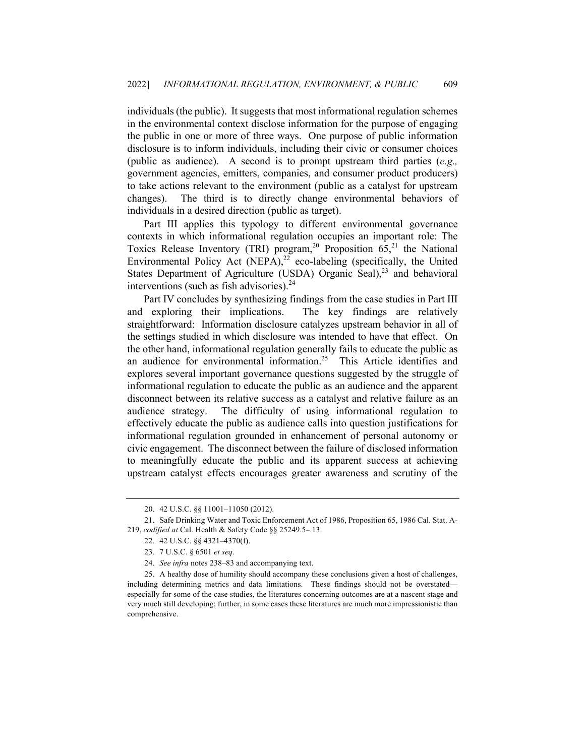individuals (the public). It suggests that most informational regulation schemes in the environmental context disclose information for the purpose of engaging the public in one or more of three ways. One purpose of public information disclosure is to inform individuals, including their civic or consumer choices (public as audience). A second is to prompt upstream third parties (*e.g.,* government agencies, emitters, companies, and consumer product producers) to take actions relevant to the environment (public as a catalyst for upstream changes). The third is to directly change environmental behaviors of individuals in a desired direction (public as target).

Part III applies this typology to different environmental governance contexts in which informational regulation occupies an important role: The Toxics Release Inventory (TRI) program,[20] Proposition 65,[21] the National Environmental Policy Act (NEPA),[22] eco-labeling (specifically, the United States Department of Agriculture (USDA) Organic Seal),[23] and behavioral interventions (such as fish advisories).[24]

Part IV concludes by synthesizing findings from the case studies in Part III and exploring their implications. The key findings are relatively straightforward: Information disclosure catalyzes upstream behavior in all of the settings studied in which disclosure was intended to have that effect. On the other hand, informational regulation generally fails to educate the public as an audience for environmental information.[25] This Article identifies and explores several important governance questions suggested by the struggle of informational regulation to educate the public as an audience and the apparent disconnect between its relative success as a catalyst and relative failure as an audience strategy. The difficulty of using informational regulation to effectively educate the public as audience calls into question justifications for informational regulation grounded in enhancement of personal autonomy or civic engagement. The disconnect between the failure of disclosed information to meaningfully educate the public and its apparent success at achieving upstream catalyst effects encourages greater awareness and scrutiny of the

---

20. 42 U.S.C. §§ 11001–11050 (2012).

21. Safe Drinking Water and Toxic Enforcement Act of 1986, Proposition 65, 1986 Cal. Stat. A-219, *codified at* Cal. Health & Safety Code §§ 25249.5–.13.

22. 42 U.S.C. §§ 4321–4370(f).

23. 7 U.S.C. § 6501 *et seq*.

24. *See infra* notes 238–83 and accompanying text.

25. A healthy dose of humility should accompany these conclusions given a host of challenges, including determining metrics and data limitations. These findings should not be overstated—especially for some of the case studies, the literatures concerning outcomes are at a nascent stage and very much still developing; further, in some cases these literatures are much more impressionistic than comprehensive.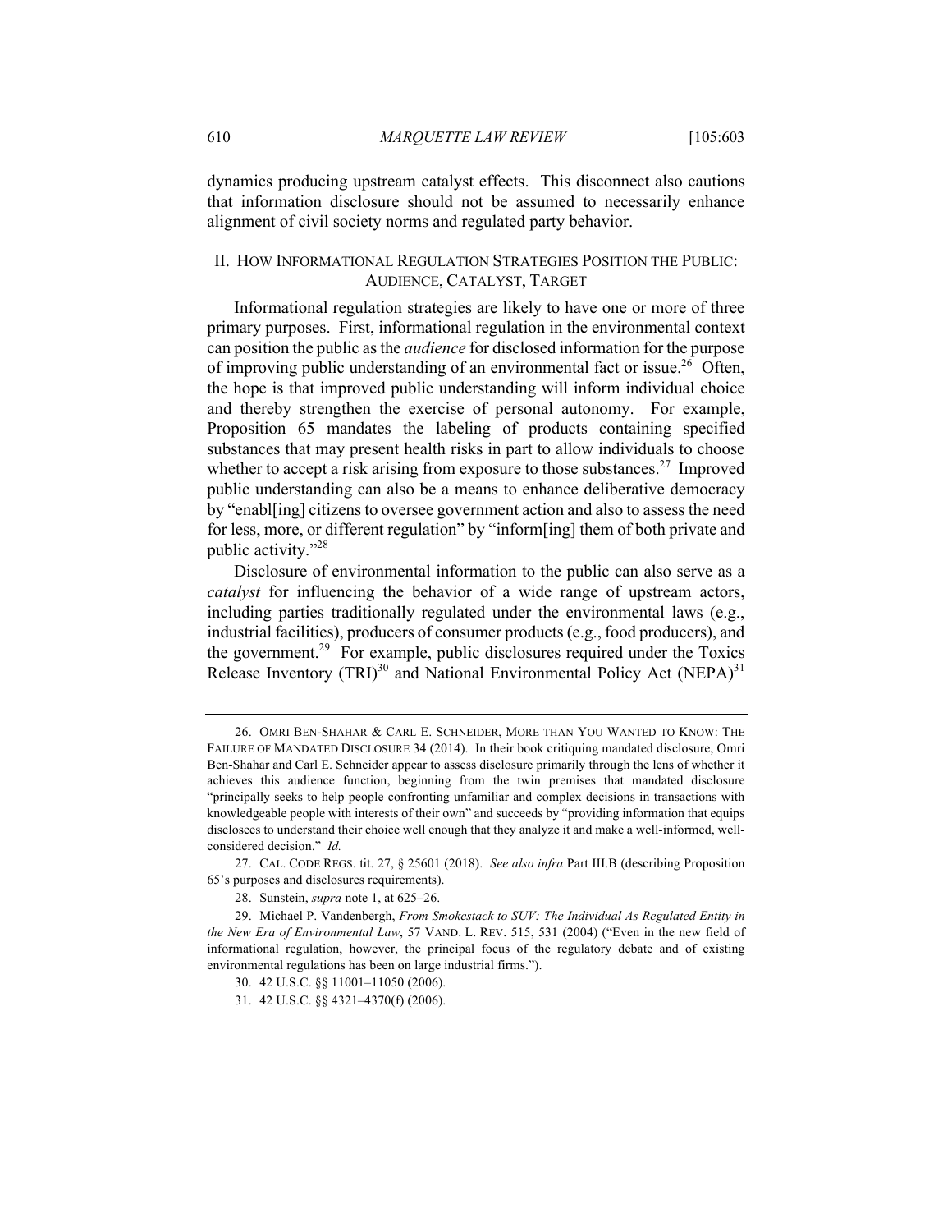dynamics producing upstream catalyst effects. This disconnect also cautions that information disclosure should not be assumed to necessarily enhance alignment of civil society norms and regulated party behavior.

## II. HOW INFORMATIONAL REGULATION STRATEGIES POSITION THE PUBLIC: AUDIENCE, CATALYST, TARGET

Informational regulation strategies are likely to have one or more of three primary purposes. First, informational regulation in the environmental context can position the public as the *audience* for disclosed information for the purpose of improving public understanding of an environmental fact or issue.[26] Often, the hope is that improved public understanding will inform individual choice and thereby strengthen the exercise of personal autonomy. For example, Proposition 65 mandates the labeling of products containing specified substances that may present health risks in part to allow individuals to choose whether to accept a risk arising from exposure to those substances.[27] Improved public understanding can also be a means to enhance deliberative democracy by "enabl[ing] citizens to oversee government action and also to assess the need for less, more, or different regulation" by "inform[ing] them of both private and public activity."[28]

Disclosure of environmental information to the public can also serve as a *catalyst* for influencing the behavior of a wide range of upstream actors, including parties traditionally regulated under the environmental laws (e.g., industrial facilities), producers of consumer products (e.g., food producers), and the government.[29] For example, public disclosures required under the Toxics Release Inventory (TRI)[30] and National Environmental Policy Act (NEPA)[31]

---

26. OMRI BEN-SHAHAR & CARL E. SCHNEIDER, MORE THAN YOU WANTED TO KNOW: THE FAILURE OF MANDATED DISCLOSURE 34 (2014). In their book critiquing mandated disclosure, Omri Ben-Shahar and Carl E. Schneider appear to assess disclosure primarily through the lens of whether it achieves this audience function, beginning from the twin premises that mandated disclosure "principally seeks to help people confronting unfamiliar and complex decisions in transactions with knowledgeable people with interests of their own" and succeeds by "providing information that equips disclosees to understand their choice well enough that they analyze it and make a well-informed, well-considered decision." *Id.*

27. CAL. CODE REGS. tit. 27, § 25601 (2018). *See also infra* Part III.B (describing Proposition 65's purposes and disclosures requirements).

28. Sunstein, *supra* note 1, at 625–26.

29. Michael P. Vandenbergh, *From Smokestack to SUV: The Individual As Regulated Entity in the New Era of Environmental Law*, 57 VAND. L. REV. 515, 531 (2004) ("Even in the new field of informational regulation, however, the principal focus of the regulatory debate and of existing environmental regulations has been on large industrial firms.").

30. 42 U.S.C. §§ 11001–11050 (2006).

31. 42 U.S.C. §§ 4321–4370(f) (2006).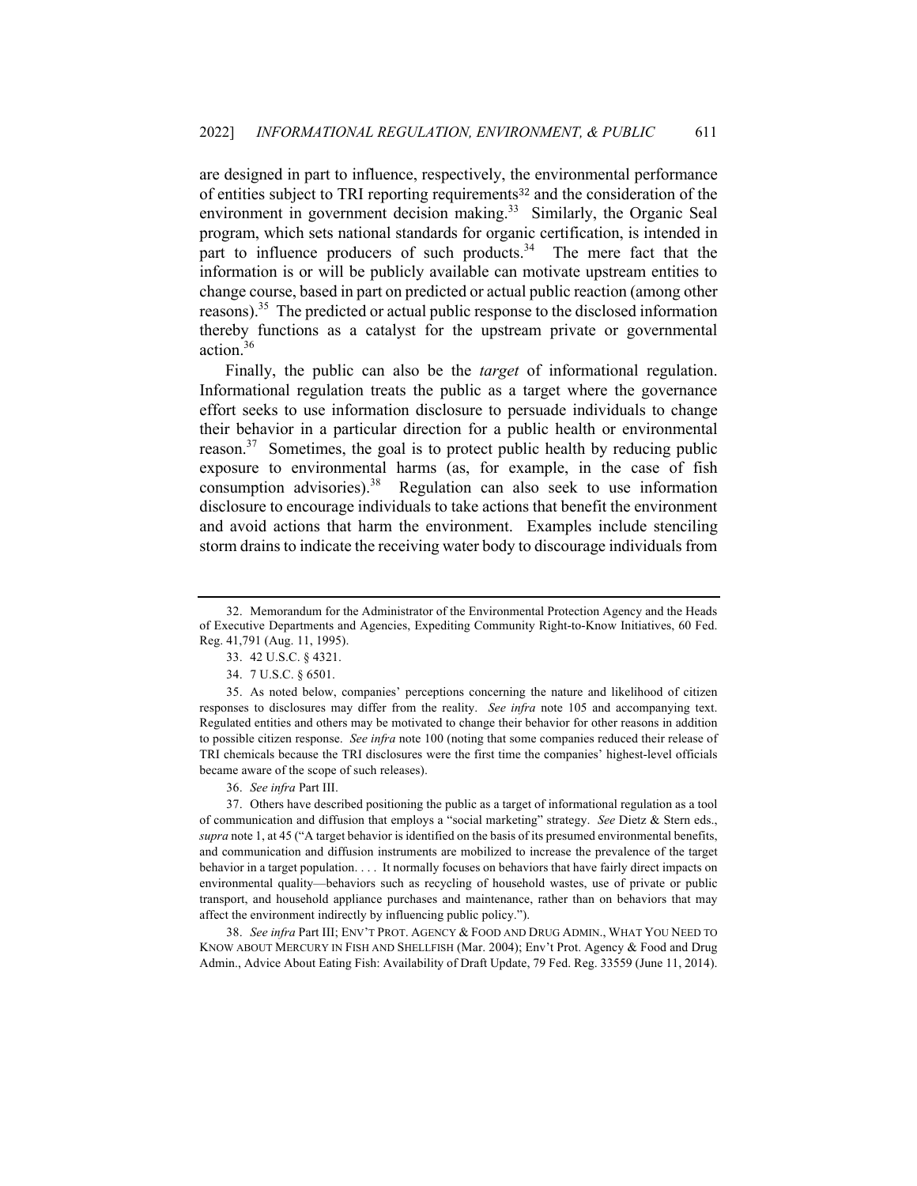are designed in part to influence, respectively, the environmental performance of entities subject to TRI reporting requirements[32] and the consideration of the environment in government decision making.[33] Similarly, the Organic Seal program, which sets national standards for organic certification, is intended in part to influence producers of such products.[34] The mere fact that the information is or will be publicly available can motivate upstream entities to change course, based in part on predicted or actual public reaction (among other reasons).[35] The predicted or actual public response to the disclosed information thereby functions as a catalyst for the upstream private or governmental action.[36]

Finally, the public can also be the *target* of informational regulation. Informational regulation treats the public as a target where the governance effort seeks to use information disclosure to persuade individuals to change their behavior in a particular direction for a public health or environmental reason.[37] Sometimes, the goal is to protect public health by reducing public exposure to environmental harms (as, for example, in the case of fish consumption advisories).[38] Regulation can also seek to use information disclosure to encourage individuals to take actions that benefit the environment and avoid actions that harm the environment. Examples include stenciling storm drains to indicate the receiving water body to discourage individuals from

---

32. Memorandum for the Administrator of the Environmental Protection Agency and the Heads of Executive Departments and Agencies, Expediting Community Right-to-Know Initiatives, 60 Fed. Reg. 41,791 (Aug. 11, 1995).

33. 42 U.S.C. § 4321.

34. 7 U.S.C. § 6501.

35. As noted below, companies' perceptions concerning the nature and likelihood of citizen responses to disclosures may differ from the reality. *See infra* note 105 and accompanying text. Regulated entities and others may be motivated to change their behavior for other reasons in addition to possible citizen response. *See infra* note 100 (noting that some companies reduced their release of TRI chemicals because the TRI disclosures were the first time the companies' highest-level officials became aware of the scope of such releases).

36. *See infra* Part III.

37. Others have described positioning the public as a target of informational regulation as a tool of communication and diffusion that employs a "social marketing" strategy. *See* Dietz & Stern eds., *supra* note 1, at 45 ("A target behavior is identified on the basis of its presumed environmental benefits, and communication and diffusion instruments are mobilized to increase the prevalence of the target behavior in a target population. . . . It normally focuses on behaviors that have fairly direct impacts on environmental quality—behaviors such as recycling of household wastes, use of private or public transport, and household appliance purchases and maintenance, rather than on behaviors that may affect the environment indirectly by influencing public policy.").

38. *See infra* Part III; ENV'T PROT. AGENCY & FOOD AND DRUG ADMIN., WHAT YOU NEED TO KNOW ABOUT MERCURY IN FISH AND SHELLFISH (Mar. 2004); Env't Prot. Agency & Food and Drug Admin., Advice About Eating Fish: Availability of Draft Update, 79 Fed. Reg. 33559 (June 11, 2014).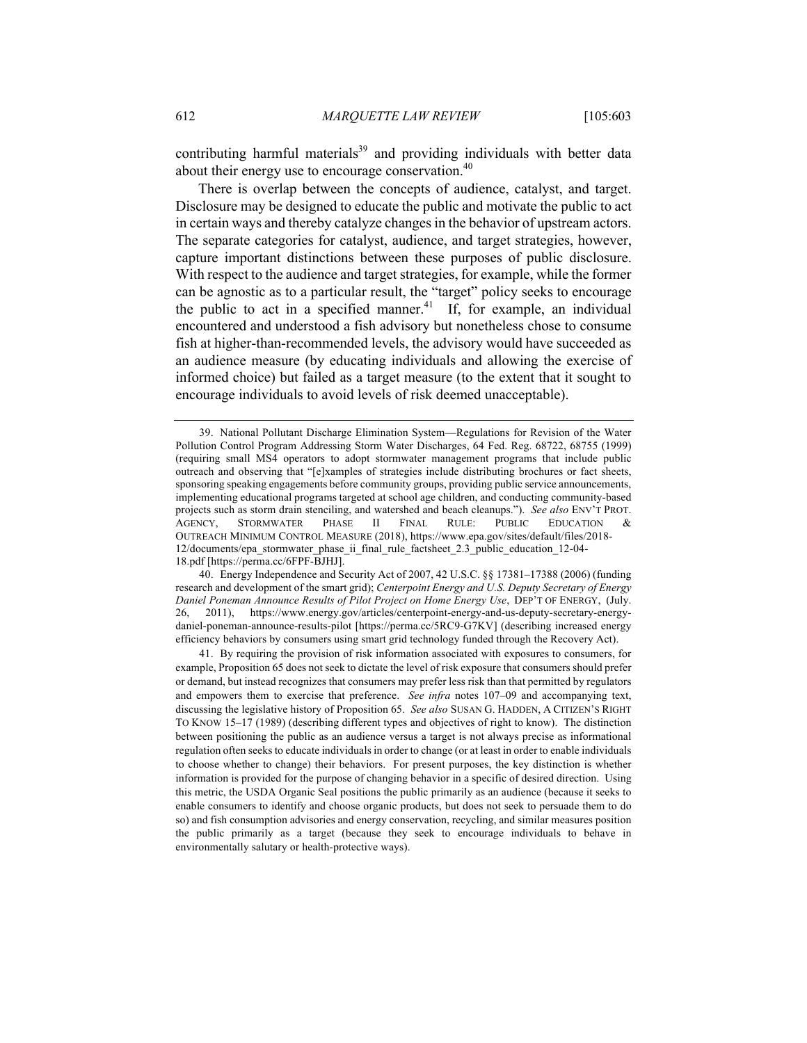contributing harmful materials[39] and providing individuals with better data about their energy use to encourage conservation.[40]

There is overlap between the concepts of audience, catalyst, and target. Disclosure may be designed to educate the public and motivate the public to act in certain ways and thereby catalyze changes in the behavior of upstream actors. The separate categories for catalyst, audience, and target strategies, however, capture important distinctions between these purposes of public disclosure. With respect to the audience and target strategies, for example, while the former can be agnostic as to a particular result, the "target" policy seeks to encourage the public to act in a specified manner.[41] If, for example, an individual encountered and understood a fish advisory but nonetheless chose to consume fish at higher-than-recommended levels, the advisory would have succeeded as an audience measure (by educating individuals and allowing the exercise of informed choice) but failed as a target measure (to the extent that it sought to encourage individuals to avoid levels of risk deemed unacceptable).

---

39. National Pollutant Discharge Elimination System—Regulations for Revision of the Water Pollution Control Program Addressing Storm Water Discharges, 64 Fed. Reg. 68722, 68755 (1999) (requiring small MS4 operators to adopt stormwater management programs that include public outreach and observing that "[e]xamples of strategies include distributing brochures or fact sheets, sponsoring speaking engagements before community groups, providing public service announcements, implementing educational programs targeted at school age children, and conducting community-based projects such as storm drain stenciling, and watershed and beach cleanups."). *See also* ENV'T PROT. AGENCY, STORMWATER PHASE II FINAL RULE: PUBLIC EDUCATION & OUTREACH MINIMUM CONTROL MEASURE (2018), https://www.epa.gov/sites/default/files/2018-12/documents/epa_stormwater_phase_ii_final_rule_factsheet_2.3_public_education_12-04-18.pdf [https://perma.cc/6FPF-BJHJ].

40. Energy Independence and Security Act of 2007, 42 U.S.C. §§ 17381–17388 (2006) (funding research and development of the smart grid); *Centerpoint Energy and U.S. Deputy Secretary of Energy Daniel Poneman Announce Results of Pilot Project on Home Energy Use*, DEP'T OF ENERGY, (July. 26, 2011), https://www.energy.gov/articles/centerpoint-energy-and-us-deputy-secretary-energy-daniel-poneman-announce-results-pilot [https://perma.cc/5RC9-G7KV] (describing increased energy efficiency behaviors by consumers using smart grid technology funded through the Recovery Act).

41. By requiring the provision of risk information associated with exposures to consumers, for example, Proposition 65 does not seek to dictate the level of risk exposure that consumers should prefer or demand, but instead recognizes that consumers may prefer less risk than that permitted by regulators and empowers them to exercise that preference. *See infra* notes 107–09 and accompanying text, discussing the legislative history of Proposition 65. *See also* SUSAN G. HADDEN, A CITIZEN'S RIGHT TO KNOW 15–17 (1989) (describing different types and objectives of right to know). The distinction between positioning the public as an audience versus a target is not always precise as informational regulation often seeks to educate individuals in order to change (or at least in order to enable individuals to choose whether to change) their behaviors. For present purposes, the key distinction is whether information is provided for the purpose of changing behavior in a specific of desired direction. Using this metric, the USDA Organic Seal positions the public primarily as an audience (because it seeks to enable consumers to identify and choose organic products, but does not seek to persuade them to do so) and fish consumption advisories and energy conservation, recycling, and similar measures position the public primarily as a target (because they seek to encourage individuals to behave in environmentally salutary or health-protective ways).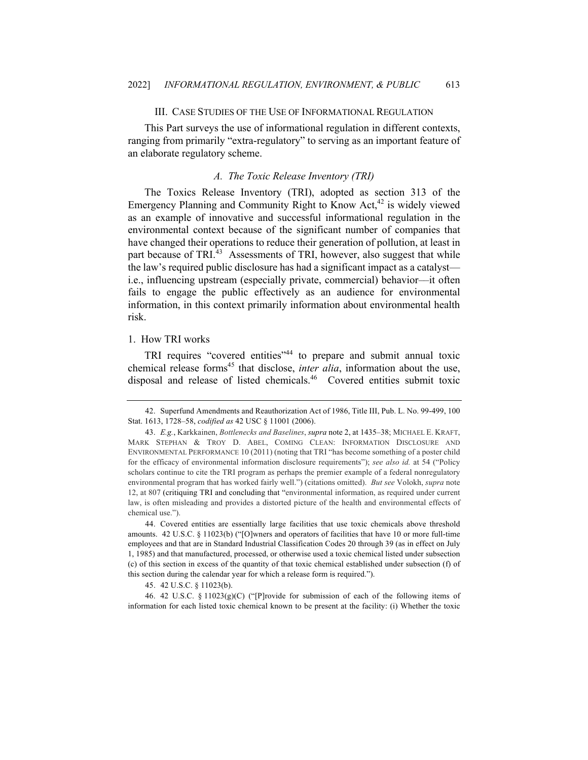## III. Case Studies of the Use of Informational Regulation

This Part surveys the use of informational regulation in different contexts, ranging from primarily "extra-regulatory" to serving as an important feature of an elaborate regulatory scheme.

### *A. The Toxic Release Inventory (TRI)*

The Toxics Release Inventory (TRI), adopted as section 313 of the Emergency Planning and Community Right to Know Act,[42] is widely viewed as an example of innovative and successful informational regulation in the environmental context because of the significant number of companies that have changed their operations to reduce their generation of pollution, at least in part because of TRI.[43] Assessments of TRI, however, also suggest that while the law's required public disclosure has had a significant impact as a catalyst—i.e., influencing upstream (especially private, commercial) behavior—it often fails to engage the public effectively as an audience for environmental information, in this context primarily information about environmental health risk.

#### 1. How TRI works

TRI requires "covered entities"[44] to prepare and submit annual toxic chemical release forms[45] that disclose, *inter alia*, information about the use, disposal and release of listed chemicals.[46] Covered entities submit toxic

---

42. Superfund Amendments and Reauthorization Act of 1986, Title III, Pub. L. No. 99-499, 100 Stat. 1613, 1728–58, *codified as* 42 USC § 11001 (2006).

43. *E.g.*, Karkkainen, *Bottlenecks and Baselines*, *supra* note 2, at 1435–38; MICHAEL E. KRAFT, MARK STEPHAN & TROY D. ABEL, COMING CLEAN: INFORMATION DISCLOSURE AND ENVIRONMENTAL PERFORMANCE 10 (2011) (noting that TRI "has become something of a poster child for the efficacy of environmental information disclosure requirements"); *see also id.* at 54 ("Policy scholars continue to cite the TRI program as perhaps the premier example of a federal nonregulatory environmental program that has worked fairly well.") (citations omitted). *But see* Volokh, *supra* note 12, at 807 (critiquing TRI and concluding that "environmental information, as required under current law, is often misleading and provides a distorted picture of the health and environmental effects of chemical use.").

44. Covered entities are essentially large facilities that use toxic chemicals above threshold amounts. 42 U.S.C. § 11023(b) ("[O]wners and operators of facilities that have 10 or more full-time employees and that are in Standard Industrial Classification Codes 20 through 39 (as in effect on July 1, 1985) and that manufactured, processed, or otherwise used a toxic chemical listed under subsection (c) of this section in excess of the quantity of that toxic chemical established under subsection (f) of this section during the calendar year for which a release form is required.").

45. 42 U.S.C. § 11023(b).

46. 42 U.S.C. § 11023(g)(C) ("[P]rovide for submission of each of the following items of information for each listed toxic chemical known to be present at the facility: (i) Whether the toxic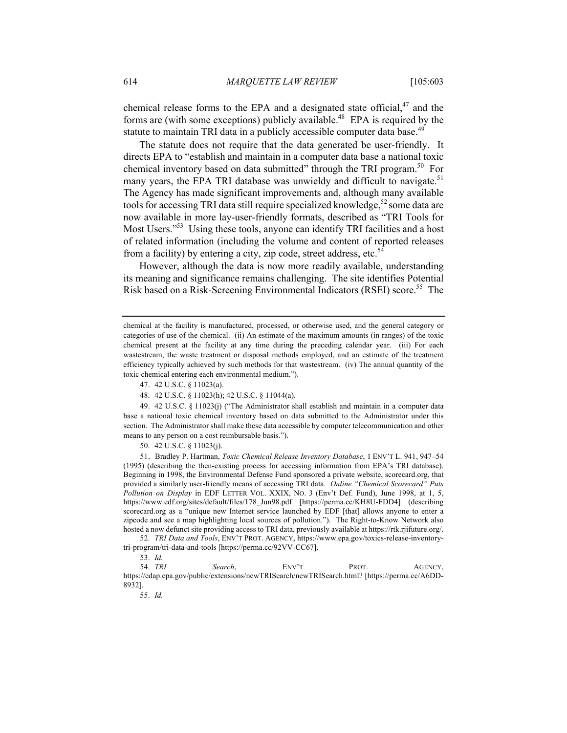chemical release forms to the EPA and a designated state official,[47] and the forms are (with some exceptions) publicly available.[48] EPA is required by the statute to maintain TRI data in a publicly accessible computer data base.[49]

The statute does not require that the data generated be user-friendly. It directs EPA to "establish and maintain in a computer data base a national toxic chemical inventory based on data submitted" through the TRI program.[50] For many years, the EPA TRI database was unwieldy and difficult to navigate.[51] The Agency has made significant improvements and, although many available tools for accessing TRI data still require specialized knowledge,[52] some data are now available in more lay-user-friendly formats, described as "TRI Tools for Most Users."[53] Using these tools, anyone can identify TRI facilities and a host of related information (including the volume and content of reported releases from a facility) by entering a city, zip code, street address, etc.[54]

However, although the data is now more readily available, understanding its meaning and significance remains challenging. The site identifies Potential Risk based on a Risk-Screening Environmental Indicators (RSEI) score.[55] The

---

chemical at the facility is manufactured, processed, or otherwise used, and the general category or categories of use of the chemical. (ii) An estimate of the maximum amounts (in ranges) of the toxic chemical present at the facility at any time during the preceding calendar year. (iii) For each wastestream, the waste treatment or disposal methods employed, and an estimate of the treatment efficiency typically achieved by such methods for that wastestream. (iv) The annual quantity of the toxic chemical entering each environmental medium.").

47. 42 U.S.C. § 11023(a).

48. 42 U.S.C. § 11023(h); 42 U.S.C. § 11044(a).

49. 42 U.S.C. § 11023(j) ("The Administrator shall establish and maintain in a computer data base a national toxic chemical inventory based on data submitted to the Administrator under this section. The Administrator shall make these data accessible by computer telecommunication and other means to any person on a cost reimbursable basis.").

50. 42 U.S.C. § 11023(j).

51. Bradley P. Hartman, *Toxic Chemical Release Inventory Database*, 1 ENV'T L. 941, 947–54 (1995) (describing the then-existing process for accessing information from EPA's TRI database). Beginning in 1998, the Environmental Defense Fund sponsored a private website, scorecard.org, that provided a similarly user-friendly means of accessing TRI data. *Online "Chemical Scorecard" Puts Pollution on Display* in EDF LETTER VOL. XXIX, NO. 3 (Env't Def. Fund), June 1998, at 1, 5, https://www.edf.org/sites/default/files/178_Jun98.pdf [https://perma.cc/KH8U-FDD4] (describing scorecard.org as a "unique new Internet service launched by EDF [that] allows anyone to enter a zipcode and see a map highlighting local sources of pollution."). The Right-to-Know Network also hosted a now defunct site providing access to TRI data, previously available at https://rtk.rjifuture.org/.

52. *TRI Data and Tools*, ENV'T PROT. AGENCY, https://www.epa.gov/toxics-release-inventory-tri-program/tri-data-and-tools [https://perma.cc/92VV-CC67].

53. *Id.*

54. *TRI Search*, ENV'T PROT. AGENCY, https://edap.epa.gov/public/extensions/newTRISearch/newTRISearch.html? [https://perma.cc/A6DD-8932].

55. *Id.*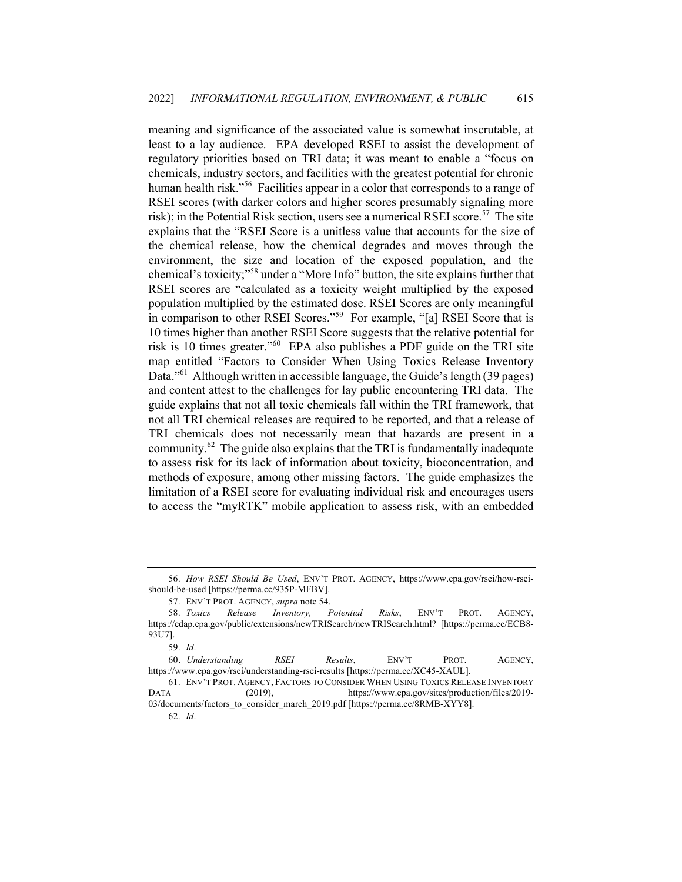meaning and significance of the associated value is somewhat inscrutable, at least to a lay audience. EPA developed RSEI to assist the development of regulatory priorities based on TRI data; it was meant to enable a "focus on chemicals, industry sectors, and facilities with the greatest potential for chronic human health risk."[56] Facilities appear in a color that corresponds to a range of RSEI scores (with darker colors and higher scores presumably signaling more risk); in the Potential Risk section, users see a numerical RSEI score.[57] The site explains that the "RSEI Score is a unitless value that accounts for the size of the chemical release, how the chemical degrades and moves through the environment, the size and location of the exposed population, and the chemical's toxicity;"[58] under a "More Info" button, the site explains further that RSEI scores are "calculated as a toxicity weight multiplied by the exposed population multiplied by the estimated dose. RSEI Scores are only meaningful in comparison to other RSEI Scores."[59] For example, "[a] RSEI Score that is 10 times higher than another RSEI Score suggests that the relative potential for risk is 10 times greater."[60] EPA also publishes a PDF guide on the TRI site map entitled "Factors to Consider When Using Toxics Release Inventory Data."[61] Although written in accessible language, the Guide's length (39 pages) and content attest to the challenges for lay public encountering TRI data. The guide explains that not all toxic chemicals fall within the TRI framework, that not all TRI chemical releases are required to be reported, and that a release of TRI chemicals does not necessarily mean that hazards are present in a community.[62] The guide also explains that the TRI is fundamentally inadequate to assess risk for its lack of information about toxicity, bioconcentration, and methods of exposure, among other missing factors. The guide emphasizes the limitation of a RSEI score for evaluating individual risk and encourages users to access the "myRTK" mobile application to assess risk, with an embedded

---

56. *How RSEI Should Be Used*, ENV'T PROT. AGENCY, https://www.epa.gov/rsei/how-rsei-should-be-used [https://perma.cc/935P-MFBV].

57. ENV'T PROT. AGENCY, *supra* note 54.

58. *Toxics Release Inventory, Potential Risks*, ENV'T PROT. AGENCY, https://edap.epa.gov/public/extensions/newTRISearch/newTRISearch.html? [https://perma.cc/ECB8-93U7].

59. *Id*.

60. *Understanding RSEI Results*, ENV'T PROT. AGENCY, https://www.epa.gov/rsei/understanding-rsei-results [https://perma.cc/XC45-XAUL].

61. ENV'T PROT. AGENCY, FACTORS TO CONSIDER WHEN USING TOXICS RELEASE INVENTORY DATA (2019), https://www.epa.gov/sites/production/files/2019-03/documents/factors_to_consider_march_2019.pdf [https://perma.cc/8RMB-XYY8].

62. *Id*.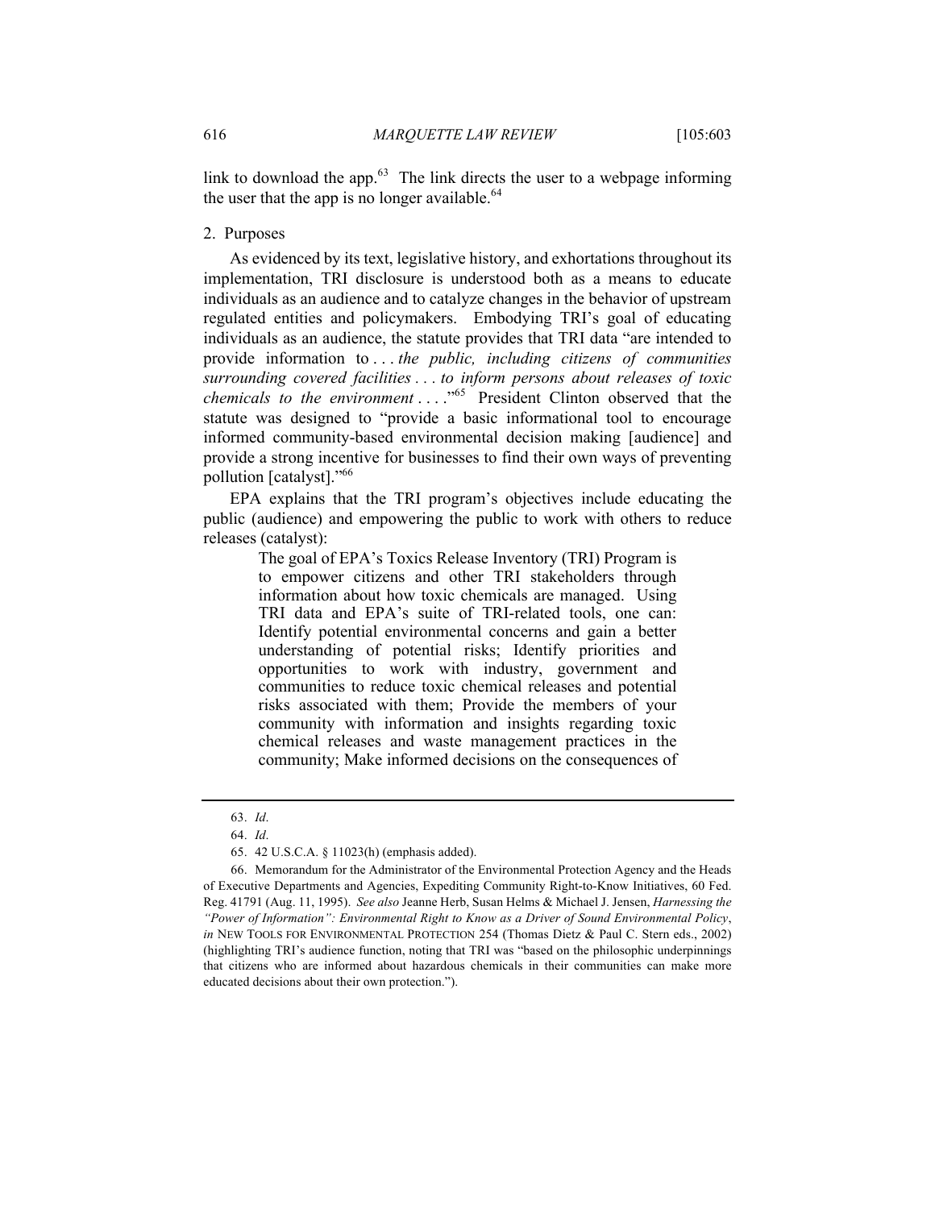link to download the app.[63] The link directs the user to a webpage informing the user that the app is no longer available.[64]

### 2. Purposes

As evidenced by its text, legislative history, and exhortations throughout its implementation, TRI disclosure is understood both as a means to educate individuals as an audience and to catalyze changes in the behavior of upstream regulated entities and policymakers. Embodying TRI's goal of educating individuals as an audience, the statute provides that TRI data "are intended to provide information to . . . *the public, including citizens of communities surrounding covered facilities* . . . *to inform persons about releases of toxic chemicals to the environment* . . . ."[65] President Clinton observed that the statute was designed to "provide a basic informational tool to encourage informed community-based environmental decision making [audience] and provide a strong incentive for businesses to find their own ways of preventing pollution [catalyst]."[66]

EPA explains that the TRI program's objectives include educating the public (audience) and empowering the public to work with others to reduce releases (catalyst):

> The goal of EPA's Toxics Release Inventory (TRI) Program is to empower citizens and other TRI stakeholders through information about how toxic chemicals are managed. Using TRI data and EPA's suite of TRI-related tools, one can: Identify potential environmental concerns and gain a better understanding of potential risks; Identify priorities and opportunities to work with industry, government and communities to reduce toxic chemical releases and potential risks associated with them; Provide the members of your community with information and insights regarding toxic chemical releases and waste management practices in the community; Make informed decisions on the consequences of

---

63. *Id.*

64. *Id.*

65. 42 U.S.C.A. § 11023(h) (emphasis added).

66. Memorandum for the Administrator of the Environmental Protection Agency and the Heads of Executive Departments and Agencies, Expediting Community Right-to-Know Initiatives, 60 Fed. Reg. 41791 (Aug. 11, 1995). *See also* Jeanne Herb, Susan Helms & Michael J. Jensen, *Harnessing the "Power of Information": Environmental Right to Know as a Driver of Sound Environmental Policy*, *in* NEW TOOLS FOR ENVIRONMENTAL PROTECTION 254 (Thomas Dietz & Paul C. Stern eds., 2002) (highlighting TRI's audience function, noting that TRI was "based on the philosophic underpinnings that citizens who are informed about hazardous chemicals in their communities can make more educated decisions about their own protection.").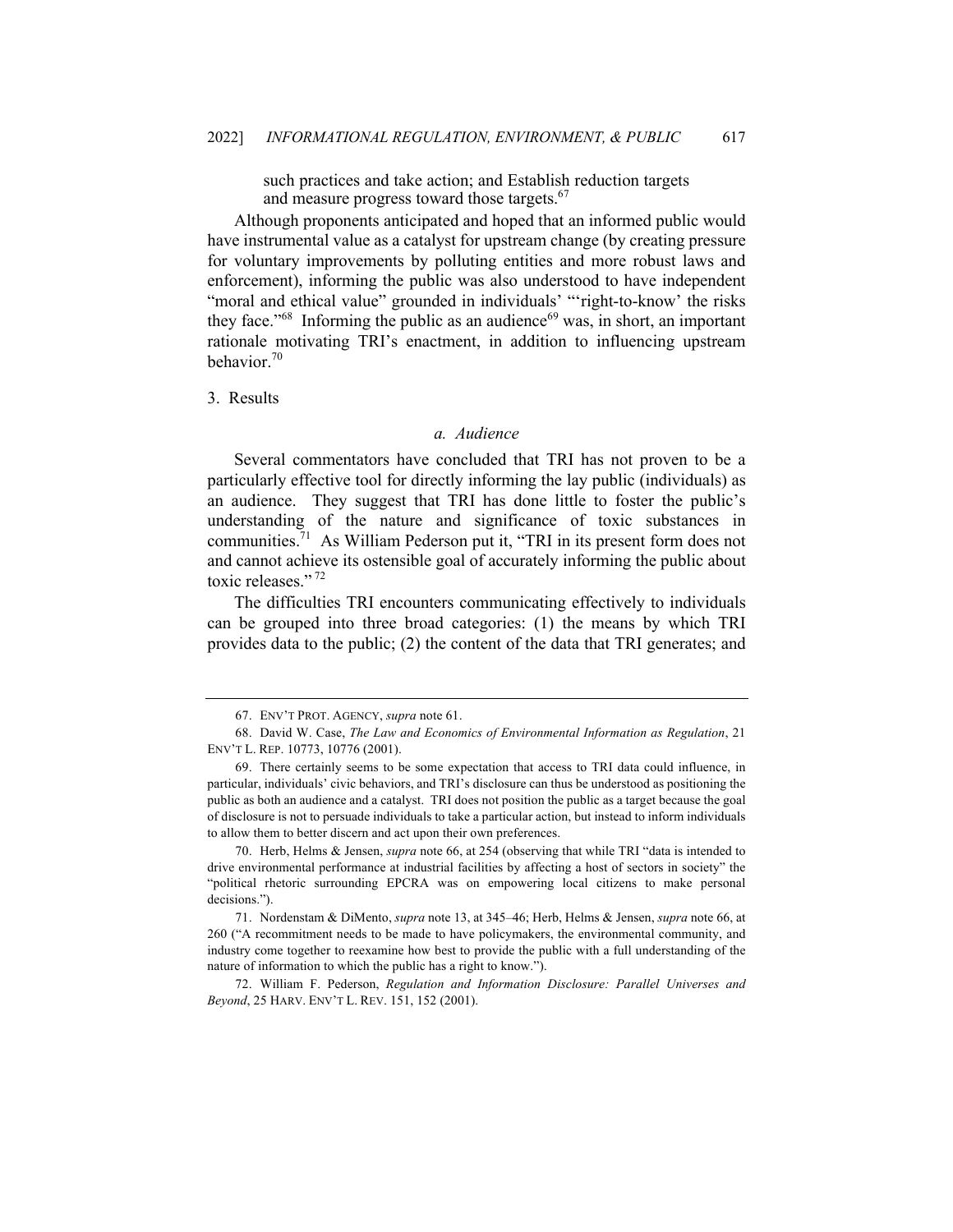such practices and take action; and Establish reduction targets and measure progress toward those targets.[67]

Although proponents anticipated and hoped that an informed public would have instrumental value as a catalyst for upstream change (by creating pressure for voluntary improvements by polluting entities and more robust laws and enforcement), informing the public was also understood to have independent "moral and ethical value" grounded in individuals' "'right-to-know' the risks they face."[68] Informing the public as an audience[69] was, in short, an important rationale motivating TRI's enactment, in addition to influencing upstream behavior.[70]

3. Results

### *a. Audience*

Several commentators have concluded that TRI has not proven to be a particularly effective tool for directly informing the lay public (individuals) as an audience. They suggest that TRI has done little to foster the public's understanding of the nature and significance of toxic substances in communities.[71] As William Pederson put it, "TRI in its present form does not and cannot achieve its ostensible goal of accurately informing the public about toxic releases."[72]

The difficulties TRI encounters communicating effectively to individuals can be grouped into three broad categories: (1) the means by which TRI provides data to the public; (2) the content of the data that TRI generates; and

---

67. ENV'T PROT. AGENCY, *supra* note 61.

68. David W. Case, *The Law and Economics of Environmental Information as Regulation*, 21 ENV'T L. REP. 10773, 10776 (2001).

69. There certainly seems to be some expectation that access to TRI data could influence, in particular, individuals' civic behaviors, and TRI's disclosure can thus be understood as positioning the public as both an audience and a catalyst. TRI does not position the public as a target because the goal of disclosure is not to persuade individuals to take a particular action, but instead to inform individuals to allow them to better discern and act upon their own preferences.

70. Herb, Helms & Jensen, *supra* note 66, at 254 (observing that while TRI "data is intended to drive environmental performance at industrial facilities by affecting a host of sectors in society" the "political rhetoric surrounding EPCRA was on empowering local citizens to make personal decisions.").

71. Nordenstam & DiMento, *supra* note 13, at 345–46; Herb, Helms & Jensen, *supra* note 66, at 260 ("A recommitment needs to be made to have policymakers, the environmental community, and industry come together to reexamine how best to provide the public with a full understanding of the nature of information to which the public has a right to know.").

72. William F. Pederson, *Regulation and Information Disclosure: Parallel Universes and Beyond*, 25 HARV. ENV'T L. REV. 151, 152 (2001).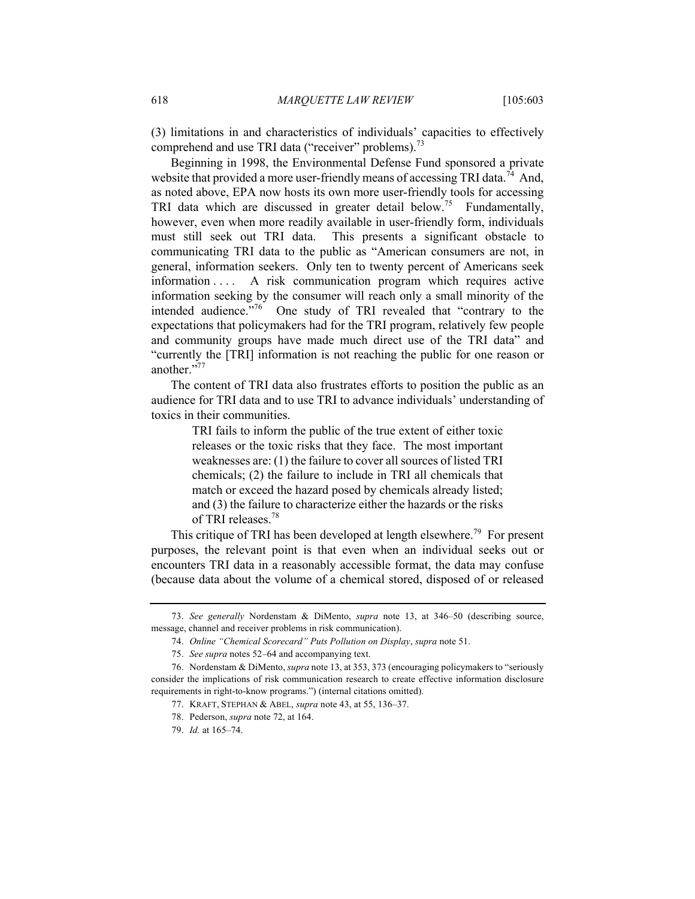(3) limitations in and characteristics of individuals' capacities to effectively comprehend and use TRI data ("receiver" problems).[73]

Beginning in 1998, the Environmental Defense Fund sponsored a private website that provided a more user-friendly means of accessing TRI data.[74] And, as noted above, EPA now hosts its own more user-friendly tools for accessing TRI data which are discussed in greater detail below.[75] Fundamentally, however, even when more readily available in user-friendly form, individuals must still seek out TRI data. This presents a significant obstacle to communicating TRI data to the public as "American consumers are not, in general, information seekers. Only ten to twenty percent of Americans seek information . . . . A risk communication program which requires active information seeking by the consumer will reach only a small minority of the intended audience."[76] One study of TRI revealed that "contrary to the expectations that policymakers had for the TRI program, relatively few people and community groups have made much direct use of the TRI data" and "currently the [TRI] information is not reaching the public for one reason or another."[77]

The content of TRI data also frustrates efforts to position the public as an audience for TRI data and to use TRI to advance individuals' understanding of toxics in their communities.

> TRI fails to inform the public of the true extent of either toxic releases or the toxic risks that they face. The most important weaknesses are: (1) the failure to cover all sources of listed TRI chemicals; (2) the failure to include in TRI all chemicals that match or exceed the hazard posed by chemicals already listed; and (3) the failure to characterize either the hazards or the risks of TRI releases.[78]

This critique of TRI has been developed at length elsewhere.[79] For present purposes, the relevant point is that even when an individual seeks out or encounters TRI data in a reasonably accessible format, the data may confuse (because data about the volume of a chemical stored, disposed of or released

---

73. *See generally* Nordenstam & DiMento, *supra* note 13, at 346–50 (describing source, message, channel and receiver problems in risk communication).

74. *Online "Chemical Scorecard" Puts Pollution on Display*, *supra* note 51.

75. *See supra* notes 52–64 and accompanying text.

76. Nordenstam & DiMento, *supra* note 13, at 353, 373 (encouraging policymakers to "seriously consider the implications of risk communication research to create effective information disclosure requirements in right-to-know programs.") (internal citations omitted).

77. KRAFT, STEPHAN & ABEL, *supra* note 43, at 55, 136–37.

78. Pederson, *supra* note 72, at 164.

79. *Id.* at 165–74.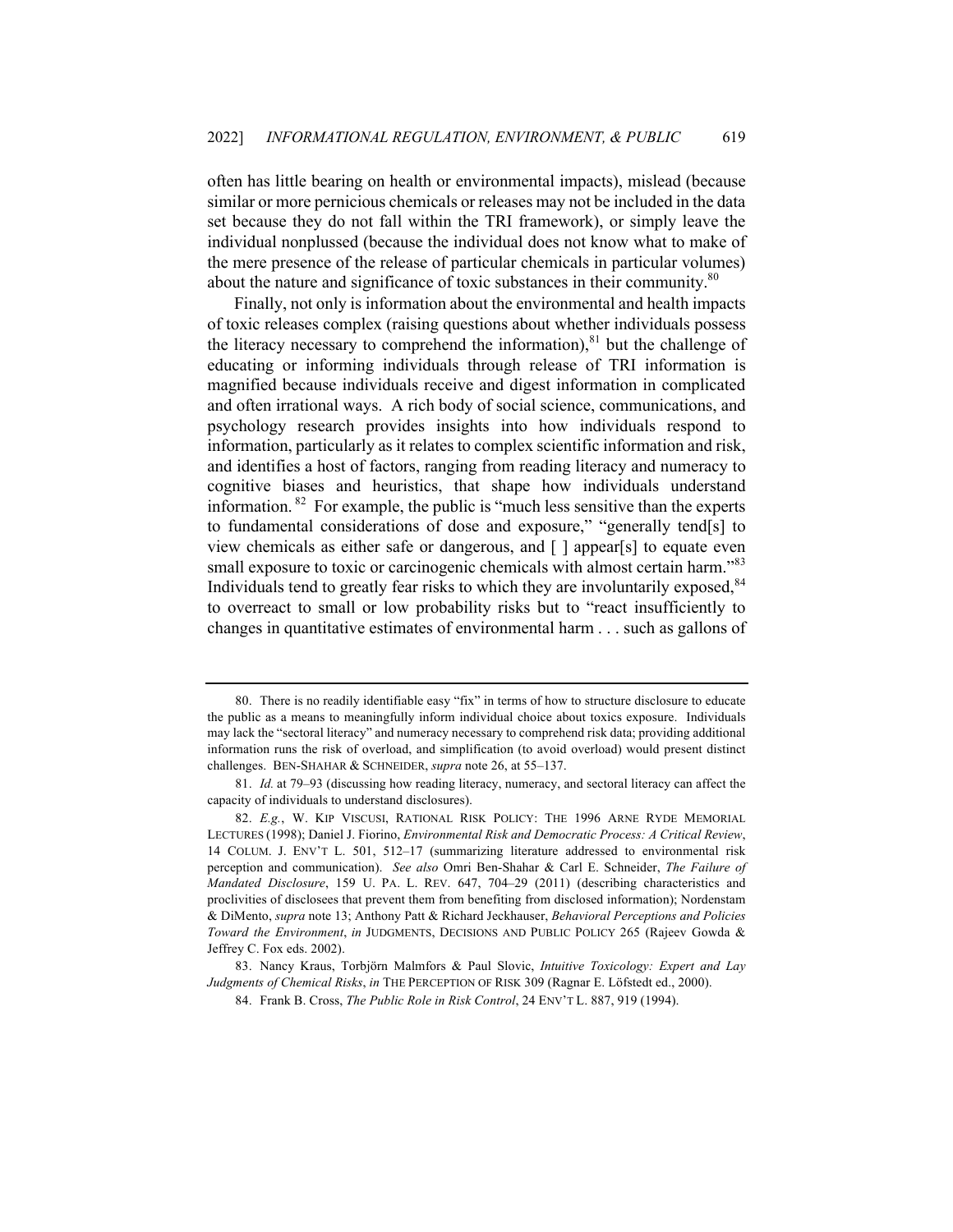often has little bearing on health or environmental impacts), mislead (because similar or more pernicious chemicals or releases may not be included in the data set because they do not fall within the TRI framework), or simply leave the individual nonplussed (because the individual does not know what to make of the mere presence of the release of particular chemicals in particular volumes) about the nature and significance of toxic substances in their community.[80]

Finally, not only is information about the environmental and health impacts of toxic releases complex (raising questions about whether individuals possess the literacy necessary to comprehend the information),[81] but the challenge of educating or informing individuals through release of TRI information is magnified because individuals receive and digest information in complicated and often irrational ways. A rich body of social science, communications, and psychology research provides insights into how individuals respond to information, particularly as it relates to complex scientific information and risk, and identifies a host of factors, ranging from reading literacy and numeracy to cognitive biases and heuristics, that shape how individuals understand information.[82] For example, the public is "much less sensitive than the experts to fundamental considerations of dose and exposure," "generally tend[s] to view chemicals as either safe or dangerous, and [ ] appear[s] to equate even small exposure to toxic or carcinogenic chemicals with almost certain harm."[83] Individuals tend to greatly fear risks to which they are involuntarily exposed,[84] to overreact to small or low probability risks but to "react insufficiently to changes in quantitative estimates of environmental harm . . . such as gallons of

---

80. There is no readily identifiable easy "fix" in terms of how to structure disclosure to educate the public as a means to meaningfully inform individual choice about toxics exposure. Individuals may lack the "sectoral literacy" and numeracy necessary to comprehend risk data; providing additional information runs the risk of overload, and simplification (to avoid overload) would present distinct challenges. BEN-SHAHAR & SCHNEIDER, *supra* note 26, at 55–137.

81. *Id.* at 79–93 (discussing how reading literacy, numeracy, and sectoral literacy can affect the capacity of individuals to understand disclosures).

82. *E.g.*, W. KIP VISCUSI, RATIONAL RISK POLICY: THE 1996 ARNE RYDE MEMORIAL LECTURES (1998); Daniel J. Fiorino, *Environmental Risk and Democratic Process: A Critical Review*, 14 COLUM. J. ENV'T L. 501, 512–17 (summarizing literature addressed to environmental risk perception and communication). *See also* Omri Ben-Shahar & Carl E. Schneider, *The Failure of Mandated Disclosure*, 159 U. PA. L. REV. 647, 704–29 (2011) (describing characteristics and proclivities of disclosees that prevent them from benefiting from disclosed information); Nordenstam & DiMento, *supra* note 13; Anthony Patt & Richard Jeckhauser, *Behavioral Perceptions and Policies Toward the Environment*, *in* JUDGMENTS, DECISIONS AND PUBLIC POLICY 265 (Rajeev Gowda & Jeffrey C. Fox eds. 2002).

83. Nancy Kraus, Torbjörn Malmfors & Paul Slovic, *Intuitive Toxicology: Expert and Lay Judgments of Chemical Risks*, *in* THE PERCEPTION OF RISK 309 (Ragnar E. Löfstedt ed., 2000).

84. Frank B. Cross, *The Public Role in Risk Control*, 24 ENV'T L. 887, 919 (1994).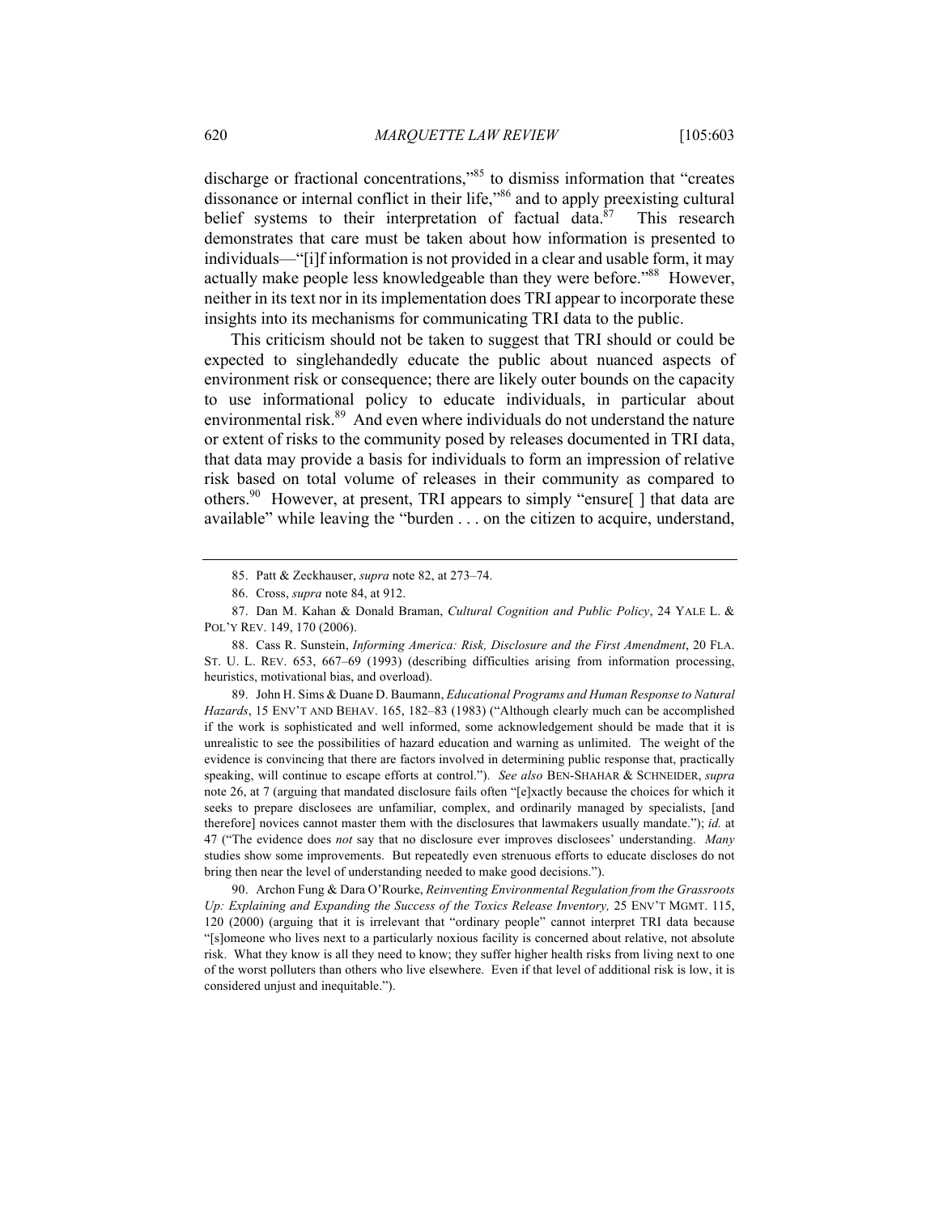discharge or fractional concentrations,"[85] to dismiss information that "creates dissonance or internal conflict in their life,"[86] and to apply preexisting cultural belief systems to their interpretation of factual data.[87] This research demonstrates that care must be taken about how information is presented to individuals—"[i]f information is not provided in a clear and usable form, it may actually make people less knowledgeable than they were before."[88] However, neither in its text nor in its implementation does TRI appear to incorporate these insights into its mechanisms for communicating TRI data to the public.

This criticism should not be taken to suggest that TRI should or could be expected to singlehandedly educate the public about nuanced aspects of environment risk or consequence; there are likely outer bounds on the capacity to use informational policy to educate individuals, in particular about environmental risk.[89] And even where individuals do not understand the nature or extent of risks to the community posed by releases documented in TRI data, that data may provide a basis for individuals to form an impression of relative risk based on total volume of releases in their community as compared to others.[90] However, at present, TRI appears to simply "ensure[ ] that data are available" while leaving the "burden . . . on the citizen to acquire, understand,

---

85. Patt & Zeckhauser, *supra* note 82, at 273–74.

86. Cross, *supra* note 84, at 912.

87. Dan M. Kahan & Donald Braman, *Cultural Cognition and Public Policy*, 24 YALE L. & POL'Y REV. 149, 170 (2006).

88. Cass R. Sunstein, *Informing America: Risk, Disclosure and the First Amendment*, 20 FLA. ST. U. L. REV. 653, 667–69 (1993) (describing difficulties arising from information processing, heuristics, motivational bias, and overload).

89. John H. Sims & Duane D. Baumann, *Educational Programs and Human Response to Natural Hazards*, 15 ENV'T AND BEHAV. 165, 182–83 (1983) ("Although clearly much can be accomplished if the work is sophisticated and well informed, some acknowledgement should be made that it is unrealistic to see the possibilities of hazard education and warning as unlimited. The weight of the evidence is convincing that there are factors involved in determining public response that, practically speaking, will continue to escape efforts at control."). *See also* BEN-SHAHAR & SCHNEIDER, *supra* note 26, at 7 (arguing that mandated disclosure fails often "[e]xactly because the choices for which it seeks to prepare disclosees are unfamiliar, complex, and ordinarily managed by specialists, [and therefore] novices cannot master them with the disclosures that lawmakers usually mandate."); *id.* at 47 ("The evidence does *not* say that no disclosure ever improves disclosees' understanding. *Many* studies show some improvements. But repeatedly even strenuous efforts to educate discloses do not bring then near the level of understanding needed to make good decisions.").

90. Archon Fung & Dara O'Rourke, *Reinventing Environmental Regulation from the Grassroots Up: Explaining and Expanding the Success of the Toxics Release Inventory,* 25 ENV'T MGMT. 115, 120 (2000) (arguing that it is irrelevant that "ordinary people" cannot interpret TRI data because "[s]omeone who lives next to a particularly noxious facility is concerned about relative, not absolute risk. What they know is all they need to know; they suffer higher health risks from living next to one of the worst polluters than others who live elsewhere. Even if that level of additional risk is low, it is considered unjust and inequitable.").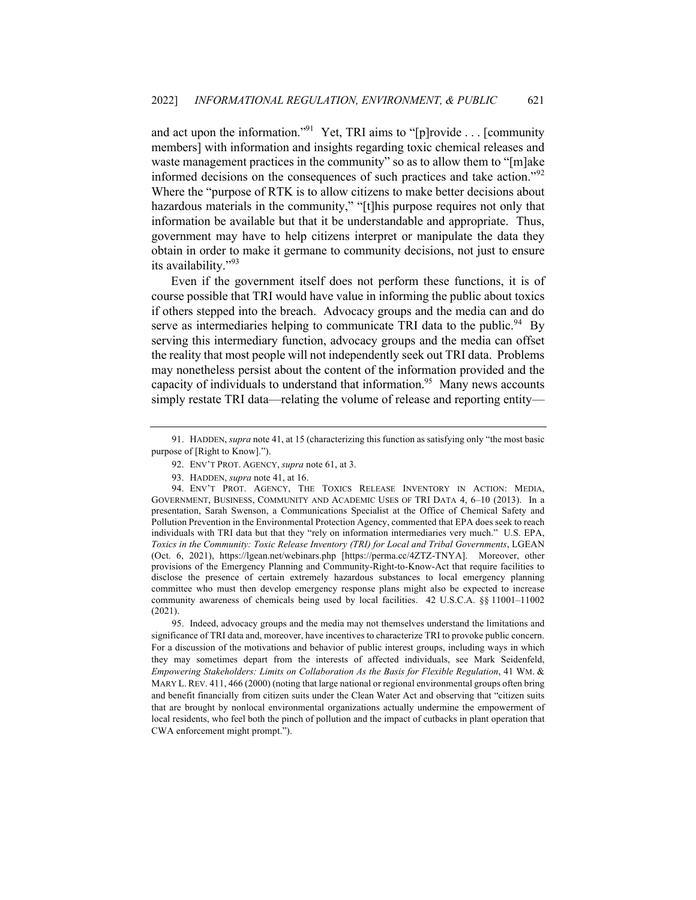and act upon the information."[91] Yet, TRI aims to "[p]rovide . . . [community members] with information and insights regarding toxic chemical releases and waste management practices in the community" so as to allow them to "[m]ake informed decisions on the consequences of such practices and take action."[92] Where the "purpose of RTK is to allow citizens to make better decisions about hazardous materials in the community," "[t]his purpose requires not only that information be available but that it be understandable and appropriate. Thus, government may have to help citizens interpret or manipulate the data they obtain in order to make it germane to community decisions, not just to ensure its availability."[93]

Even if the government itself does not perform these functions, it is of course possible that TRI would have value in informing the public about toxics if others stepped into the breach. Advocacy groups and the media can and do serve as intermediaries helping to communicate TRI data to the public.[94] By serving this intermediary function, advocacy groups and the media can offset the reality that most people will not independently seek out TRI data. Problems may nonetheless persist about the content of the information provided and the capacity of individuals to understand that information.[95] Many news accounts simply restate TRI data—relating the volume of release and reporting entity—

---

91. HADDEN, *supra* note 41, at 15 (characterizing this function as satisfying only "the most basic purpose of [Right to Know].").

92. ENV'T PROT. AGENCY, *supra* note 61, at 3.

93. HADDEN, *supra* note 41, at 16.

94. ENV'T PROT. AGENCY, THE TOXICS RELEASE INVENTORY IN ACTION: MEDIA, GOVERNMENT, BUSINESS, COMMUNITY AND ACADEMIC USES OF TRI DATA 4, 6–10 (2013). In a presentation, Sarah Swenson, a Communications Specialist at the Office of Chemical Safety and Pollution Prevention in the Environmental Protection Agency, commented that EPA does seek to reach individuals with TRI data but that they "rely on information intermediaries very much." U.S. EPA, *Toxics in the Community: Toxic Release Inventory (TRI) for Local and Tribal Governments*, LGEAN (Oct. 6, 2021), https://lgean.net/webinars.php [https://perma.cc/4ZTZ-TNYA]. Moreover, other provisions of the Emergency Planning and Community-Right-to-Know-Act that require facilities to disclose the presence of certain extremely hazardous substances to local emergency planning committee who must then develop emergency response plans might also be expected to increase community awareness of chemicals being used by local facilities. 42 U.S.C.A. §§ 11001–11002 (2021).

95. Indeed, advocacy groups and the media may not themselves understand the limitations and significance of TRI data and, moreover, have incentives to characterize TRI to provoke public concern. For a discussion of the motivations and behavior of public interest groups, including ways in which they may sometimes depart from the interests of affected individuals, see Mark Seidenfeld, *Empowering Stakeholders: Limits on Collaboration As the Basis for Flexible Regulation*, 41 WM. & MARY L. REV. 411, 466 (2000) (noting that large national or regional environmental groups often bring and benefit financially from citizen suits under the Clean Water Act and observing that "citizen suits that are brought by nonlocal environmental organizations actually undermine the empowerment of local residents, who feel both the pinch of pollution and the impact of cutbacks in plant operation that CWA enforcement might prompt.").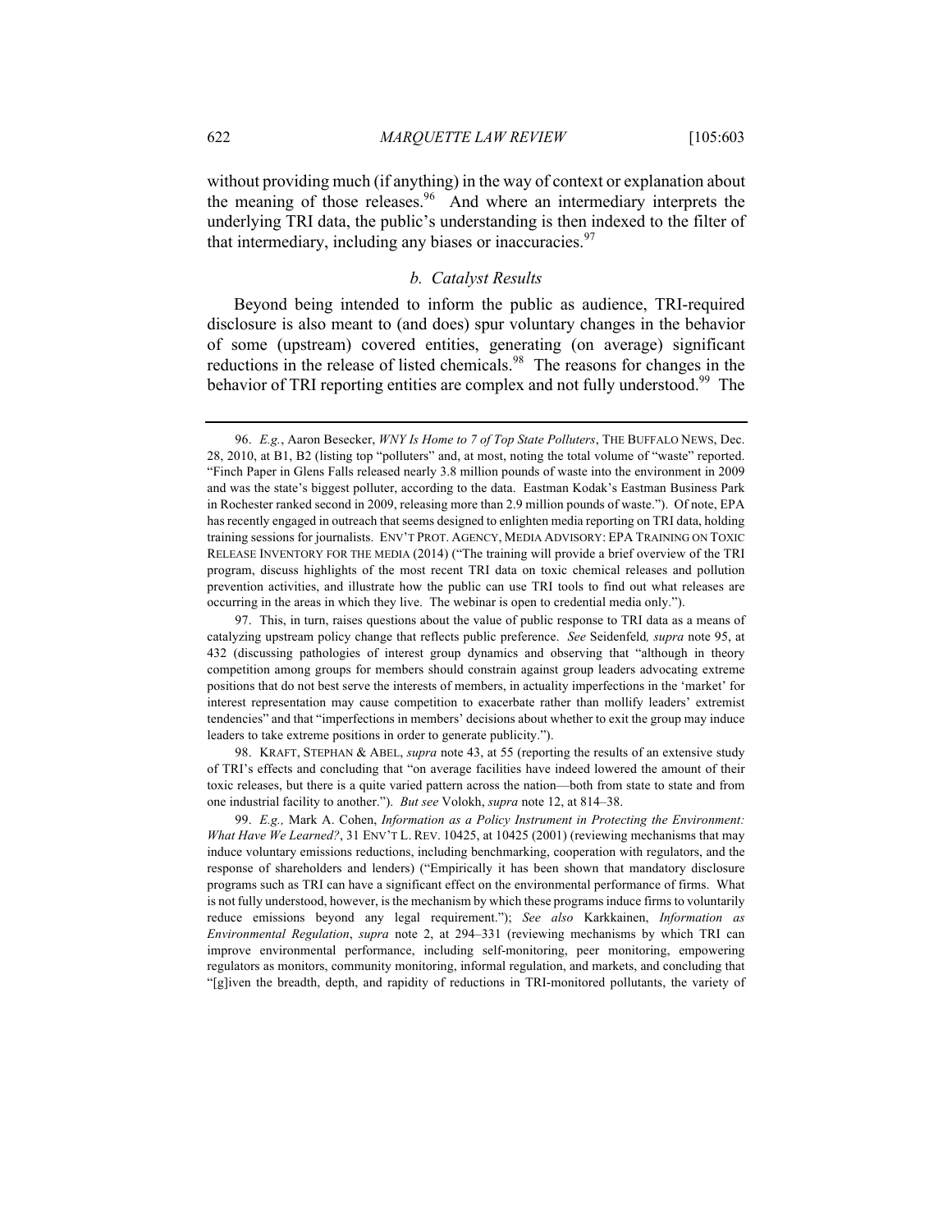without providing much (if anything) in the way of context or explanation about the meaning of those releases.[96] And where an intermediary interprets the underlying TRI data, the public's understanding is then indexed to the filter of that intermediary, including any biases or inaccuracies.[97]

*b. Catalyst Results*

Beyond being intended to inform the public as audience, TRI-required disclosure is also meant to (and does) spur voluntary changes in the behavior of some (upstream) covered entities, generating (on average) significant reductions in the release of listed chemicals.[98] The reasons for changes in the behavior of TRI reporting entities are complex and not fully understood.[99] The

---

96. *E.g.*, Aaron Besecker, *WNY Is Home to 7 of Top State Polluters*, THE BUFFALO NEWS, Dec. 28, 2010, at B1, B2 (listing top "polluters" and, at most, noting the total volume of "waste" reported. "Finch Paper in Glens Falls released nearly 3.8 million pounds of waste into the environment in 2009 and was the state's biggest polluter, according to the data. Eastman Kodak's Eastman Business Park in Rochester ranked second in 2009, releasing more than 2.9 million pounds of waste."). Of note, EPA has recently engaged in outreach that seems designed to enlighten media reporting on TRI data, holding training sessions for journalists. ENV'T PROT. AGENCY, MEDIA ADVISORY: EPA TRAINING ON TOXIC RELEASE INVENTORY FOR THE MEDIA (2014) ("The training will provide a brief overview of the TRI program, discuss highlights of the most recent TRI data on toxic chemical releases and pollution prevention activities, and illustrate how the public can use TRI tools to find out what releases are occurring in the areas in which they live. The webinar is open to credential media only.").

97. This, in turn, raises questions about the value of public response to TRI data as a means of catalyzing upstream policy change that reflects public preference. *See* Seidenfeld*, supra* note 95, at 432 (discussing pathologies of interest group dynamics and observing that "although in theory competition among groups for members should constrain against group leaders advocating extreme positions that do not best serve the interests of members, in actuality imperfections in the 'market' for interest representation may cause competition to exacerbate rather than mollify leaders' extremist tendencies" and that "imperfections in members' decisions about whether to exit the group may induce leaders to take extreme positions in order to generate publicity.").

98. KRAFT, STEPHAN & ABEL, *supra* note 43, at 55 (reporting the results of an extensive study of TRI's effects and concluding that "on average facilities have indeed lowered the amount of their toxic releases, but there is a quite varied pattern across the nation—both from state to state and from one industrial facility to another."). *But see* Volokh, *supra* note 12, at 814–38.

99. *E.g.,* Mark A. Cohen, *Information as a Policy Instrument in Protecting the Environment: What Have We Learned?*, 31 ENV'T L. REV. 10425, at 10425 (2001) (reviewing mechanisms that may induce voluntary emissions reductions, including benchmarking, cooperation with regulators, and the response of shareholders and lenders) ("Empirically it has been shown that mandatory disclosure programs such as TRI can have a significant effect on the environmental performance of firms. What is not fully understood, however, is the mechanism by which these programs induce firms to voluntarily reduce emissions beyond any legal requirement."); *See also* Karkkainen, *Information as Environmental Regulation*, *supra* note 2, at 294–331 (reviewing mechanisms by which TRI can improve environmental performance, including self-monitoring, peer monitoring, empowering regulators as monitors, community monitoring, informal regulation, and markets, and concluding that "[g]iven the breadth, depth, and rapidity of reductions in TRI-monitored pollutants, the variety of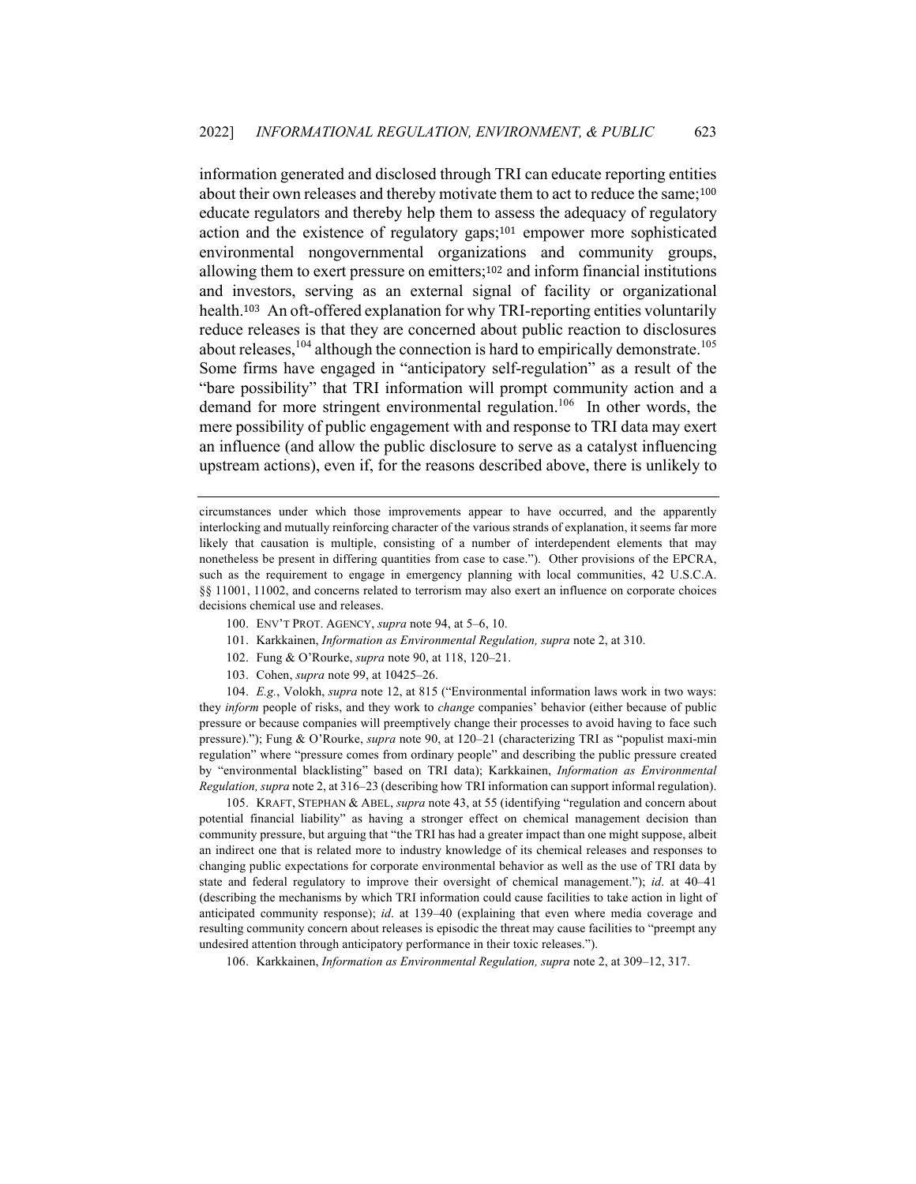information generated and disclosed through TRI can educate reporting entities about their own releases and thereby motivate them to act to reduce the same;[100] educate regulators and thereby help them to assess the adequacy of regulatory action and the existence of regulatory gaps;[101] empower more sophisticated environmental nongovernmental organizations and community groups, allowing them to exert pressure on emitters;[102] and inform financial institutions and investors, serving as an external signal of facility or organizational health.[103] An oft-offered explanation for why TRI-reporting entities voluntarily reduce releases is that they are concerned about public reaction to disclosures about releases,[104] although the connection is hard to empirically demonstrate.[105] Some firms have engaged in "anticipatory self-regulation" as a result of the "bare possibility" that TRI information will prompt community action and a demand for more stringent environmental regulation.[106] In other words, the mere possibility of public engagement with and response to TRI data may exert an influence (and allow the public disclosure to serve as a catalyst influencing upstream actions), even if, for the reasons described above, there is unlikely to

---

circumstances under which those improvements appear to have occurred, and the apparently interlocking and mutually reinforcing character of the various strands of explanation, it seems far more likely that causation is multiple, consisting of a number of interdependent elements that may nonetheless be present in differing quantities from case to case."). Other provisions of the EPCRA, such as the requirement to engage in emergency planning with local communities, 42 U.S.C.A. §§ 11001, 11002, and concerns related to terrorism may also exert an influence on corporate choices decisions chemical use and releases.

100. ENV'T PROT. AGENCY, *supra* note 94, at 5–6, 10.

101. Karkkainen, *Information as Environmental Regulation, supra* note 2, at 310.

102. Fung & O'Rourke, *supra* note 90, at 118, 120–21.

103. Cohen, *supra* note 99, at 10425–26.

104. *E.g.*, Volokh, *supra* note 12, at 815 ("Environmental information laws work in two ways: they *inform* people of risks, and they work to *change* companies' behavior (either because of public pressure or because companies will preemptively change their processes to avoid having to face such pressure)."); Fung & O'Rourke, *supra* note 90, at 120–21 (characterizing TRI as "populist maxi-min regulation" where "pressure comes from ordinary people" and describing the public pressure created by "environmental blacklisting" based on TRI data); Karkkainen, *Information as Environmental Regulation, supra* note 2, at 316–23 (describing how TRI information can support informal regulation).

105. KRAFT, STEPHAN & ABEL, *supra* note 43, at 55 (identifying "regulation and concern about potential financial liability" as having a stronger effect on chemical management decision than community pressure, but arguing that "the TRI has had a greater impact than one might suppose, albeit an indirect one that is related more to industry knowledge of its chemical releases and responses to changing public expectations for corporate environmental behavior as well as the use of TRI data by state and federal regulatory to improve their oversight of chemical management."); *id*. at 40–41 (describing the mechanisms by which TRI information could cause facilities to take action in light of anticipated community response); *id*. at 139–40 (explaining that even where media coverage and resulting community concern about releases is episodic the threat may cause facilities to "preempt any undesired attention through anticipatory performance in their toxic releases.").

106. Karkkainen, *Information as Environmental Regulation, supra* note 2, at 309–12, 317.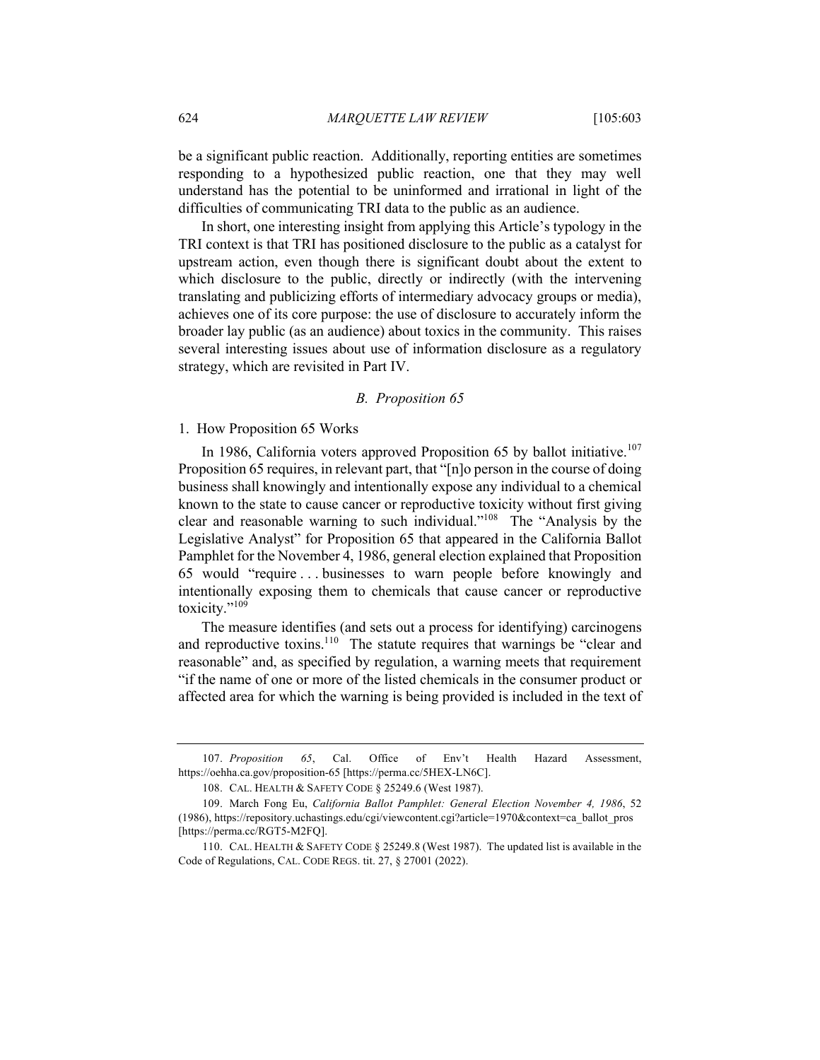be a significant public reaction. Additionally, reporting entities are sometimes responding to a hypothesized public reaction, one that they may well understand has the potential to be uninformed and irrational in light of the difficulties of communicating TRI data to the public as an audience.

In short, one interesting insight from applying this Article's typology in the TRI context is that TRI has positioned disclosure to the public as a catalyst for upstream action, even though there is significant doubt about the extent to which disclosure to the public, directly or indirectly (with the intervening translating and publicizing efforts of intermediary advocacy groups or media), achieves one of its core purpose: the use of disclosure to accurately inform the broader lay public (as an audience) about toxics in the community. This raises several interesting issues about use of information disclosure as a regulatory strategy, which are revisited in Part IV.

### *B. Proposition 65*

#### 1. How Proposition 65 Works

In 1986, California voters approved Proposition 65 by ballot initiative.[107] Proposition 65 requires, in relevant part, that "[n]o person in the course of doing business shall knowingly and intentionally expose any individual to a chemical known to the state to cause cancer or reproductive toxicity without first giving clear and reasonable warning to such individual."[108] The "Analysis by the Legislative Analyst" for Proposition 65 that appeared in the California Ballot Pamphlet for the November 4, 1986, general election explained that Proposition 65 would "require . . . businesses to warn people before knowingly and intentionally exposing them to chemicals that cause cancer or reproductive toxicity."[109]

The measure identifies (and sets out a process for identifying) carcinogens and reproductive toxins.[110] The statute requires that warnings be "clear and reasonable" and, as specified by regulation, a warning meets that requirement "if the name of one or more of the listed chemicals in the consumer product or affected area for which the warning is being provided is included in the text of

---

107. *Proposition 65*, Cal. Office of Env't Health Hazard Assessment, https://oehha.ca.gov/proposition-65 [https://perma.cc/5HEX-LN6C].

108. CAL. HEALTH & SAFETY CODE § 25249.6 (West 1987).

109. March Fong Eu, *California Ballot Pamphlet: General Election November 4, 1986*, 52 (1986), https://repository.uchastings.edu/cgi/viewcontent.cgi?article=1970&context=ca_ballot_pros [https://perma.cc/RGT5-M2FQ].

110. CAL. HEALTH & SAFETY CODE § 25249.8 (West 1987). The updated list is available in the Code of Regulations, CAL. CODE REGS. tit. 27, § 27001 (2022).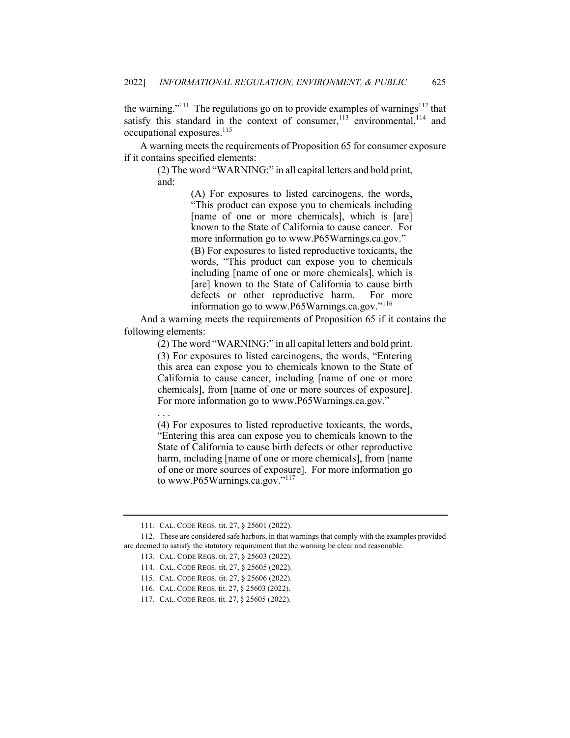the warning."[111] The regulations go on to provide examples of warnings[112] that satisfy this standard in the context of consumer,[113] environmental,[114] and occupational exposures.[115]

A warning meets the requirements of Proposition 65 for consumer exposure if it contains specified elements:

> (2) The word "WARNING:" in all capital letters and bold print, and:
>
> > (A) For exposures to listed carcinogens, the words, "This product can expose you to chemicals including [name of one or more chemicals], which is [are] known to the State of California to cause cancer. For more information go to www.P65Warnings.ca.gov."
> >
> > (B) For exposures to listed reproductive toxicants, the words, "This product can expose you to chemicals including [name of one or more chemicals], which is [are] known to the State of California to cause birth defects or other reproductive harm. For more information go to www.P65Warnings.ca.gov."[116]

And a warning meets the requirements of Proposition 65 if it contains the following elements:

> (2) The word "WARNING:" in all capital letters and bold print.
>
> (3) For exposures to listed carcinogens, the words, "Entering this area can expose you to chemicals known to the State of California to cause cancer, including [name of one or more chemicals], from [name of one or more sources of exposure]. For more information go to www.P65Warnings.ca.gov."
>
> . . .
>
> (4) For exposures to listed reproductive toxicants, the words, "Entering this area can expose you to chemicals known to the State of California to cause birth defects or other reproductive harm, including [name of one or more chemicals], from [name of one or more sources of exposure]. For more information go to www.P65Warnings.ca.gov."[117]

---

111. CAL. CODE REGS. tit. 27, § 25601 (2022).

112. These are considered safe harbors, in that warnings that comply with the examples provided are deemed to satisfy the statutory requirement that the warning be clear and reasonable.

113. CAL. CODE REGS. tit. 27, § 25603 (2022).

114. CAL. CODE REGS. tit. 27, § 25605 (2022).

115. CAL. CODE REGS. tit. 27, § 25606 (2022).

116. CAL. CODE REGS. tit. 27, § 25603 (2022).

117. CAL. CODE REGS. tit. 27, § 25605 (2022).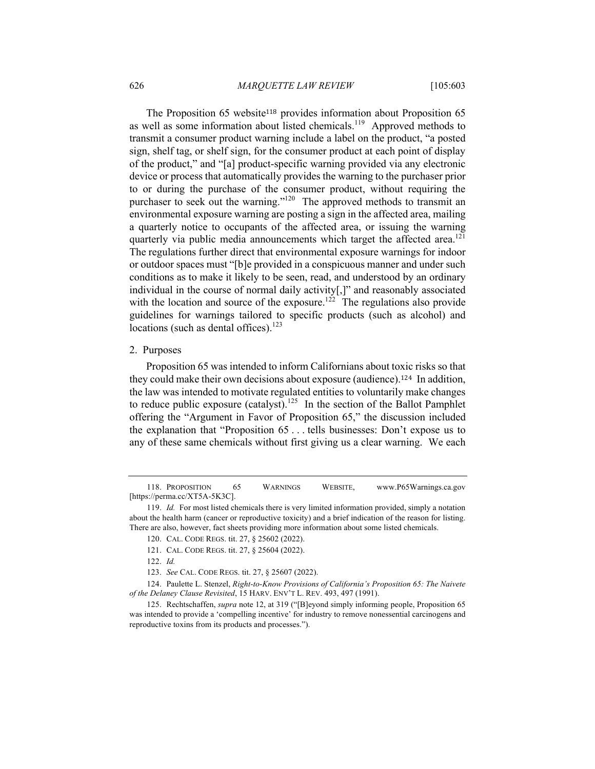The Proposition 65 website[118] provides information about Proposition 65 as well as some information about listed chemicals.[119] Approved methods to transmit a consumer product warning include a label on the product, "a posted sign, shelf tag, or shelf sign, for the consumer product at each point of display of the product," and "[a] product-specific warning provided via any electronic device or process that automatically provides the warning to the purchaser prior to or during the purchase of the consumer product, without requiring the purchaser to seek out the warning."[120] The approved methods to transmit an environmental exposure warning are posting a sign in the affected area, mailing a quarterly notice to occupants of the affected area, or issuing the warning quarterly via public media announcements which target the affected area.[121] The regulations further direct that environmental exposure warnings for indoor or outdoor spaces must "[b]e provided in a conspicuous manner and under such conditions as to make it likely to be seen, read, and understood by an ordinary individual in the course of normal daily activity[,]" and reasonably associated with the location and source of the exposure.[122] The regulations also provide guidelines for warnings tailored to specific products (such as alcohol) and locations (such as dental offices).[123]

### 2. Purposes

Proposition 65 was intended to inform Californians about toxic risks so that they could make their own decisions about exposure (audience).[124] In addition, the law was intended to motivate regulated entities to voluntarily make changes to reduce public exposure (catalyst).[125] In the section of the Ballot Pamphlet offering the "Argument in Favor of Proposition 65," the discussion included the explanation that "Proposition 65 . . . tells businesses: Don't expose us to any of these same chemicals without first giving us a clear warning. We each

---

118. PROPOSITION 65 WARNINGS WEBSITE, www.P65Warnings.ca.gov [https://perma.cc/XT5A-5K3C].

119. *Id.* For most listed chemicals there is very limited information provided, simply a notation about the health harm (cancer or reproductive toxicity) and a brief indication of the reason for listing. There are also, however, fact sheets providing more information about some listed chemicals.

120. CAL. CODE REGS. tit. 27, § 25602 (2022).

121. CAL. CODE REGS. tit. 27, § 25604 (2022).

122. *Id.*

123. *See* CAL. CODE REGS. tit. 27, § 25607 (2022).

124. Paulette L. Stenzel, *Right-to-Know Provisions of California's Proposition 65: The Naivete of the Delaney Clause Revisited*, 15 HARV. ENV'T L. REV. 493, 497 (1991).

125. Rechtschaffen, *supra* note 12, at 319 ("[B]eyond simply informing people, Proposition 65 was intended to provide a 'compelling incentive' for industry to remove nonessential carcinogens and reproductive toxins from its products and processes.").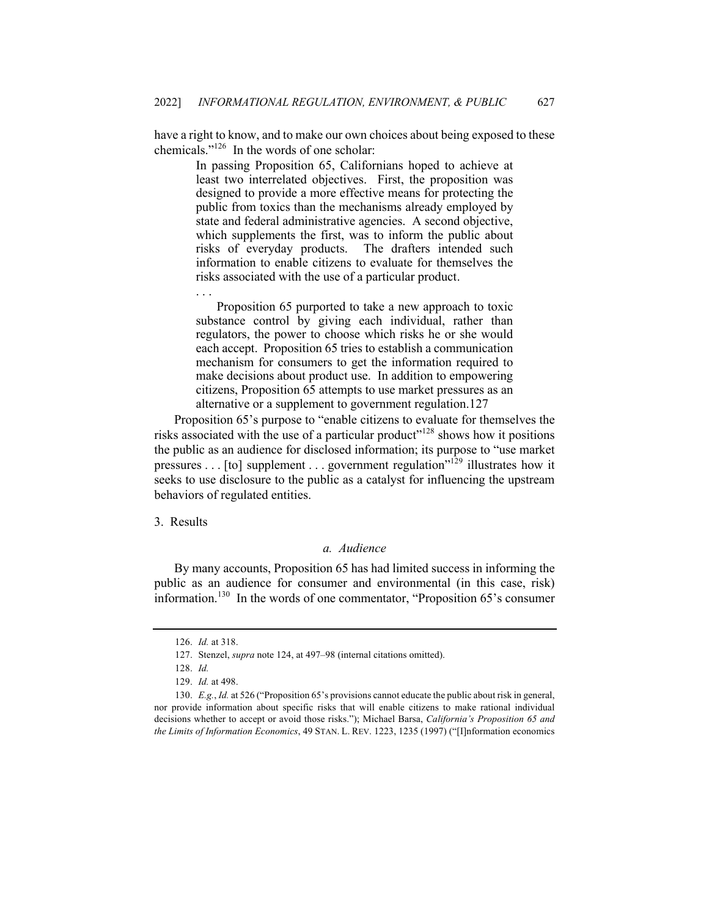have a right to know, and to make our own choices about being exposed to these chemicals."[126] In the words of one scholar:

> In passing Proposition 65, Californians hoped to achieve at least two interrelated objectives. First, the proposition was designed to provide a more effective means for protecting the public from toxics than the mechanisms already employed by state and federal administrative agencies. A second objective, which supplements the first, was to inform the public about risks of everyday products. The drafters intended such information to enable citizens to evaluate for themselves the risks associated with the use of a particular product.
>
> . . .
>
> Proposition 65 purported to take a new approach to toxic substance control by giving each individual, rather than regulators, the power to choose which risks he or she would each accept. Proposition 65 tries to establish a communication mechanism for consumers to get the information required to make decisions about product use. In addition to empowering citizens, Proposition 65 attempts to use market pressures as an alternative or a supplement to government regulation.127

Proposition 65's purpose to "enable citizens to evaluate for themselves the risks associated with the use of a particular product"[128] shows how it positions the public as an audience for disclosed information; its purpose to "use market pressures . . . [to] supplement . . . government regulation"[129] illustrates how it seeks to use disclosure to the public as a catalyst for influencing the upstream behaviors of regulated entities.

3. Results

*a. Audience*

By many accounts, Proposition 65 has had limited success in informing the public as an audience for consumer and environmental (in this case, risk) information.[130] In the words of one commentator, "Proposition 65's consumer

---

126. *Id.* at 318.

127. Stenzel, *supra* note 124, at 497–98 (internal citations omitted).

128. *Id.*

129. *Id.* at 498.

130. *E.g.*, *Id.* at 526 ("Proposition 65's provisions cannot educate the public about risk in general, nor provide information about specific risks that will enable citizens to make rational individual decisions whether to accept or avoid those risks."); Michael Barsa, *California's Proposition 65 and the Limits of Information Economics*, 49 STAN. L. REV. 1223, 1235 (1997) ("[I]nformation economics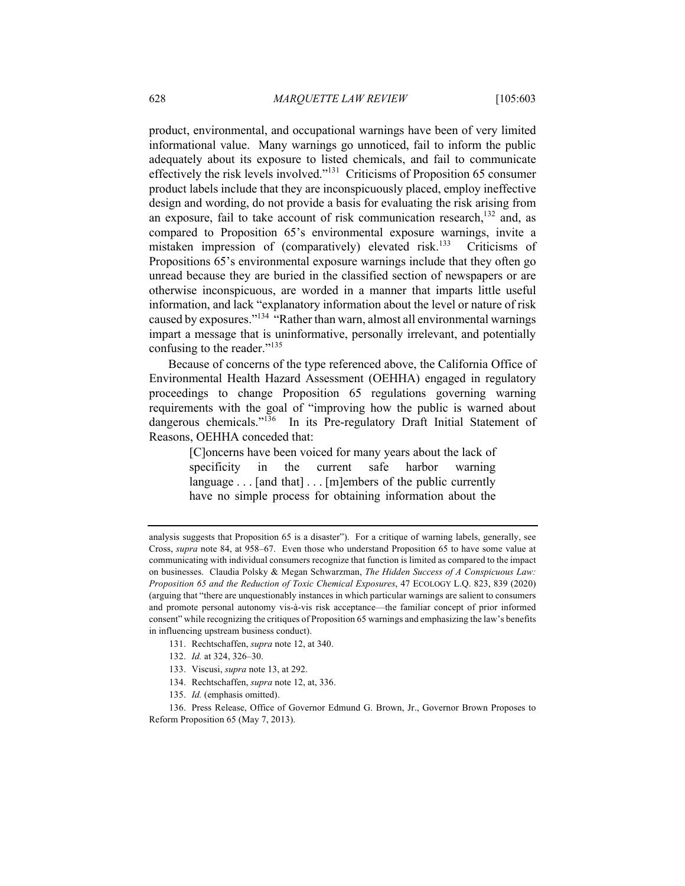product, environmental, and occupational warnings have been of very limited informational value. Many warnings go unnoticed, fail to inform the public adequately about its exposure to listed chemicals, and fail to communicate effectively the risk levels involved."[131] Criticisms of Proposition 65 consumer product labels include that they are inconspicuously placed, employ ineffective design and wording, do not provide a basis for evaluating the risk arising from an exposure, fail to take account of risk communication research,[132] and, as compared to Proposition 65's environmental exposure warnings, invite a mistaken impression of (comparatively) elevated risk.[133] Criticisms of Propositions 65's environmental exposure warnings include that they often go unread because they are buried in the classified section of newspapers or are otherwise inconspicuous, are worded in a manner that imparts little useful information, and lack "explanatory information about the level or nature of risk caused by exposures."[134] "Rather than warn, almost all environmental warnings impart a message that is uninformative, personally irrelevant, and potentially confusing to the reader."[135]

Because of concerns of the type referenced above, the California Office of Environmental Health Hazard Assessment (OEHHA) engaged in regulatory proceedings to change Proposition 65 regulations governing warning requirements with the goal of "improving how the public is warned about dangerous chemicals."[136] In its Pre-regulatory Draft Initial Statement of Reasons, OEHHA conceded that:

> [C]oncerns have been voiced for many years about the lack of specificity in the current safe harbor warning language . . . [and that] . . . [m]embers of the public currently have no simple process for obtaining information about the

---

analysis suggests that Proposition 65 is a disaster"). For a critique of warning labels, generally, see Cross, *supra* note 84, at 958–67. Even those who understand Proposition 65 to have some value at communicating with individual consumers recognize that function is limited as compared to the impact on businesses. Claudia Polsky & Megan Schwarzman, *The Hidden Success of A Conspicuous Law: Proposition 65 and the Reduction of Toxic Chemical Exposures*, 47 ECOLOGY L.Q. 823, 839 (2020) (arguing that "there are unquestionably instances in which particular warnings are salient to consumers and promote personal autonomy vis-à-vis risk acceptance—the familiar concept of prior informed consent" while recognizing the critiques of Proposition 65 warnings and emphasizing the law's benefits in influencing upstream business conduct).

131. Rechtschaffen, *supra* note 12, at 340.

132. *Id.* at 324, 326–30.

133. Viscusi, *supra* note 13, at 292.

134. Rechtschaffen, *supra* note 12, at, 336.

135. *Id.* (emphasis omitted).

136. Press Release, Office of Governor Edmund G. Brown, Jr., Governor Brown Proposes to Reform Proposition 65 (May 7, 2013).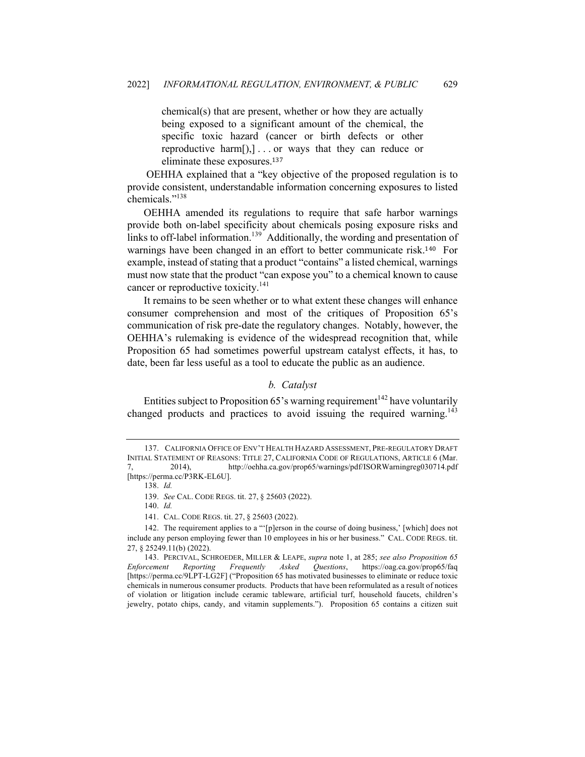> chemical(s) that are present, whether or how they are actually being exposed to a significant amount of the chemical, the specific toxic hazard (cancer or birth defects or other reproductive harm[),] . . . or ways that they can reduce or eliminate these exposures.[137]

OEHHA explained that a "key objective of the proposed regulation is to provide consistent, understandable information concerning exposures to listed chemicals."[138]

OEHHA amended its regulations to require that safe harbor warnings provide both on-label specificity about chemicals posing exposure risks and links to off-label information.[139] Additionally, the wording and presentation of warnings have been changed in an effort to better communicate risk.[140] For example, instead of stating that a product "contains" a listed chemical, warnings must now state that the product "can expose you" to a chemical known to cause cancer or reproductive toxicity.[141]

It remains to be seen whether or to what extent these changes will enhance consumer comprehension and most of the critiques of Proposition 65's communication of risk pre-date the regulatory changes. Notably, however, the OEHHA's rulemaking is evidence of the widespread recognition that, while Proposition 65 had sometimes powerful upstream catalyst effects, it has, to date, been far less useful as a tool to educate the public as an audience.

*b. Catalyst*

Entities subject to Proposition 65's warning requirement[142] have voluntarily changed products and practices to avoid issuing the required warning.[143]

---

137. CALIFORNIA OFFICE OF ENV'T HEALTH HAZARD ASSESSMENT, PRE-REGULATORY DRAFT INITIAL STATEMENT OF REASONS: TITLE 27, CALIFORNIA CODE OF REGULATIONS, ARTICLE 6 (Mar. 7, 2014), http://oehha.ca.gov/prop65/warnings/pdf/ISORWarningreg030714.pdf [https://perma.cc/P3RK-EL6U].

138. *Id.*

139. *See* CAL. CODE REGS. tit. 27, § 25603 (2022).

140. *Id.*

141. CAL. CODE REGS. tit. 27, § 25603 (2022).

142. The requirement applies to a "'[p]erson in the course of doing business,' [which] does not include any person employing fewer than 10 employees in his or her business." CAL. CODE REGS. tit. 27, § 25249.11(b) (2022).

143. PERCIVAL, SCHROEDER, MILLER & LEAPE, *supra* note 1, at 285; *see also Proposition 65 Enforcement Reporting Frequently Asked Questions*, https://oag.ca.gov/prop65/faq [https://perma.cc/9LPT-LG2F] ("Proposition 65 has motivated businesses to eliminate or reduce toxic chemicals in numerous consumer products. Products that have been reformulated as a result of notices of violation or litigation include ceramic tableware, artificial turf, household faucets, children's jewelry, potato chips, candy, and vitamin supplements."). Proposition 65 contains a citizen suit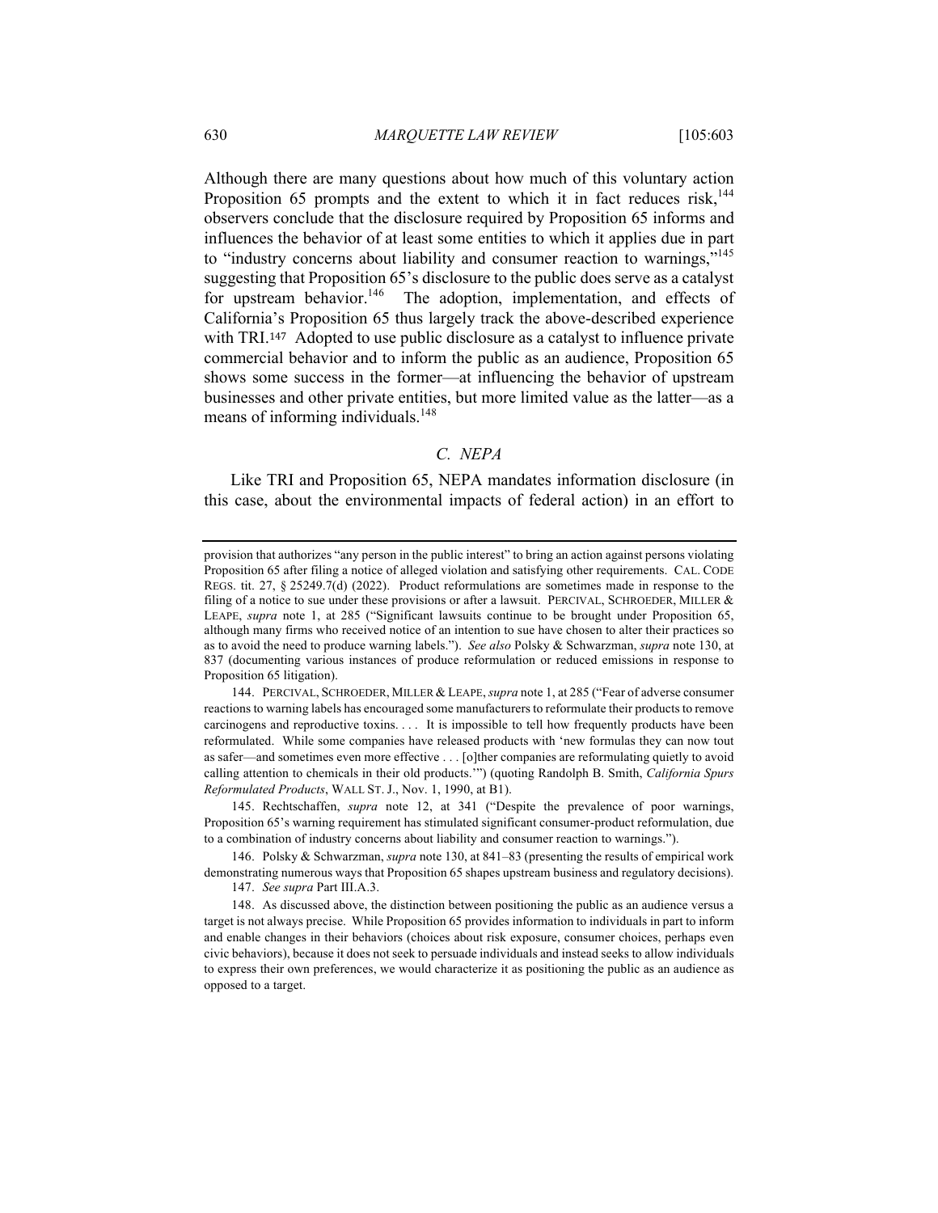Although there are many questions about how much of this voluntary action Proposition 65 prompts and the extent to which it in fact reduces risk,[144] observers conclude that the disclosure required by Proposition 65 informs and influences the behavior of at least some entities to which it applies due in part to "industry concerns about liability and consumer reaction to warnings,"[145] suggesting that Proposition 65's disclosure to the public does serve as a catalyst for upstream behavior.[146] The adoption, implementation, and effects of California's Proposition 65 thus largely track the above-described experience with TRI.[147] Adopted to use public disclosure as a catalyst to influence private commercial behavior and to inform the public as an audience, Proposition 65 shows some success in the former—at influencing the behavior of upstream businesses and other private entities, but more limited value as the latter—as a means of informing individuals.[148]

### *C. NEPA*

Like TRI and Proposition 65, NEPA mandates information disclosure (in this case, about the environmental impacts of federal action) in an effort to

---

provision that authorizes "any person in the public interest" to bring an action against persons violating Proposition 65 after filing a notice of alleged violation and satisfying other requirements. CAL. CODE REGS. tit. 27, § 25249.7(d) (2022). Product reformulations are sometimes made in response to the filing of a notice to sue under these provisions or after a lawsuit. PERCIVAL, SCHROEDER, MILLER & LEAPE, *supra* note 1, at 285 ("Significant lawsuits continue to be brought under Proposition 65, although many firms who received notice of an intention to sue have chosen to alter their practices so as to avoid the need to produce warning labels."). *See also* Polsky & Schwarzman, *supra* note 130, at 837 (documenting various instances of produce reformulation or reduced emissions in response to Proposition 65 litigation).

144. PERCIVAL, SCHROEDER, MILLER & LEAPE, *supra* note 1, at 285 ("Fear of adverse consumer reactions to warning labels has encouraged some manufacturers to reformulate their products to remove carcinogens and reproductive toxins. . . . It is impossible to tell how frequently products have been reformulated. While some companies have released products with 'new formulas they can now tout as safer—and sometimes even more effective . . . [o]ther companies are reformulating quietly to avoid calling attention to chemicals in their old products.'") (quoting Randolph B. Smith, *California Spurs Reformulated Products*, WALL ST. J., Nov. 1, 1990, at B1).

145. Rechtschaffen, *supra* note 12, at 341 ("Despite the prevalence of poor warnings, Proposition 65's warning requirement has stimulated significant consumer-product reformulation, due to a combination of industry concerns about liability and consumer reaction to warnings.").

146. Polsky & Schwarzman, *supra* note 130, at 841–83 (presenting the results of empirical work demonstrating numerous ways that Proposition 65 shapes upstream business and regulatory decisions).

147. *See supra* Part III.A.3.

148. As discussed above, the distinction between positioning the public as an audience versus a target is not always precise. While Proposition 65 provides information to individuals in part to inform and enable changes in their behaviors (choices about risk exposure, consumer choices, perhaps even civic behaviors), because it does not seek to persuade individuals and instead seeks to allow individuals to express their own preferences, we would characterize it as positioning the public as an audience as opposed to a target.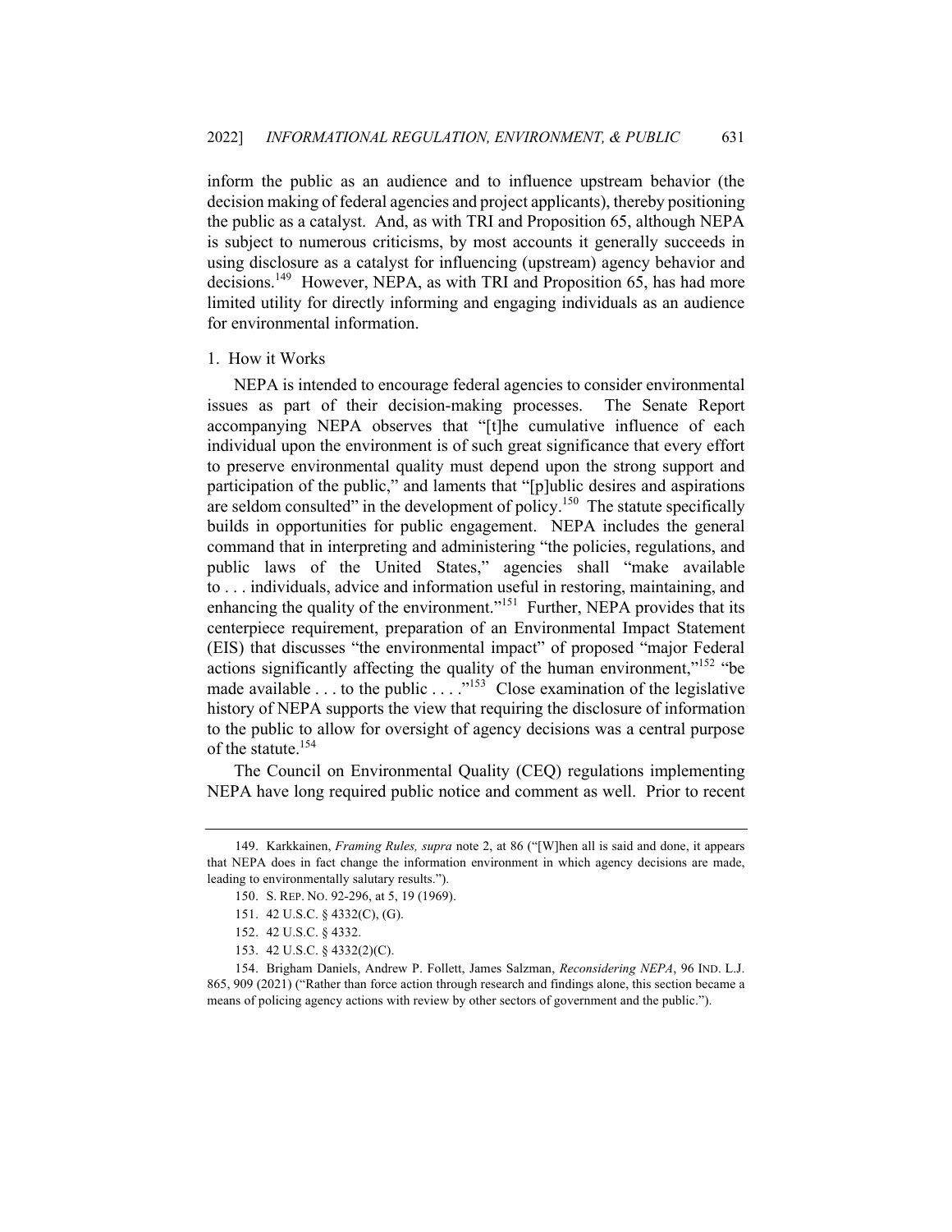inform the public as an audience and to influence upstream behavior (the decision making of federal agencies and project applicants), thereby positioning the public as a catalyst. And, as with TRI and Proposition 65, although NEPA is subject to numerous criticisms, by most accounts it generally succeeds in using disclosure as a catalyst for influencing (upstream) agency behavior and decisions.[149] However, NEPA, as with TRI and Proposition 65, has had more limited utility for directly informing and engaging individuals as an audience for environmental information.

1. How it Works

NEPA is intended to encourage federal agencies to consider environmental issues as part of their decision-making processes. The Senate Report accompanying NEPA observes that "[t]he cumulative influence of each individual upon the environment is of such great significance that every effort to preserve environmental quality must depend upon the strong support and participation of the public," and laments that "[p]ublic desires and aspirations are seldom consulted" in the development of policy.[150] The statute specifically builds in opportunities for public engagement. NEPA includes the general command that in interpreting and administering "the policies, regulations, and public laws of the United States," agencies shall "make available to . . . individuals, advice and information useful in restoring, maintaining, and enhancing the quality of the environment."[151] Further, NEPA provides that its centerpiece requirement, preparation of an Environmental Impact Statement (EIS) that discusses "the environmental impact" of proposed "major Federal actions significantly affecting the quality of the human environment,"[152] "be made available . . . to the public . . . ."[153] Close examination of the legislative history of NEPA supports the view that requiring the disclosure of information to the public to allow for oversight of agency decisions was a central purpose of the statute.[154]

The Council on Environmental Quality (CEQ) regulations implementing NEPA have long required public notice and comment as well. Prior to recent

---

149. Karkkainen, *Framing Rules, supra* note 2, at 86 ("[W]hen all is said and done, it appears that NEPA does in fact change the information environment in which agency decisions are made, leading to environmentally salutary results.").

150. S. REP. NO. 92-296, at 5, 19 (1969).

151. 42 U.S.C. § 4332(C), (G).

152. 42 U.S.C. § 4332.

153. 42 U.S.C. § 4332(2)(C).

154. Brigham Daniels, Andrew P. Follett, James Salzman, *Reconsidering NEPA*, 96 IND. L.J. 865, 909 (2021) ("Rather than force action through research and findings alone, this section became a means of policing agency actions with review by other sectors of government and the public.").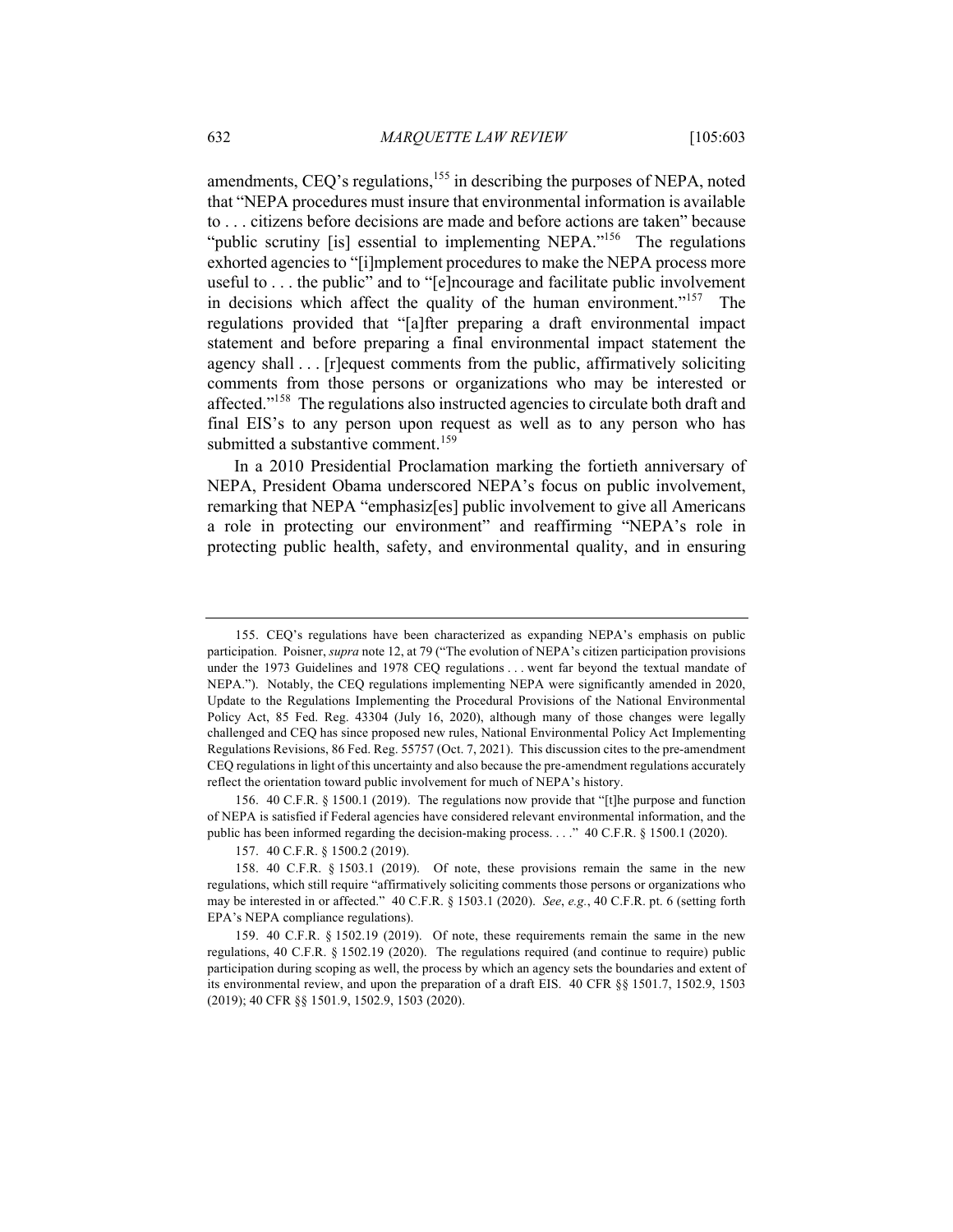amendments, CEQ's regulations,[155] in describing the purposes of NEPA, noted that "NEPA procedures must insure that environmental information is available to . . . citizens before decisions are made and before actions are taken" because "public scrutiny [is] essential to implementing NEPA."[156] The regulations exhorted agencies to "[i]mplement procedures to make the NEPA process more useful to . . . the public" and to "[e]ncourage and facilitate public involvement in decisions which affect the quality of the human environment."[157] The regulations provided that "[a]fter preparing a draft environmental impact statement and before preparing a final environmental impact statement the agency shall . . . [r]equest comments from the public, affirmatively soliciting comments from those persons or organizations who may be interested or affected."[158] The regulations also instructed agencies to circulate both draft and final EIS's to any person upon request as well as to any person who has submitted a substantive comment.[159]

In a 2010 Presidential Proclamation marking the fortieth anniversary of NEPA, President Obama underscored NEPA's focus on public involvement, remarking that NEPA "emphasiz[es] public involvement to give all Americans a role in protecting our environment" and reaffirming "NEPA's role in protecting public health, safety, and environmental quality, and in ensuring

---

155. CEQ's regulations have been characterized as expanding NEPA's emphasis on public participation. Poisner, *supra* note 12, at 79 ("The evolution of NEPA's citizen participation provisions under the 1973 Guidelines and 1978 CEQ regulations . . . went far beyond the textual mandate of NEPA."). Notably, the CEQ regulations implementing NEPA were significantly amended in 2020, Update to the Regulations Implementing the Procedural Provisions of the National Environmental Policy Act, 85 Fed. Reg. 43304 (July 16, 2020), although many of those changes were legally challenged and CEQ has since proposed new rules, National Environmental Policy Act Implementing Regulations Revisions, 86 Fed. Reg. 55757 (Oct. 7, 2021). This discussion cites to the pre-amendment CEQ regulations in light of this uncertainty and also because the pre-amendment regulations accurately reflect the orientation toward public involvement for much of NEPA's history.

156. 40 C.F.R. § 1500.1 (2019). The regulations now provide that "[t]he purpose and function of NEPA is satisfied if Federal agencies have considered relevant environmental information, and the public has been informed regarding the decision-making process. . . ." 40 C.F.R. § 1500.1 (2020).

157. 40 C.F.R. § 1500.2 (2019).

158. 40 C.F.R. § 1503.1 (2019). Of note, these provisions remain the same in the new regulations, which still require "affirmatively soliciting comments those persons or organizations who may be interested in or affected." 40 C.F.R. § 1503.1 (2020). *See*, *e.g.*, 40 C.F.R. pt. 6 (setting forth EPA's NEPA compliance regulations).

159. 40 C.F.R. § 1502.19 (2019). Of note, these requirements remain the same in the new regulations, 40 C.F.R. § 1502.19 (2020). The regulations required (and continue to require) public participation during scoping as well, the process by which an agency sets the boundaries and extent of its environmental review, and upon the preparation of a draft EIS. 40 CFR §§ 1501.7, 1502.9, 1503 (2019); 40 CFR §§ 1501.9, 1502.9, 1503 (2020).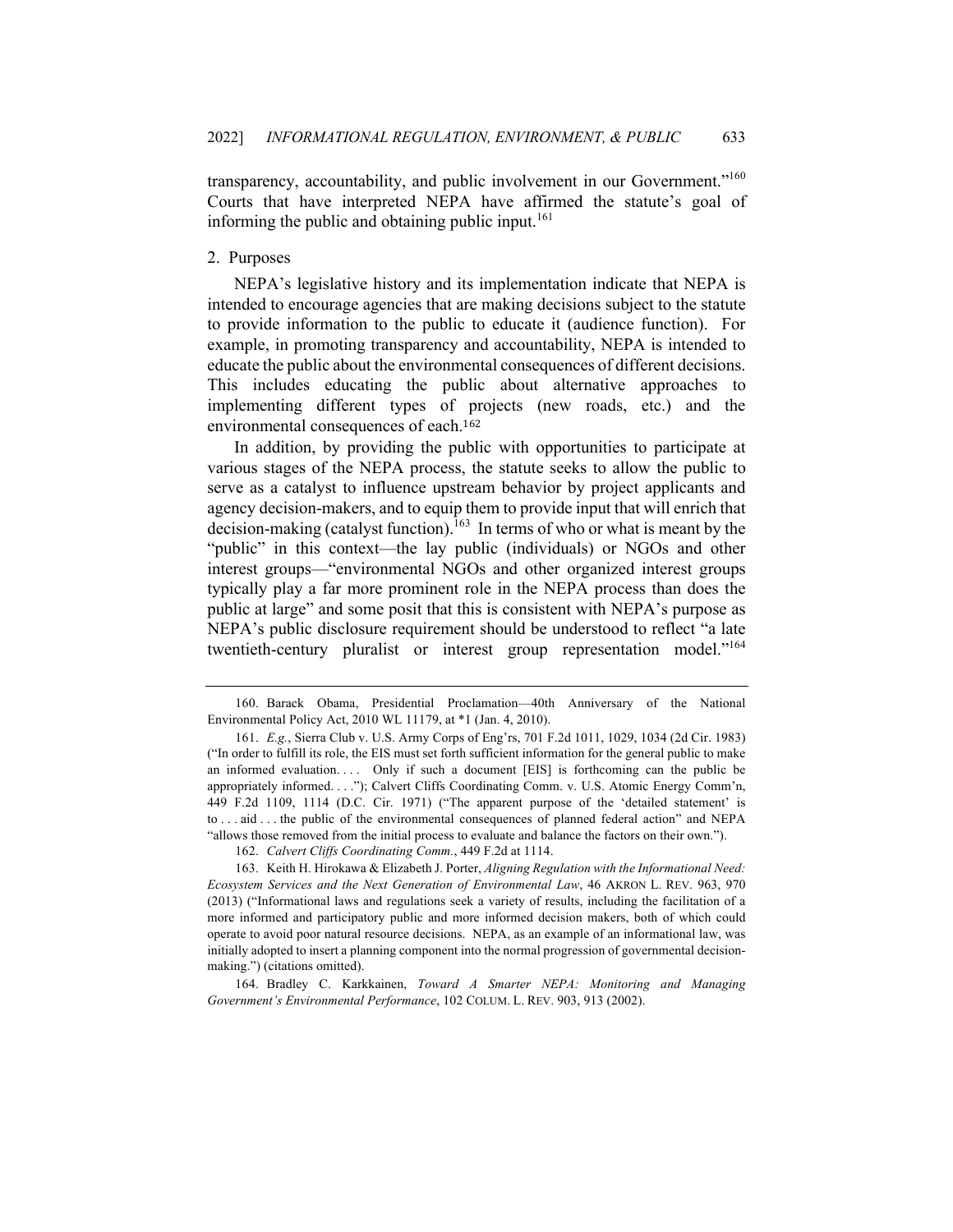transparency, accountability, and public involvement in our Government."[160] Courts that have interpreted NEPA have affirmed the statute's goal of informing the public and obtaining public input.[161]

### 2. Purposes

NEPA's legislative history and its implementation indicate that NEPA is intended to encourage agencies that are making decisions subject to the statute to provide information to the public to educate it (audience function). For example, in promoting transparency and accountability, NEPA is intended to educate the public about the environmental consequences of different decisions. This includes educating the public about alternative approaches to implementing different types of projects (new roads, etc.) and the environmental consequences of each.[162]

In addition, by providing the public with opportunities to participate at various stages of the NEPA process, the statute seeks to allow the public to serve as a catalyst to influence upstream behavior by project applicants and agency decision-makers, and to equip them to provide input that will enrich that decision-making (catalyst function).[163] In terms of who or what is meant by the "public" in this context—the lay public (individuals) or NGOs and other interest groups—"environmental NGOs and other organized interest groups typically play a far more prominent role in the NEPA process than does the public at large" and some posit that this is consistent with NEPA's purpose as NEPA's public disclosure requirement should be understood to reflect "a late twentieth-century pluralist or interest group representation model."[164]

---

160. Barack Obama, Presidential Proclamation—40th Anniversary of the National Environmental Policy Act, 2010 WL 11179, at *1 (Jan. 4, 2010).

161. *E.g.*, Sierra Club v. U.S. Army Corps of Eng'rs, 701 F.2d 1011, 1029, 1034 (2d Cir. 1983) ("In order to fulfill its role, the EIS must set forth sufficient information for the general public to make an informed evaluation. . . . Only if such a document [EIS] is forthcoming can the public be appropriately informed. . . ."); Calvert Cliffs Coordinating Comm. v. U.S. Atomic Energy Comm'n, 449 F.2d 1109, 1114 (D.C. Cir. 1971) ("The apparent purpose of the 'detailed statement' is to . . . aid . . . the public of the environmental consequences of planned federal action" and NEPA "allows those removed from the initial process to evaluate and balance the factors on their own.").

162. *Calvert Cliffs Coordinating Comm.*, 449 F.2d at 1114.

163. Keith H. Hirokawa & Elizabeth J. Porter, *Aligning Regulation with the Informational Need: Ecosystem Services and the Next Generation of Environmental Law*, 46 AKRON L. REV. 963, 970 (2013) ("Informational laws and regulations seek a variety of results, including the facilitation of a more informed and participatory public and more informed decision makers, both of which could operate to avoid poor natural resource decisions. NEPA, as an example of an informational law, was initially adopted to insert a planning component into the normal progression of governmental decision-making.") (citations omitted).

164. Bradley C. Karkkainen, *Toward A Smarter NEPA: Monitoring and Managing Government's Environmental Performance*, 102 COLUM. L. REV. 903, 913 (2002).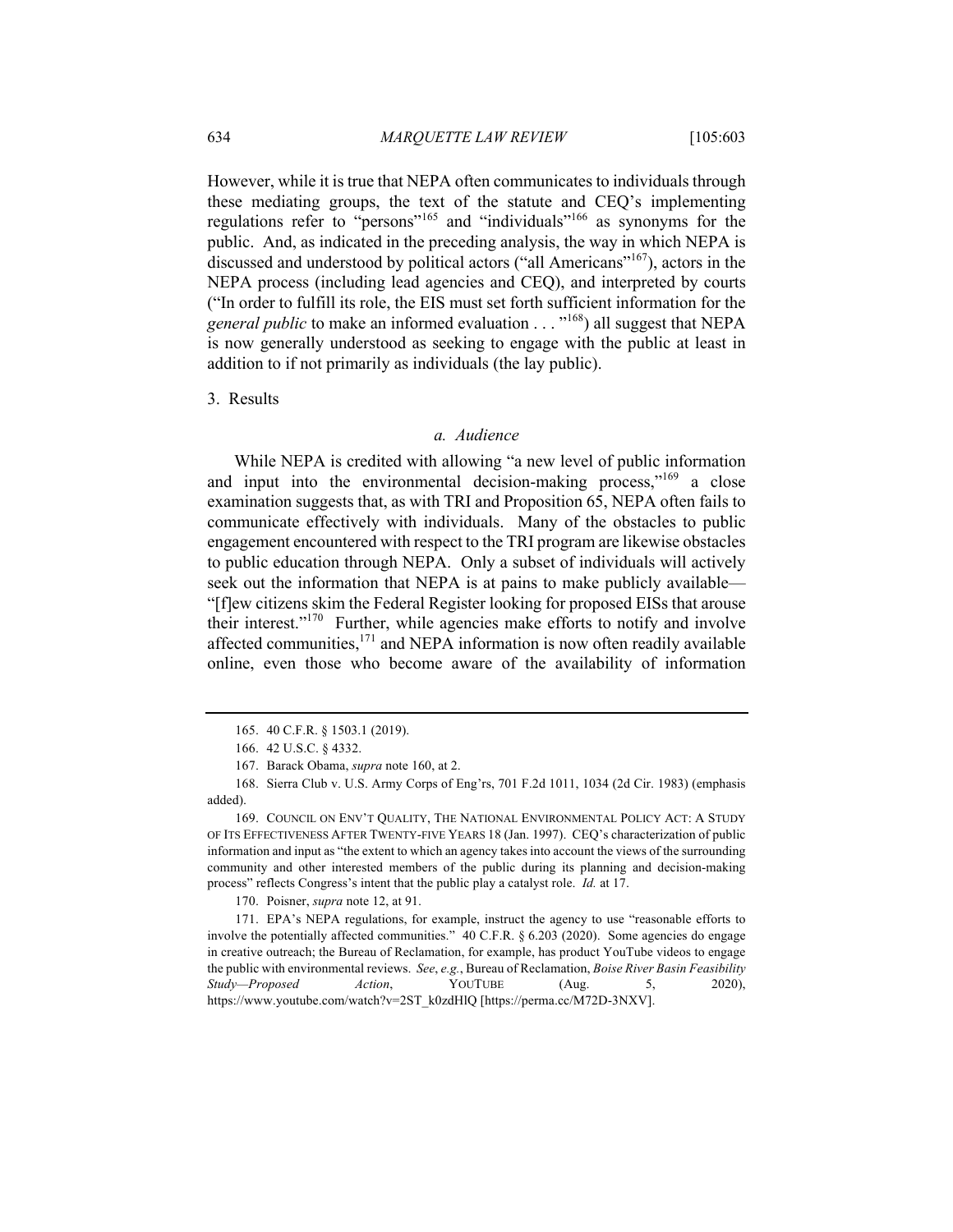However, while it is true that NEPA often communicates to individuals through these mediating groups, the text of the statute and CEQ's implementing regulations refer to "persons"[165] and "individuals"[166] as synonyms for the public. And, as indicated in the preceding analysis, the way in which NEPA is discussed and understood by political actors ("all Americans"[167]), actors in the NEPA process (including lead agencies and CEQ), and interpreted by courts ("In order to fulfill its role, the EIS must set forth sufficient information for the *general public* to make an informed evaluation . . . "[168]) all suggest that NEPA is now generally understood as seeking to engage with the public at least in addition to if not primarily as individuals (the lay public).

3. Results

### *a. Audience*

While NEPA is credited with allowing "a new level of public information and input into the environmental decision-making process,"[169] a close examination suggests that, as with TRI and Proposition 65, NEPA often fails to communicate effectively with individuals. Many of the obstacles to public engagement encountered with respect to the TRI program are likewise obstacles to public education through NEPA. Only a subset of individuals will actively seek out the information that NEPA is at pains to make publicly available—"[f]ew citizens skim the Federal Register looking for proposed EISs that arouse their interest."[170] Further, while agencies make efforts to notify and involve affected communities,[171] and NEPA information is now often readily available online, even those who become aware of the availability of information

---

165. 40 C.F.R. § 1503.1 (2019).

166. 42 U.S.C. § 4332.

167. Barack Obama, *supra* note 160, at 2.

168. Sierra Club v. U.S. Army Corps of Eng'rs, 701 F.2d 1011, 1034 (2d Cir. 1983) (emphasis added).

169. COUNCIL ON ENV'T QUALITY, THE NATIONAL ENVIRONMENTAL POLICY ACT: A STUDY OF ITS EFFECTIVENESS AFTER TWENTY-FIVE YEARS 18 (Jan. 1997). CEQ's characterization of public information and input as "the extent to which an agency takes into account the views of the surrounding community and other interested members of the public during its planning and decision-making process" reflects Congress's intent that the public play a catalyst role. *Id.* at 17.

170. Poisner, *supra* note 12, at 91.

171. EPA's NEPA regulations, for example, instruct the agency to use "reasonable efforts to involve the potentially affected communities." 40 C.F.R. § 6.203 (2020). Some agencies do engage in creative outreach; the Bureau of Reclamation, for example, has product YouTube videos to engage the public with environmental reviews. *See*, *e.g.*, Bureau of Reclamation, *Boise River Basin Feasibility Study—Proposed Action*, YOUTUBE (Aug. 5, 2020), https://www.youtube.com/watch?v=2ST_k0zdHlQ [https://perma.cc/M72D-3NXV].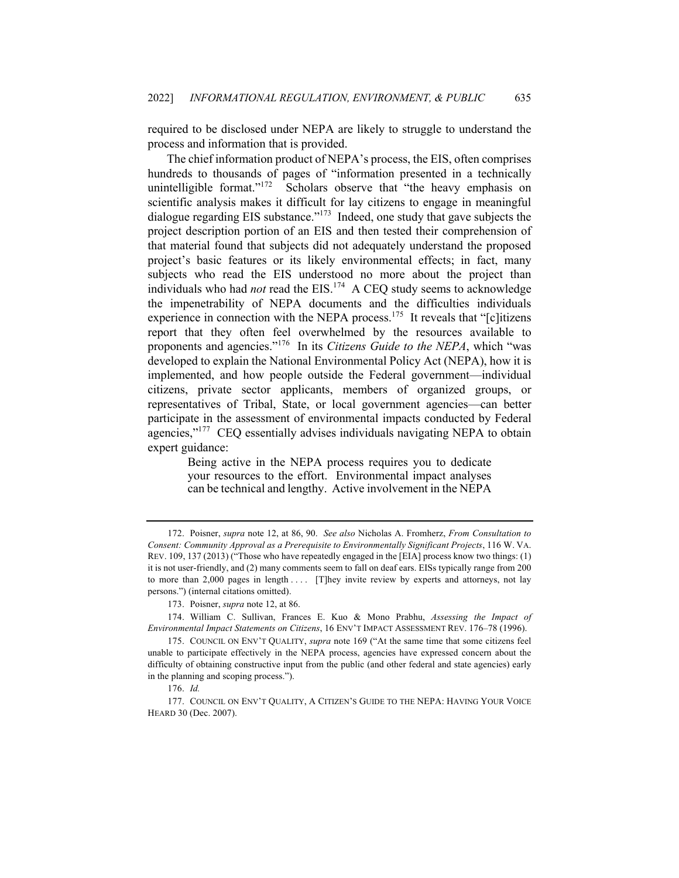required to be disclosed under NEPA are likely to struggle to understand the process and information that is provided.

The chief information product of NEPA's process, the EIS, often comprises hundreds to thousands of pages of "information presented in a technically unintelligible format."[172] Scholars observe that "the heavy emphasis on scientific analysis makes it difficult for lay citizens to engage in meaningful dialogue regarding EIS substance."[173] Indeed, one study that gave subjects the project description portion of an EIS and then tested their comprehension of that material found that subjects did not adequately understand the proposed project's basic features or its likely environmental effects; in fact, many subjects who read the EIS understood no more about the project than individuals who had *not* read the EIS.[174] A CEQ study seems to acknowledge the impenetrability of NEPA documents and the difficulties individuals experience in connection with the NEPA process.[175] It reveals that "[c]itizens report that they often feel overwhelmed by the resources available to proponents and agencies."[176] In its *Citizens Guide to the NEPA*, which "was developed to explain the National Environmental Policy Act (NEPA), how it is implemented, and how people outside the Federal government—individual citizens, private sector applicants, members of organized groups, or representatives of Tribal, State, or local government agencies—can better participate in the assessment of environmental impacts conducted by Federal agencies,"[177] CEQ essentially advises individuals navigating NEPA to obtain expert guidance:

> Being active in the NEPA process requires you to dedicate your resources to the effort. Environmental impact analyses can be technical and lengthy. Active involvement in the NEPA

---

172. Poisner, *supra* note 12, at 86, 90. *See also* Nicholas A. Fromherz, *From Consultation to Consent: Community Approval as a Prerequisite to Environmentally Significant Projects*, 116 W. VA. REV. 109, 137 (2013) ("Those who have repeatedly engaged in the [EIA] process know two things: (1) it is not user-friendly, and (2) many comments seem to fall on deaf ears. EISs typically range from 200 to more than 2,000 pages in length . . . . [T]hey invite review by experts and attorneys, not lay persons.") (internal citations omitted).

173. Poisner, *supra* note 12, at 86.

174. William C. Sullivan, Frances E. Kuo & Mono Prabhu, *Assessing the Impact of Environmental Impact Statements on Citizens*, 16 ENV'T IMPACT ASSESSMENT REV. 176–78 (1996).

175. COUNCIL ON ENV'T QUALITY, *supra* note 169 ("At the same time that some citizens feel unable to participate effectively in the NEPA process, agencies have expressed concern about the difficulty of obtaining constructive input from the public (and other federal and state agencies) early in the planning and scoping process.").

176. *Id.*

177. COUNCIL ON ENV'T QUALITY, A CITIZEN'S GUIDE TO THE NEPA: HAVING YOUR VOICE HEARD 30 (Dec. 2007).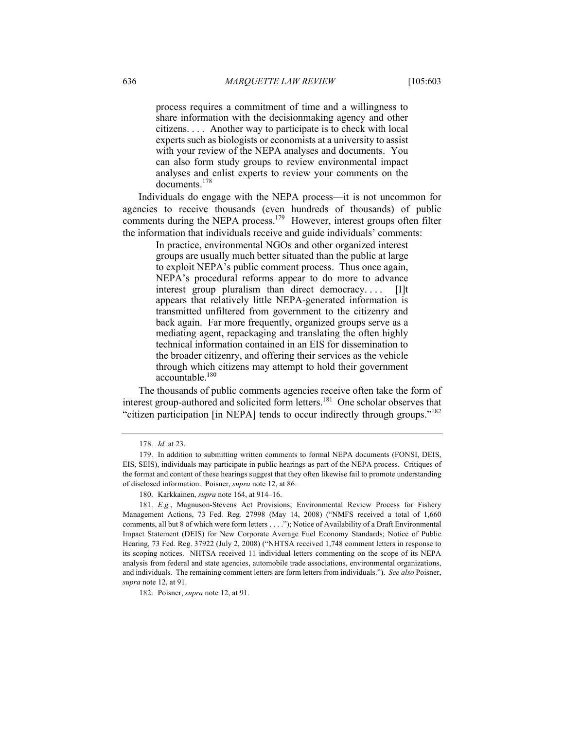> process requires a commitment of time and a willingness to share information with the decisionmaking agency and other citizens. . . . Another way to participate is to check with local experts such as biologists or economists at a university to assist with your review of the NEPA analyses and documents. You can also form study groups to review environmental impact analyses and enlist experts to review your comments on the documents.[178]

Individuals do engage with the NEPA process—it is not uncommon for agencies to receive thousands (even hundreds of thousands) of public comments during the NEPA process.[179] However, interest groups often filter the information that individuals receive and guide individuals' comments:

> In practice, environmental NGOs and other organized interest groups are usually much better situated than the public at large to exploit NEPA's public comment process. Thus once again, NEPA's procedural reforms appear to do more to advance interest group pluralism than direct democracy. . . . [I]t appears that relatively little NEPA-generated information is transmitted unfiltered from government to the citizenry and back again. Far more frequently, organized groups serve as a mediating agent, repackaging and translating the often highly technical information contained in an EIS for dissemination to the broader citizenry, and offering their services as the vehicle through which citizens may attempt to hold their government accountable.[180]

The thousands of public comments agencies receive often take the form of interest group-authored and solicited form letters.[181] One scholar observes that "citizen participation [in NEPA] tends to occur indirectly through groups."[182]

---

178. *Id.* at 23.

179. In addition to submitting written comments to formal NEPA documents (FONSI, DEIS, EIS, SEIS), individuals may participate in public hearings as part of the NEPA process. Critiques of the format and content of these hearings suggest that they often likewise fail to promote understanding of disclosed information. Poisner, *supra* note 12, at 86.

180. Karkkainen, *supra* note 164, at 914–16.

181. *E.g.*, Magnuson-Stevens Act Provisions; Environmental Review Process for Fishery Management Actions, 73 Fed. Reg. 27998 (May 14, 2008) ("NMFS received a total of 1,660 comments, all but 8 of which were form letters . . . ."); Notice of Availability of a Draft Environmental Impact Statement (DEIS) for New Corporate Average Fuel Economy Standards; Notice of Public Hearing, 73 Fed. Reg. 37922 (July 2, 2008) ("NHTSA received 1,748 comment letters in response to its scoping notices. NHTSA received 11 individual letters commenting on the scope of its NEPA analysis from federal and state agencies, automobile trade associations, environmental organizations, and individuals. The remaining comment letters are form letters from individuals."). *See also* Poisner, *supra* note 12, at 91.

182. Poisner, *supra* note 12, at 91.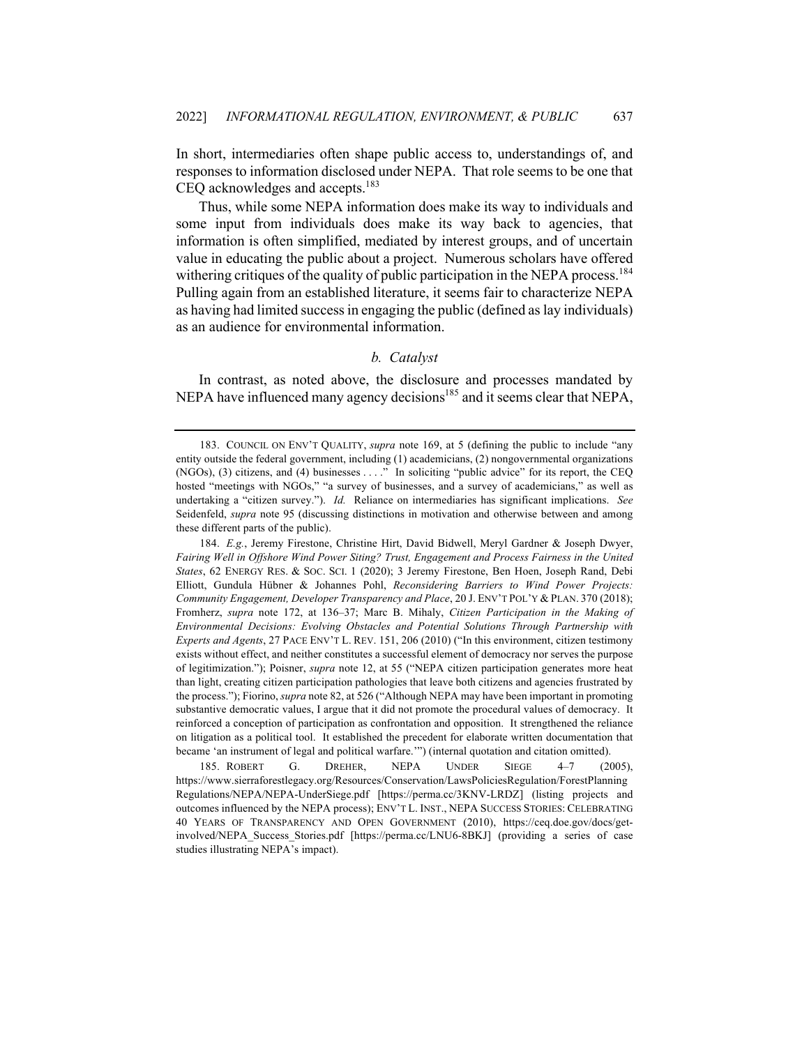In short, intermediaries often shape public access to, understandings of, and responses to information disclosed under NEPA. That role seems to be one that CEQ acknowledges and accepts.[183]

Thus, while some NEPA information does make its way to individuals and some input from individuals does make its way back to agencies, that information is often simplified, mediated by interest groups, and of uncertain value in educating the public about a project. Numerous scholars have offered withering critiques of the quality of public participation in the NEPA process.[184] Pulling again from an established literature, it seems fair to characterize NEPA as having had limited success in engaging the public (defined as lay individuals) as an audience for environmental information.

### *b. Catalyst*

In contrast, as noted above, the disclosure and processes mandated by NEPA have influenced many agency decisions[185] and it seems clear that NEPA,

---

183. COUNCIL ON ENV'T QUALITY, *supra* note 169, at 5 (defining the public to include "any entity outside the federal government, including (1) academicians, (2) nongovernmental organizations (NGOs), (3) citizens, and (4) businesses . . . ." In soliciting "public advice" for its report, the CEQ hosted "meetings with NGOs," "a survey of businesses, and a survey of academicians," as well as undertaking a "citizen survey."). *Id.* Reliance on intermediaries has significant implications. *See* Seidenfeld, *supra* note 95 (discussing distinctions in motivation and otherwise between and among these different parts of the public).

184. *E.g.*, Jeremy Firestone, Christine Hirt, David Bidwell, Meryl Gardner & Joseph Dwyer, *Fairing Well in Offshore Wind Power Siting? Trust, Engagement and Process Fairness in the United States*, 62 ENERGY RES. & SOC. SCI. 1 (2020); 3 Jeremy Firestone, Ben Hoen, Joseph Rand, Debi Elliott, Gundula Hübner & Johannes Pohl, *Reconsidering Barriers to Wind Power Projects: Community Engagement, Developer Transparency and Place*, 20 J. ENV'T POL'Y & PLAN. 370 (2018); Fromherz, *supra* note 172, at 136–37; Marc B. Mihaly, *Citizen Participation in the Making of Environmental Decisions: Evolving Obstacles and Potential Solutions Through Partnership with Experts and Agents*, 27 PACE ENV'T L. REV. 151, 206 (2010) ("In this environment, citizen testimony exists without effect, and neither constitutes a successful element of democracy nor serves the purpose of legitimization."); Poisner, *supra* note 12, at 55 ("NEPA citizen participation generates more heat than light, creating citizen participation pathologies that leave both citizens and agencies frustrated by the process."); Fiorino, *supra* note 82, at 526 ("Although NEPA may have been important in promoting substantive democratic values, I argue that it did not promote the procedural values of democracy. It reinforced a conception of participation as confrontation and opposition. It strengthened the reliance on litigation as a political tool. It established the precedent for elaborate written documentation that became 'an instrument of legal and political warfare.'") (internal quotation and citation omitted).

185. ROBERT G. DREHER, NEPA UNDER SIEGE 4–7 (2005), https://www.sierraforestlegacy.org/Resources/Conservation/LawsPoliciesRegulation/ForestPlanning Regulations/NEPA/NEPA-UnderSiege.pdf [https://perma.cc/3KNV-LRDZ] (listing projects and outcomes influenced by the NEPA process); ENV'T L. INST., NEPA SUCCESS STORIES: CELEBRATING 40 YEARS OF TRANSPARENCY AND OPEN GOVERNMENT (2010), https://ceq.doe.gov/docs/get-involved/NEPA_Success_Stories.pdf [https://perma.cc/LNU6-8BKJ] (providing a series of case studies illustrating NEPA's impact).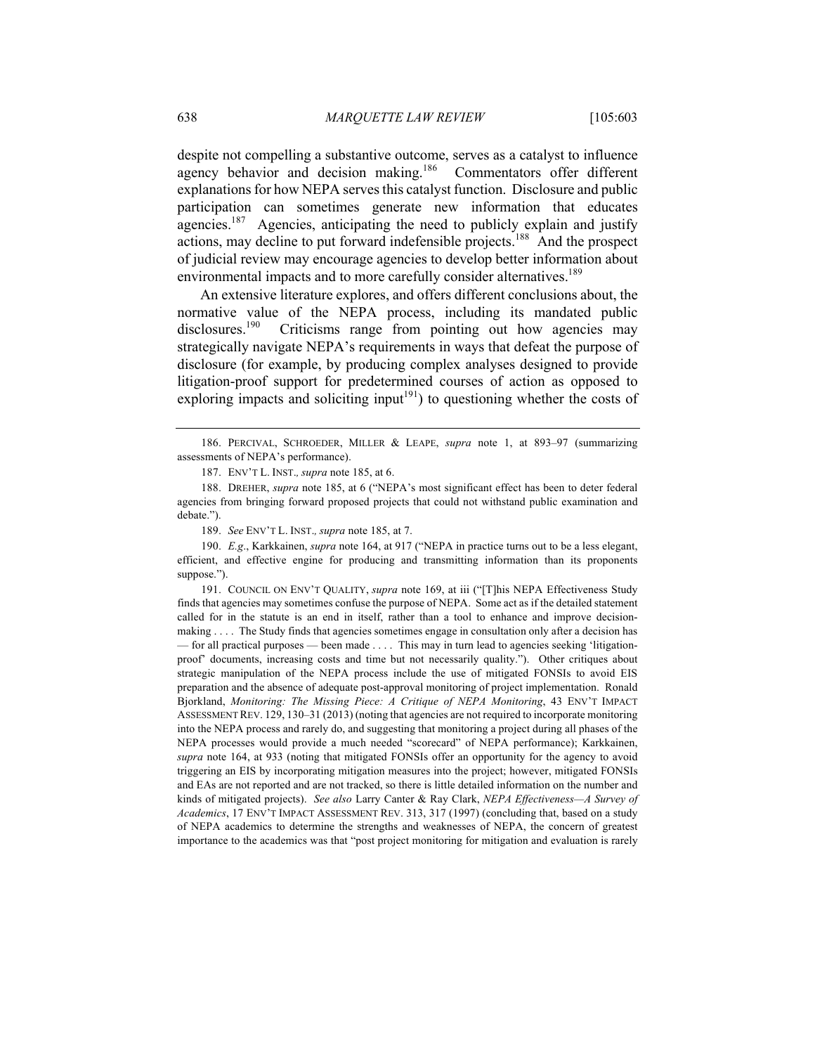despite not compelling a substantive outcome, serves as a catalyst to influence agency behavior and decision making.[186] Commentators offer different explanations for how NEPA serves this catalyst function. Disclosure and public participation can sometimes generate new information that educates agencies.[187] Agencies, anticipating the need to publicly explain and justify actions, may decline to put forward indefensible projects.[188] And the prospect of judicial review may encourage agencies to develop better information about environmental impacts and to more carefully consider alternatives.[189]

An extensive literature explores, and offers different conclusions about, the normative value of the NEPA process, including its mandated public disclosures.[190] Criticisms range from pointing out how agencies may strategically navigate NEPA's requirements in ways that defeat the purpose of disclosure (for example, by producing complex analyses designed to provide litigation-proof support for predetermined courses of action as opposed to exploring impacts and soliciting input[191]) to questioning whether the costs of

---

186. PERCIVAL, SCHROEDER, MILLER & LEAPE, *supra* note 1, at 893–97 (summarizing assessments of NEPA's performance).

187. ENV'T L. INST.*, supra* note 185, at 6.

188. DREHER, *supra* note 185, at 6 ("NEPA's most significant effect has been to deter federal agencies from bringing forward proposed projects that could not withstand public examination and debate.").

189. *See* ENV'T L. INST.*, supra* note 185, at 7.

190. *E.g*., Karkkainen, *supra* note 164, at 917 ("NEPA in practice turns out to be a less elegant, efficient, and effective engine for producing and transmitting information than its proponents suppose.").

191. COUNCIL ON ENV'T QUALITY, *supra* note 169, at iii ("[T]his NEPA Effectiveness Study finds that agencies may sometimes confuse the purpose of NEPA. Some act as if the detailed statement called for in the statute is an end in itself, rather than a tool to enhance and improve decision-making . . . . The Study finds that agencies sometimes engage in consultation only after a decision has — for all practical purposes — been made . . . . This may in turn lead to agencies seeking 'litigation-proof' documents, increasing costs and time but not necessarily quality."). Other critiques about strategic manipulation of the NEPA process include the use of mitigated FONSIs to avoid EIS preparation and the absence of adequate post-approval monitoring of project implementation. Ronald Bjorkland, *Monitoring: The Missing Piece: A Critique of NEPA Monitoring*, 43 ENV'T IMPACT ASSESSMENT REV. 129, 130–31 (2013) (noting that agencies are not required to incorporate monitoring into the NEPA process and rarely do, and suggesting that monitoring a project during all phases of the NEPA processes would provide a much needed "scorecard" of NEPA performance); Karkkainen, *supra* note 164, at 933 (noting that mitigated FONSIs offer an opportunity for the agency to avoid triggering an EIS by incorporating mitigation measures into the project; however, mitigated FONSIs and EAs are not reported and are not tracked, so there is little detailed information on the number and kinds of mitigated projects). *See also* Larry Canter & Ray Clark, *NEPA Effectiveness—A Survey of Academics*, 17 ENV'T IMPACT ASSESSMENT REV. 313, 317 (1997) (concluding that, based on a study of NEPA academics to determine the strengths and weaknesses of NEPA, the concern of greatest importance to the academics was that "post project monitoring for mitigation and evaluation is rarely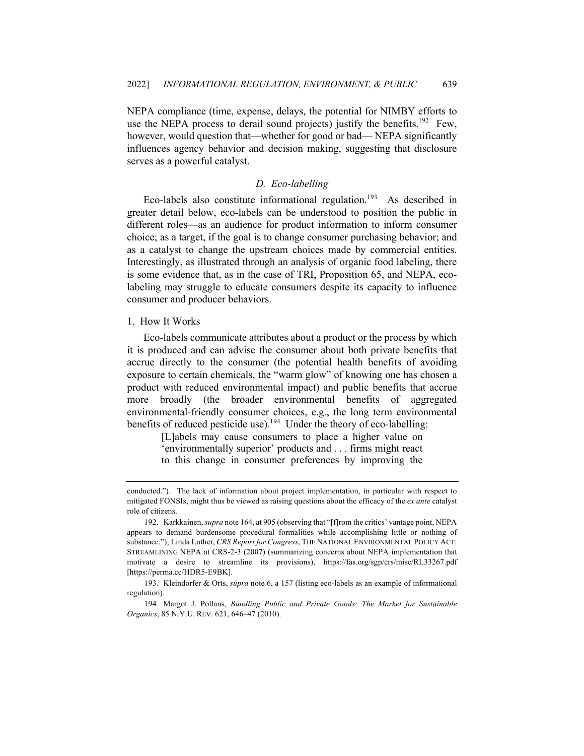NEPA compliance (time, expense, delays, the potential for NIMBY efforts to use the NEPA process to derail sound projects) justify the benefits.[192] Few, however, would question that—whether for good or bad— NEPA significantly influences agency behavior and decision making, suggesting that disclosure serves as a powerful catalyst.

### *D. Eco-labelling*

Eco-labels also constitute informational regulation.[193] As described in greater detail below, eco-labels can be understood to position the public in different roles—as an audience for product information to inform consumer choice; as a target, if the goal is to change consumer purchasing behavior; and as a catalyst to change the upstream choices made by commercial entities. Interestingly, as illustrated through an analysis of organic food labeling, there is some evidence that, as in the case of TRI, Proposition 65, and NEPA, eco-labeling may struggle to educate consumers despite its capacity to influence consumer and producer behaviors.

#### 1. How It Works

Eco-labels communicate attributes about a product or the process by which it is produced and can advise the consumer about both private benefits that accrue directly to the consumer (the potential health benefits of avoiding exposure to certain chemicals, the "warm glow" of knowing one has chosen a product with reduced environmental impact) and public benefits that accrue more broadly (the broader environmental benefits of aggregated environmental-friendly consumer choices, e.g., the long term environmental benefits of reduced pesticide use).[194] Under the theory of eco-labelling:

> [L]abels may cause consumers to place a higher value on 'environmentally superior' products and . . . firms might react to this change in consumer preferences by improving the

---

conducted."). The lack of information about project implementation, in particular with respect to mitigated FONSIs, might thus be viewed as raising questions about the efficacy of the *ex ante* catalyst role of citizens.

192. Karkkainen, *supra* note 164, at 905 (observing that "[f]rom the critics' vantage point, NEPA appears to demand burdensome procedural formalities while accomplishing little or nothing of substance."); Linda Luther, *CRS Report for Congress*, THE NATIONAL ENVIRONMENTAL POLICY ACT: STREAMLINING NEPA at CRS-2-3 (2007) (summarizing concerns about NEPA implementation that motivate a desire to streamline its provisions), https://fas.org/sgp/crs/misc/RL33267.pdf [https://perma.cc/HDR5-E9BK].

193. Kleindorfer & Orts, *supra* note 6, a 157 (listing eco-labels as an example of informational regulation).

194. Margot J. Pollans, *Bundling Public and Private Goods: The Market for Sustainable Organics*, 85 N.Y.U. REV. 621, 646–47 (2010).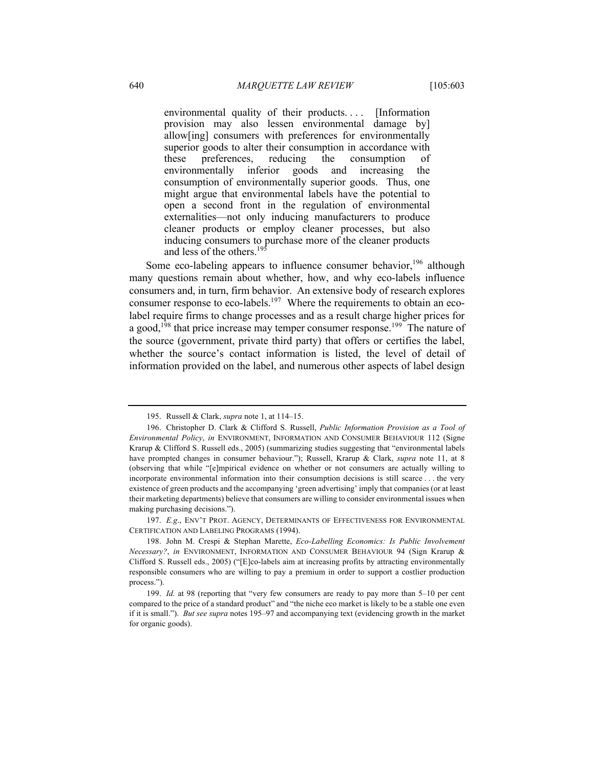> environmental quality of their products. . . . [Information provision may also lessen environmental damage by] allow[ing] consumers with preferences for environmentally superior goods to alter their consumption in accordance with these preferences, reducing the consumption of environmentally inferior goods and increasing the consumption of environmentally superior goods. Thus, one might argue that environmental labels have the potential to open a second front in the regulation of environmental externalities—not only inducing manufacturers to produce cleaner products or employ cleaner processes, but also inducing consumers to purchase more of the cleaner products and less of the others.[195]

Some eco-labeling appears to influence consumer behavior,[196] although many questions remain about whether, how, and why eco-labels influence consumers and, in turn, firm behavior. An extensive body of research explores consumer response to eco-labels.[197] Where the requirements to obtain an eco-label require firms to change processes and as a result charge higher prices for a good,[198] that price increase may temper consumer response.[199] The nature of the source (government, private third party) that offers or certifies the label, whether the source's contact information is listed, the level of detail of information provided on the label, and numerous other aspects of label design

---

195. Russell & Clark, *supra* note 1, at 114–15.

196. Christopher D. Clark & Clifford S. Russell, *Public Information Provision as a Tool of Environmental Policy*, *in* ENVIRONMENT, INFORMATION AND CONSUMER BEHAVIOUR 112 (Signe Krarup & Clifford S. Russell eds., 2005) (summarizing studies suggesting that "environmental labels have prompted changes in consumer behaviour."); Russell, Krarup & Clark, *supra* note 11, at 8 (observing that while "[e]mpirical evidence on whether or not consumers are actually willing to incorporate environmental information into their consumption decisions is still scarce . . . the very existence of green products and the accompanying 'green advertising' imply that companies (or at least their marketing departments) believe that consumers are willing to consider environmental issues when making purchasing decisions.").

197. *E.g.*, ENV'T PROT. AGENCY, DETERMINANTS OF EFFECTIVENESS FOR ENVIRONMENTAL CERTIFICATION AND LABELING PROGRAMS (1994).

198. John M. Crespi & Stephan Marette, *Eco-Labelling Economics: Is Public Involvement Necessary?*, *in* ENVIRONMENT, INFORMATION AND CONSUMER BEHAVIOUR 94 (Sign Krarup & Clifford S. Russell eds., 2005) ("[E]co-labels aim at increasing profits by attracting environmentally responsible consumers who are willing to pay a premium in order to support a costlier production process.").

199. *Id.* at 98 (reporting that "very few consumers are ready to pay more than 5–10 per cent compared to the price of a standard product" and "the niche eco market is likely to be a stable one even if it is small."). *But see supra* notes 195–97 and accompanying text (evidencing growth in the market for organic goods).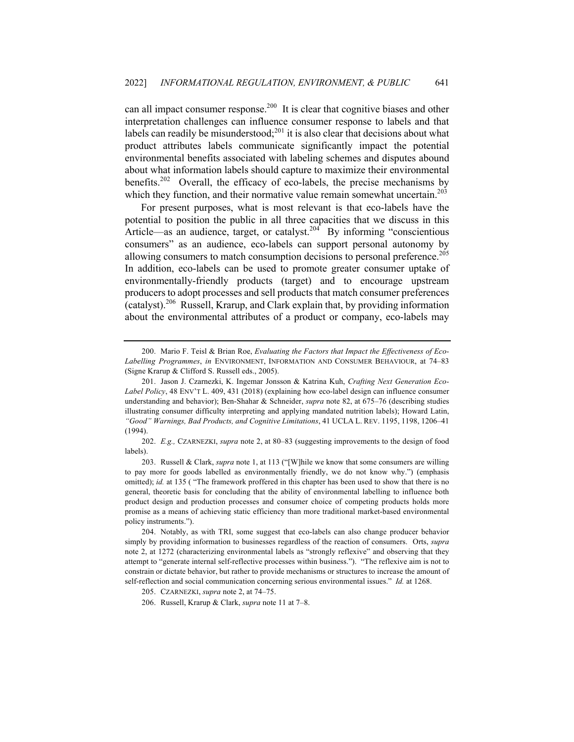can all impact consumer response.[200] It is clear that cognitive biases and other interpretation challenges can influence consumer response to labels and that labels can readily be misunderstood;[201] it is also clear that decisions about what product attributes labels communicate significantly impact the potential environmental benefits associated with labeling schemes and disputes abound about what information labels should capture to maximize their environmental benefits.[202] Overall, the efficacy of eco-labels, the precise mechanisms by which they function, and their normative value remain somewhat uncertain.[203]

For present purposes, what is most relevant is that eco-labels have the potential to position the public in all three capacities that we discuss in this Article—as an audience, target, or catalyst.[204] By informing "conscientious consumers" as an audience, eco-labels can support personal autonomy by allowing consumers to match consumption decisions to personal preference.[205] In addition, eco-labels can be used to promote greater consumer uptake of environmentally-friendly products (target) and to encourage upstream producers to adopt processes and sell products that match consumer preferences (catalyst).[206] Russell, Krarup, and Clark explain that, by providing information about the environmental attributes of a product or company, eco-labels may

---

200. Mario F. Teisl & Brian Roe, *Evaluating the Factors that Impact the Effectiveness of Eco-Labelling Programmes*, *in* ENVIRONMENT, INFORMATION AND CONSUMER BEHAVIOUR, at 74–83 (Signe Krarup & Clifford S. Russell eds., 2005).

201. Jason J. Czarnezki, K. Ingemar Jonsson & Katrina Kuh, *Crafting Next Generation Eco-Label Policy*, 48 ENV'T L. 409, 431 (2018) (explaining how eco-label design can influence consumer understanding and behavior); Ben-Shahar & Schneider, *supra* note 82, at 675–76 (describing studies illustrating consumer difficulty interpreting and applying mandated nutrition labels); Howard Latin, *"Good" Warnings, Bad Products, and Cognitive Limitations*, 41 UCLA L. REV. 1195, 1198, 1206–41 (1994).

202. *E.g.,* CZARNEZKI, *supra* note 2, at 80–83 (suggesting improvements to the design of food labels).

203. Russell & Clark, *supra* note 1, at 113 ("[W]hile we know that some consumers are willing to pay more for goods labelled as environmentally friendly, we do not know why.") (emphasis omitted); *id.* at 135 ( "The framework proffered in this chapter has been used to show that there is no general, theoretic basis for concluding that the ability of environmental labelling to influence both product design and production processes and consumer choice of competing products holds more promise as a means of achieving static efficiency than more traditional market-based environmental policy instruments.").

204. Notably, as with TRI, some suggest that eco-labels can also change producer behavior simply by providing information to businesses regardless of the reaction of consumers. Orts, *supra* note 2, at 1272 (characterizing environmental labels as "strongly reflexive" and observing that they attempt to "generate internal self-reflective processes within business."). "The reflexive aim is not to constrain or dictate behavior, but rather to provide mechanisms or structures to increase the amount of self-reflection and social communication concerning serious environmental issues." *Id.* at 1268.

205. CZARNEZKI, *supra* note 2, at 74–75.

206. Russell, Krarup & Clark, *supra* note 11 at 7–8.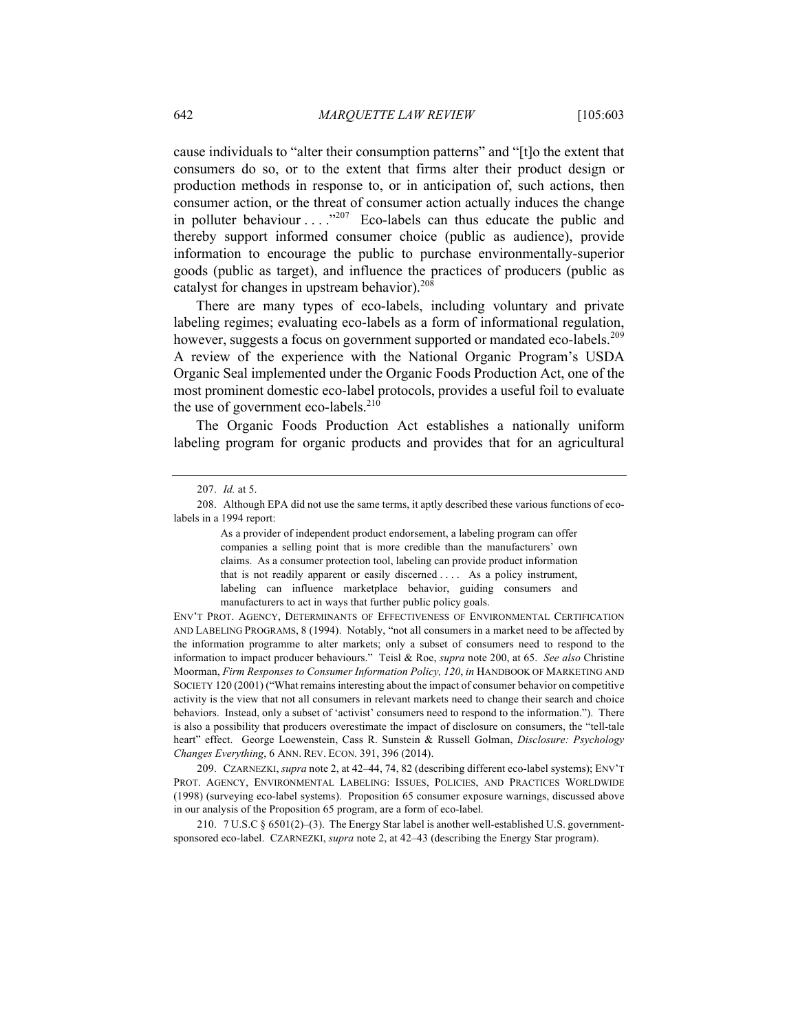cause individuals to "alter their consumption patterns" and "[t]o the extent that consumers do so, or to the extent that firms alter their product design or production methods in response to, or in anticipation of, such actions, then consumer action, or the threat of consumer action actually induces the change in polluter behaviour . . . ."[207] Eco-labels can thus educate the public and thereby support informed consumer choice (public as audience), provide information to encourage the public to purchase environmentally-superior goods (public as target), and influence the practices of producers (public as catalyst for changes in upstream behavior).[208]

There are many types of eco-labels, including voluntary and private labeling regimes; evaluating eco-labels as a form of informational regulation, however, suggests a focus on government supported or mandated eco-labels.[209] A review of the experience with the National Organic Program's USDA Organic Seal implemented under the Organic Foods Production Act, one of the most prominent domestic eco-label protocols, provides a useful foil to evaluate the use of government eco-labels.[210]

The Organic Foods Production Act establishes a nationally uniform labeling program for organic products and provides that for an agricultural

---

207. *Id.* at 5.

208. Although EPA did not use the same terms, it aptly described these various functions of eco-labels in a 1994 report:

> As a provider of independent product endorsement, a labeling program can offer companies a selling point that is more credible than the manufacturers' own claims. As a consumer protection tool, labeling can provide product information that is not readily apparent or easily discerned . . . . As a policy instrument, labeling can influence marketplace behavior, guiding consumers and manufacturers to act in ways that further public policy goals.

ENV'T PROT. AGENCY, DETERMINANTS OF EFFECTIVENESS OF ENVIRONMENTAL CERTIFICATION AND LABELING PROGRAMS, 8 (1994). Notably, "not all consumers in a market need to be affected by the information programme to alter markets; only a subset of consumers need to respond to the information to impact producer behaviours." Teisl & Roe, *supra* note 200, at 65. *See also* Christine Moorman, *Firm Responses to Consumer Information Policy, 120*, *in* HANDBOOK OF MARKETING AND SOCIETY 120 (2001) ("What remains interesting about the impact of consumer behavior on competitive activity is the view that not all consumers in relevant markets need to change their search and choice behaviors. Instead, only a subset of 'activist' consumers need to respond to the information."). There is also a possibility that producers overestimate the impact of disclosure on consumers, the "tell-tale heart" effect. George Loewenstein, Cass R. Sunstein & Russell Golman, *Disclosure: Psychology Changes Everything*, 6 ANN. REV. ECON. 391, 396 (2014).

209. CZARNEZKI, *supra* note 2, at 42–44, 74, 82 (describing different eco-label systems); ENV'T PROT. AGENCY, ENVIRONMENTAL LABELING: ISSUES, POLICIES, AND PRACTICES WORLDWIDE (1998) (surveying eco-label systems). Proposition 65 consumer exposure warnings, discussed above in our analysis of the Proposition 65 program, are a form of eco-label.

210. 7 U.S.C § 6501(2)–(3). The Energy Star label is another well-established U.S. government-sponsored eco-label. CZARNEZKI, *supra* note 2, at 42–43 (describing the Energy Star program).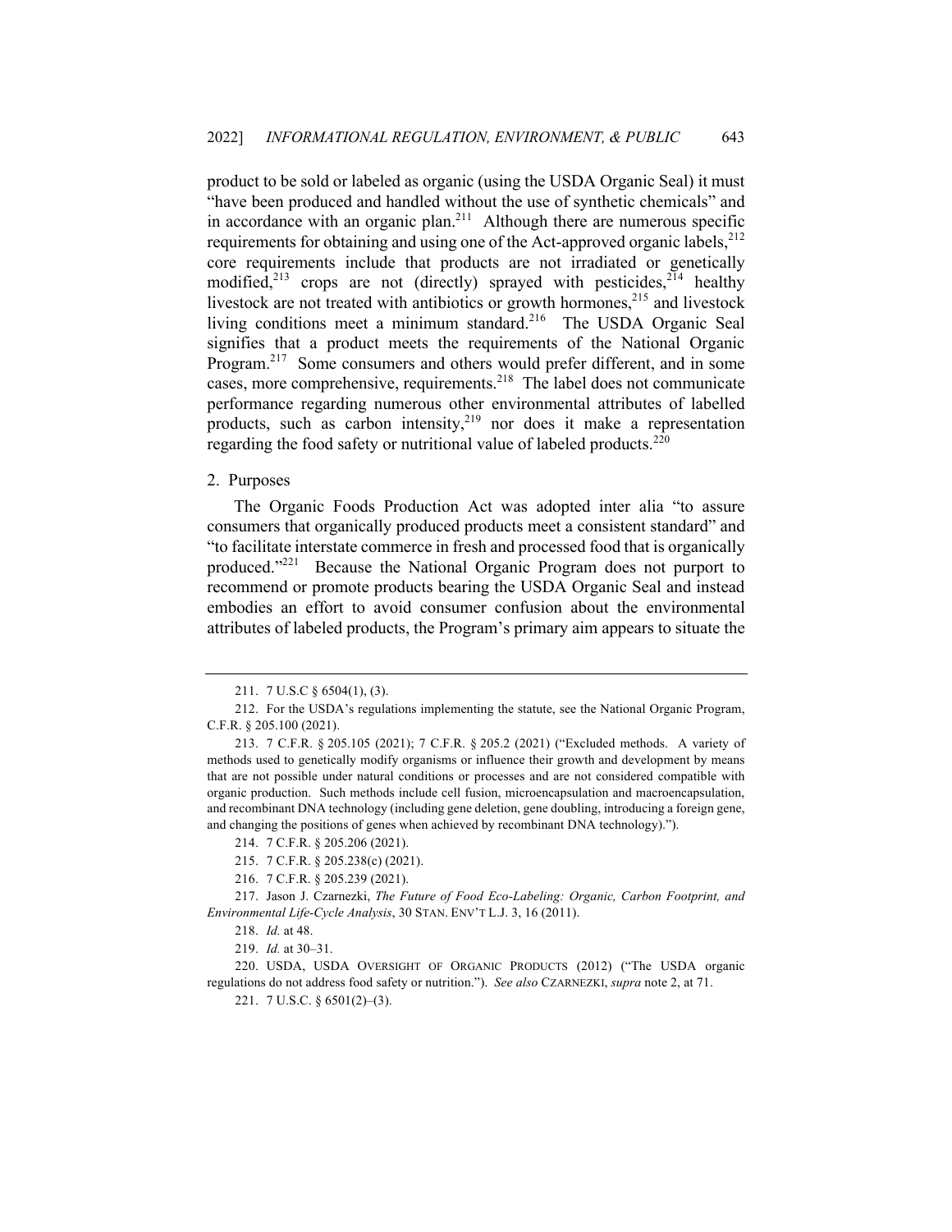product to be sold or labeled as organic (using the USDA Organic Seal) it must "have been produced and handled without the use of synthetic chemicals" and in accordance with an organic plan.[211] Although there are numerous specific requirements for obtaining and using one of the Act-approved organic labels,[212] core requirements include that products are not irradiated or genetically modified,[213] crops are not (directly) sprayed with pesticides,[214] healthy livestock are not treated with antibiotics or growth hormones,[215] and livestock living conditions meet a minimum standard.[216] The USDA Organic Seal signifies that a product meets the requirements of the National Organic Program.[217] Some consumers and others would prefer different, and in some cases, more comprehensive, requirements.[218] The label does not communicate performance regarding numerous other environmental attributes of labelled products, such as carbon intensity,[219] nor does it make a representation regarding the food safety or nutritional value of labeled products.[220]

2. Purposes

The Organic Foods Production Act was adopted inter alia "to assure consumers that organically produced products meet a consistent standard" and "to facilitate interstate commerce in fresh and processed food that is organically produced."[221] Because the National Organic Program does not purport to recommend or promote products bearing the USDA Organic Seal and instead embodies an effort to avoid consumer confusion about the environmental attributes of labeled products, the Program's primary aim appears to situate the

---

211. 7 U.S.C § 6504(1), (3).

212. For the USDA's regulations implementing the statute, see the National Organic Program, C.F.R. § 205.100 (2021).

213. 7 C.F.R. § 205.105 (2021); 7 C.F.R. § 205.2 (2021) ("Excluded methods. A variety of methods used to genetically modify organisms or influence their growth and development by means that are not possible under natural conditions or processes and are not considered compatible with organic production. Such methods include cell fusion, microencapsulation and macroencapsulation, and recombinant DNA technology (including gene deletion, gene doubling, introducing a foreign gene, and changing the positions of genes when achieved by recombinant DNA technology).").

214. 7 C.F.R. § 205.206 (2021).

215. 7 C.F.R. § 205.238(c) (2021).

216. 7 C.F.R. § 205.239 (2021).

217. Jason J. Czarnezki, *The Future of Food Eco-Labeling: Organic, Carbon Footprint, and Environmental Life-Cycle Analysis*, 30 STAN. ENV'T L.J. 3, 16 (2011).

218. *Id.* at 48.

219. *Id.* at 30–31.

220. USDA, USDA OVERSIGHT OF ORGANIC PRODUCTS (2012) ("The USDA organic regulations do not address food safety or nutrition."). *See also* CZARNEZKI, *supra* note 2, at 71.

221. 7 U.S.C. § 6501(2)–(3).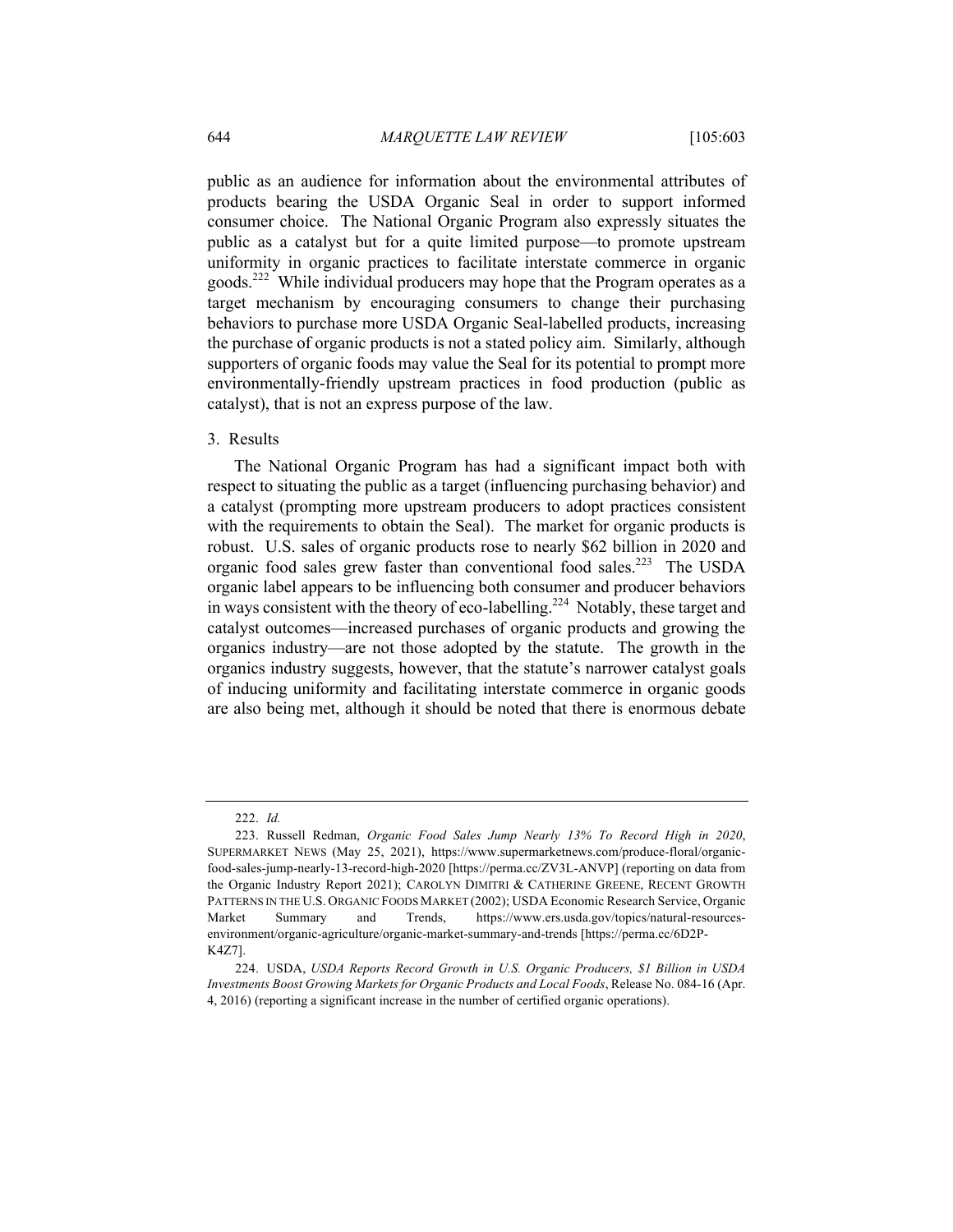public as an audience for information about the environmental attributes of products bearing the USDA Organic Seal in order to support informed consumer choice. The National Organic Program also expressly situates the public as a catalyst but for a quite limited purpose—to promote upstream uniformity in organic practices to facilitate interstate commerce in organic goods.[222] While individual producers may hope that the Program operates as a target mechanism by encouraging consumers to change their purchasing behaviors to purchase more USDA Organic Seal-labelled products, increasing the purchase of organic products is not a stated policy aim. Similarly, although supporters of organic foods may value the Seal for its potential to prompt more environmentally-friendly upstream practices in food production (public as catalyst), that is not an express purpose of the law.

3. Results

The National Organic Program has had a significant impact both with respect to situating the public as a target (influencing purchasing behavior) and a catalyst (prompting more upstream producers to adopt practices consistent with the requirements to obtain the Seal). The market for organic products is robust. U.S. sales of organic products rose to nearly $62 billion in 2020 and organic food sales grew faster than conventional food sales.[223] The USDA organic label appears to be influencing both consumer and producer behaviors in ways consistent with the theory of eco-labelling.[224] Notably, these target and catalyst outcomes—increased purchases of organic products and growing the organics industry—are not those adopted by the statute. The growth in the organics industry suggests, however, that the statute's narrower catalyst goals of inducing uniformity and facilitating interstate commerce in organic goods are also being met, although it should be noted that there is enormous debate

---

222. *Id.*

223. Russell Redman, *Organic Food Sales Jump Nearly 13% To Record High in 2020*, SUPERMARKET NEWS (May 25, 2021), https://www.supermarketnews.com/produce-floral/organic-food-sales-jump-nearly-13-record-high-2020 [https://perma.cc/ZV3L-ANVP] (reporting on data from the Organic Industry Report 2021); CAROLYN DIMITRI & CATHERINE GREENE, RECENT GROWTH PATTERNS IN THE U.S. ORGANIC FOODS MARKET (2002); USDA Economic Research Service, Organic Market Summary and Trends, https://www.ers.usda.gov/topics/natural-resources-environment/organic-agriculture/organic-market-summary-and-trends [https://perma.cc/6D2P-K4Z7].

224. USDA, *USDA Reports Record Growth in U.S. Organic Producers, $1 Billion in USDA Investments Boost Growing Markets for Organic Products and Local Foods*, Release No. 084-16 (Apr. 4, 2016) (reporting a significant increase in the number of certified organic operations).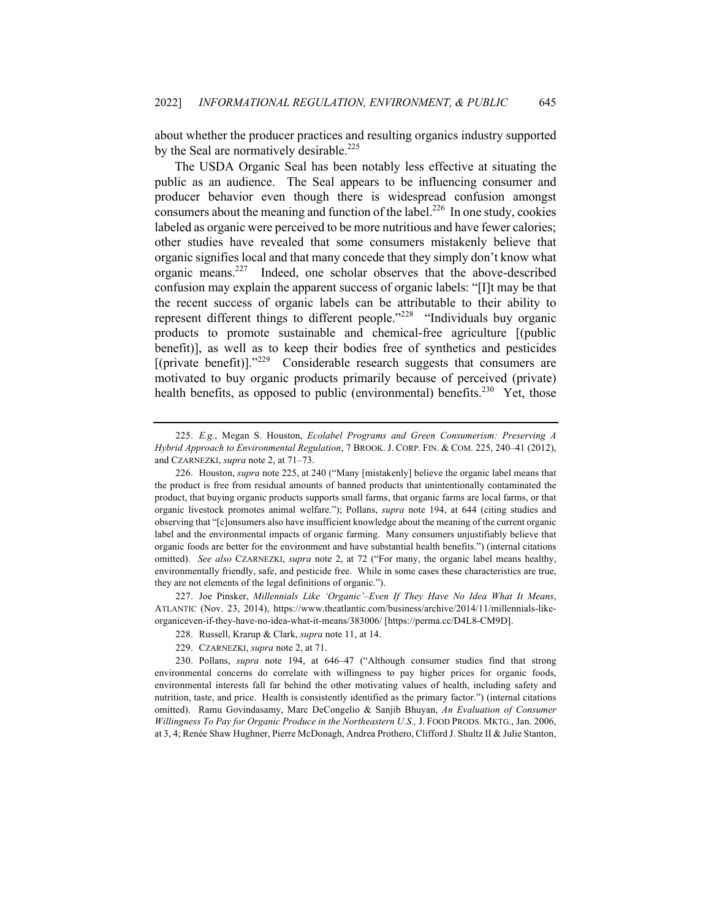about whether the producer practices and resulting organics industry supported by the Seal are normatively desirable.[225]

The USDA Organic Seal has been notably less effective at situating the public as an audience. The Seal appears to be influencing consumer and producer behavior even though there is widespread confusion amongst consumers about the meaning and function of the label.[226] In one study, cookies labeled as organic were perceived to be more nutritious and have fewer calories; other studies have revealed that some consumers mistakenly believe that organic signifies local and that many concede that they simply don't know what organic means.[227] Indeed, one scholar observes that the above-described confusion may explain the apparent success of organic labels: "[I]t may be that the recent success of organic labels can be attributable to their ability to represent different things to different people."[228] "Individuals buy organic products to promote sustainable and chemical-free agriculture [(public benefit)], as well as to keep their bodies free of synthetics and pesticides [(private benefit)]."[229] Considerable research suggests that consumers are motivated to buy organic products primarily because of perceived (private) health benefits, as opposed to public (environmental) benefits.[230] Yet, those

---

225. *E.g.*, Megan S. Houston, *Ecolabel Programs and Green Consumerism: Preserving A Hybrid Approach to Environmental Regulation*, 7 BROOK. J. CORP. FIN. & COM. 225, 240–41 (2012), and CZARNEZKI, *supra* note 2, at 71–73.

226. Houston, *supra* note 225, at 240 ("Many [mistakenly] believe the organic label means that the product is free from residual amounts of banned products that unintentionally contaminated the product, that buying organic products supports small farms, that organic farms are local farms, or that organic livestock promotes animal welfare."); Pollans, *supra* note 194, at 644 (citing studies and observing that "[c]onsumers also have insufficient knowledge about the meaning of the current organic label and the environmental impacts of organic farming. Many consumers unjustifiably believe that organic foods are better for the environment and have substantial health benefits.") (internal citations omitted). *See also* CZARNEZKI, *supra* note 2, at 72 ("For many, the organic label means healthy, environmentally friendly, safe, and pesticide free. While in some cases these characteristics are true, they are not elements of the legal definitions of organic.").

227. Joe Pinsker, *Millennials Like 'Organic'–Even If They Have No Idea What It Means*, ATLANTIC (Nov. 23, 2014), https://www.theatlantic.com/business/archive/2014/11/millennials-like-organiceven-if-they-have-no-idea-what-it-means/383006/ [https://perma.cc/D4L8-CM9D].

228. Russell, Krarup & Clark, *supra* note 11, at 14.

229. CZARNEZKI, *supra* note 2, at 71.

230. Pollans, *supra* note 194, at 646–47 ("Although consumer studies find that strong environmental concerns do correlate with willingness to pay higher prices for organic foods, environmental interests fall far behind the other motivating values of health, including safety and nutrition, taste, and price. Health is consistently identified as the primary factor.") (internal citations omitted). Ramu Govindasamy, Marc DeCongelio & Sanjib Bhuyan, *An Evaluation of Consumer Willingness To Pay for Organic Produce in the Northeastern U.S.,* J. FOOD PRODS. MKTG., Jan. 2006, at 3, 4; Renée Shaw Hughner, Pierre McDonagh, Andrea Prothero, Clifford J. Shultz II & Julie Stanton,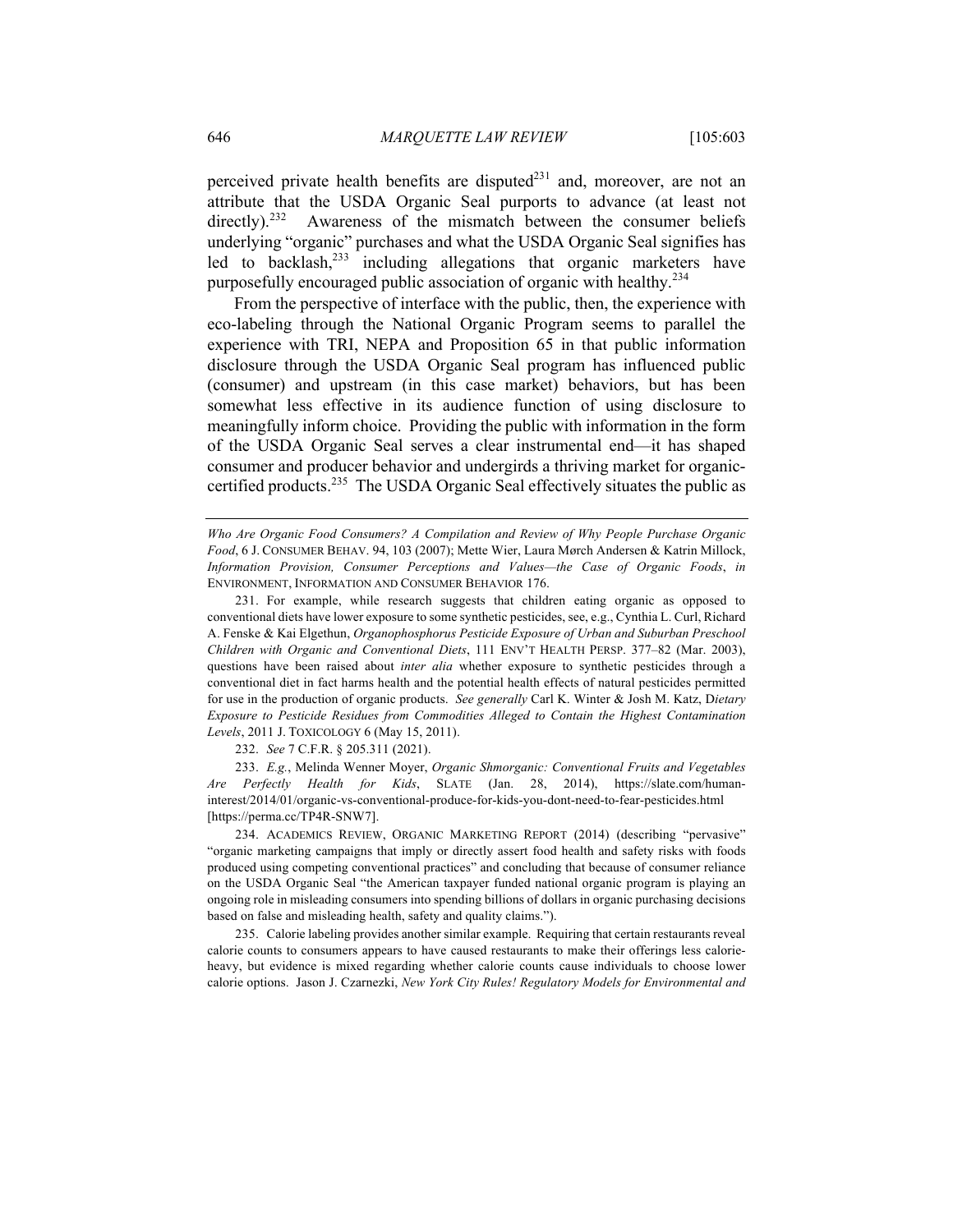perceived private health benefits are disputed[231] and, moreover, are not an attribute that the USDA Organic Seal purports to advance (at least not directly).[232] Awareness of the mismatch between the consumer beliefs underlying "organic" purchases and what the USDA Organic Seal signifies has led to backlash,[233] including allegations that organic marketers have purposefully encouraged public association of organic with healthy.[234]

From the perspective of interface with the public, then, the experience with eco-labeling through the National Organic Program seems to parallel the experience with TRI, NEPA and Proposition 65 in that public information disclosure through the USDA Organic Seal program has influenced public (consumer) and upstream (in this case market) behaviors, but has been somewhat less effective in its audience function of using disclosure to meaningfully inform choice. Providing the public with information in the form of the USDA Organic Seal serves a clear instrumental end—it has shaped consumer and producer behavior and undergirds a thriving market for organic-certified products.[235] The USDA Organic Seal effectively situates the public as

---

*Who Are Organic Food Consumers? A Compilation and Review of Why People Purchase Organic Food*, 6 J. CONSUMER BEHAV. 94, 103 (2007); Mette Wier, Laura Mørch Andersen & Katrin Millock, *Information Provision, Consumer Perceptions and Values—the Case of Organic Foods*, *in* ENVIRONMENT, INFORMATION AND CONSUMER BEHAVIOR 176.

231. For example, while research suggests that children eating organic as opposed to conventional diets have lower exposure to some synthetic pesticides, see, e.g., Cynthia L. Curl, Richard A. Fenske & Kai Elgethun, *Organophosphorus Pesticide Exposure of Urban and Suburban Preschool Children with Organic and Conventional Diets*, 111 ENV'T HEALTH PERSP. 377–82 (Mar. 2003), questions have been raised about *inter alia* whether exposure to synthetic pesticides through a conventional diet in fact harms health and the potential health effects of natural pesticides permitted for use in the production of organic products. *See generally* Carl K. Winter & Josh M. Katz, *Dietary Exposure to Pesticide Residues from Commodities Alleged to Contain the Highest Contamination Levels*, 2011 J. TOXICOLOGY 6 (May 15, 2011).

232. *See* 7 C.F.R. § 205.311 (2021).

233. *E.g.*, Melinda Wenner Moyer, *Organic Shmorganic: Conventional Fruits and Vegetables Are Perfectly Health for Kids*, SLATE (Jan. 28, 2014), https://slate.com/human-interest/2014/01/organic-vs-conventional-produce-for-kids-you-dont-need-to-fear-pesticides.html [https://perma.cc/TP4R-SNW7].

234. ACADEMICS REVIEW, ORGANIC MARKETING REPORT (2014) (describing "pervasive" "organic marketing campaigns that imply or directly assert food health and safety risks with foods produced using competing conventional practices" and concluding that because of consumer reliance on the USDA Organic Seal "the American taxpayer funded national organic program is playing an ongoing role in misleading consumers into spending billions of dollars in organic purchasing decisions based on false and misleading health, safety and quality claims.").

235. Calorie labeling provides another similar example. Requiring that certain restaurants reveal calorie counts to consumers appears to have caused restaurants to make their offerings less calorie-heavy, but evidence is mixed regarding whether calorie counts cause individuals to choose lower calorie options. Jason J. Czarnezki, *New York City Rules! Regulatory Models for Environmental and*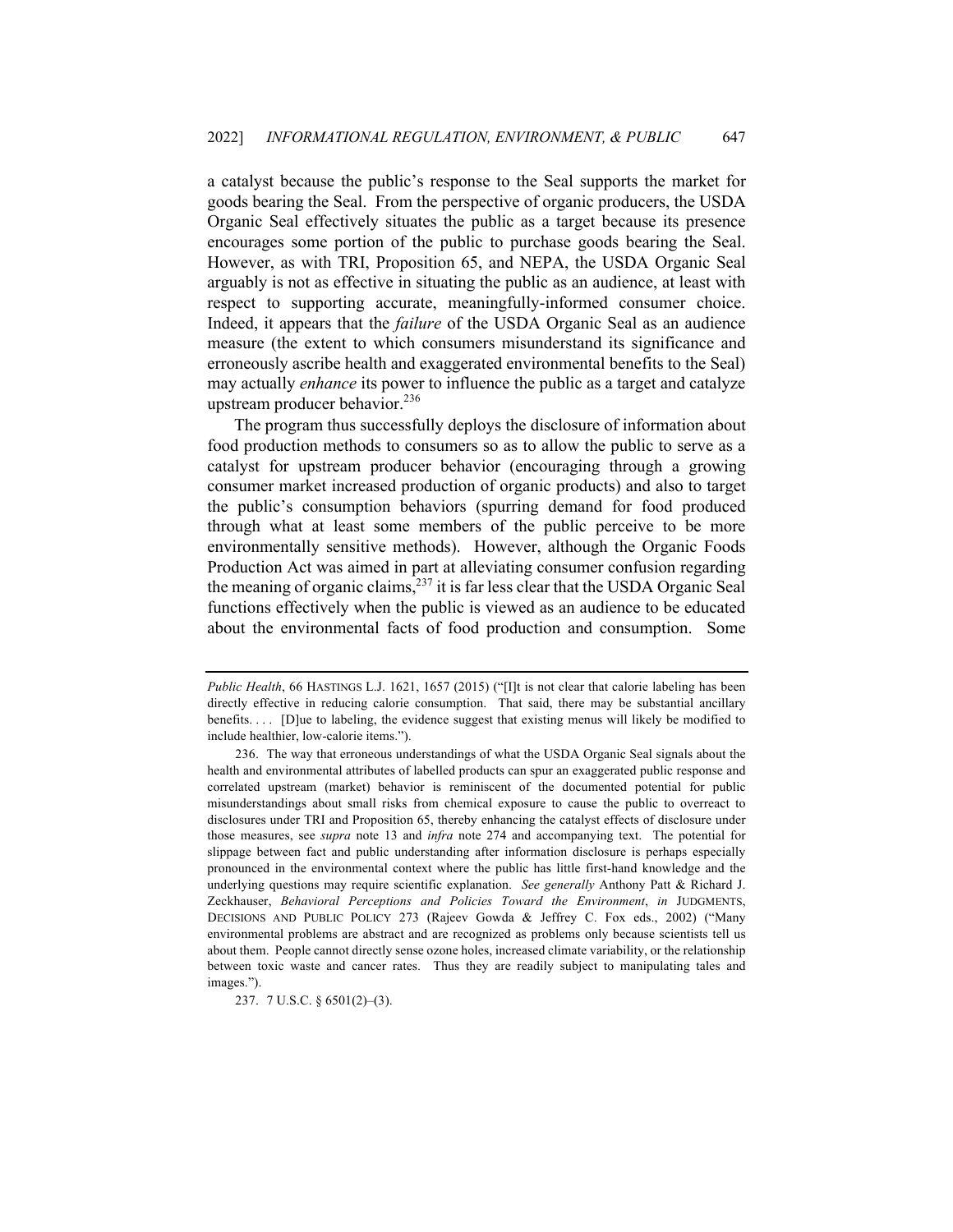a catalyst because the public's response to the Seal supports the market for goods bearing the Seal. From the perspective of organic producers, the USDA Organic Seal effectively situates the public as a target because its presence encourages some portion of the public to purchase goods bearing the Seal. However, as with TRI, Proposition 65, and NEPA, the USDA Organic Seal arguably is not as effective in situating the public as an audience, at least with respect to supporting accurate, meaningfully-informed consumer choice. Indeed, it appears that the *failure* of the USDA Organic Seal as an audience measure (the extent to which consumers misunderstand its significance and erroneously ascribe health and exaggerated environmental benefits to the Seal) may actually *enhance* its power to influence the public as a target and catalyze upstream producer behavior.[236]

The program thus successfully deploys the disclosure of information about food production methods to consumers so as to allow the public to serve as a catalyst for upstream producer behavior (encouraging through a growing consumer market increased production of organic products) and also to target the public's consumption behaviors (spurring demand for food produced through what at least some members of the public perceive to be more environmentally sensitive methods). However, although the Organic Foods Production Act was aimed in part at alleviating consumer confusion regarding the meaning of organic claims,[237] it is far less clear that the USDA Organic Seal functions effectively when the public is viewed as an audience to be educated about the environmental facts of food production and consumption. Some

---

*Public Health*, 66 HASTINGS L.J. 1621, 1657 (2015) ("[I]t is not clear that calorie labeling has been directly effective in reducing calorie consumption. That said, there may be substantial ancillary benefits. . . . [D]ue to labeling, the evidence suggest that existing menus will likely be modified to include healthier, low-calorie items.").

236. The way that erroneous understandings of what the USDA Organic Seal signals about the health and environmental attributes of labelled products can spur an exaggerated public response and correlated upstream (market) behavior is reminiscent of the documented potential for public misunderstandings about small risks from chemical exposure to cause the public to overreact to disclosures under TRI and Proposition 65, thereby enhancing the catalyst effects of disclosure under those measures, see *supra* note 13 and *infra* note 274 and accompanying text. The potential for slippage between fact and public understanding after information disclosure is perhaps especially pronounced in the environmental context where the public has little first-hand knowledge and the underlying questions may require scientific explanation. *See generally* Anthony Patt & Richard J. Zeckhauser, *Behavioral Perceptions and Policies Toward the Environment*, *in* JUDGMENTS, DECISIONS AND PUBLIC POLICY 273 (Rajeev Gowda & Jeffrey C. Fox eds., 2002) ("Many environmental problems are abstract and are recognized as problems only because scientists tell us about them. People cannot directly sense ozone holes, increased climate variability, or the relationship between toxic waste and cancer rates. Thus they are readily subject to manipulating tales and images.").

237. 7 U.S.C. § 6501(2)–(3).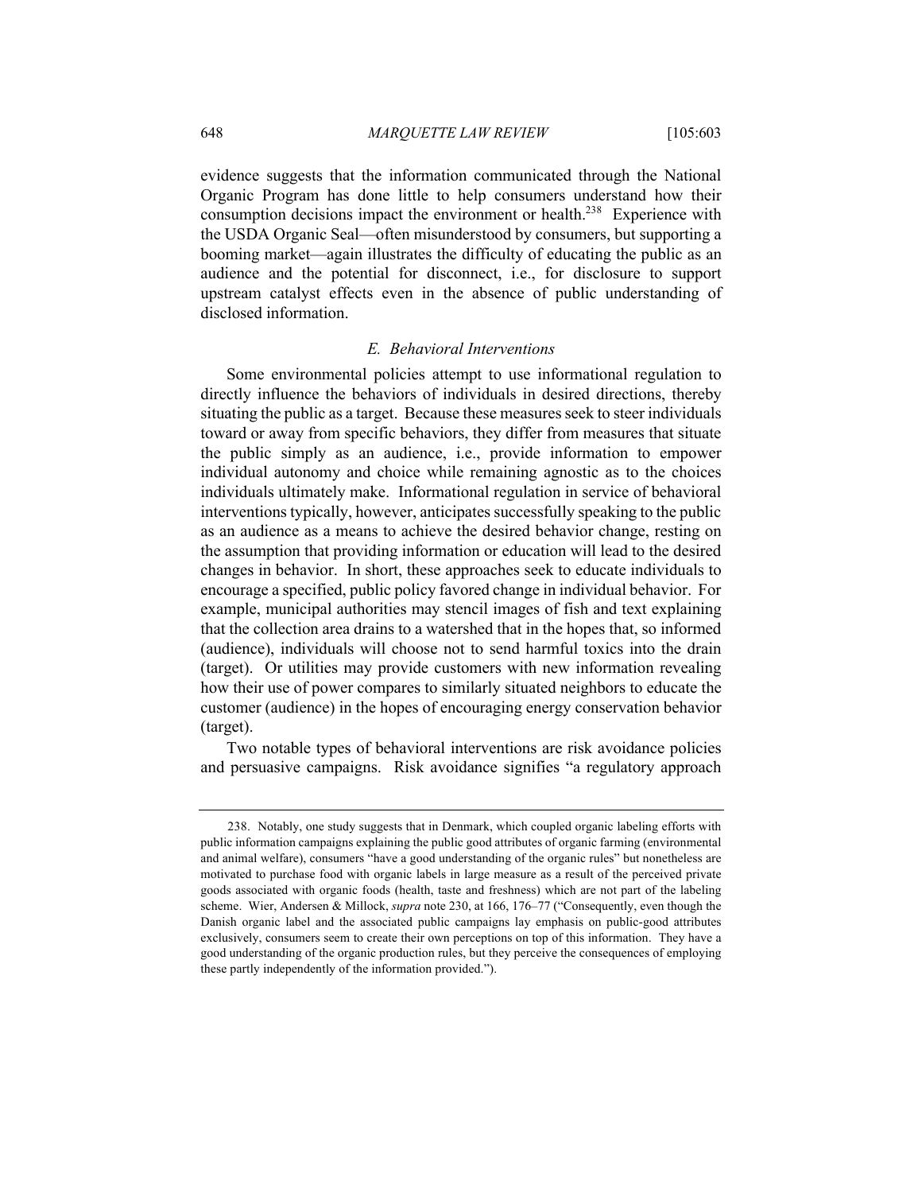evidence suggests that the information communicated through the National Organic Program has done little to help consumers understand how their consumption decisions impact the environment or health.[238] Experience with the USDA Organic Seal—often misunderstood by consumers, but supporting a booming market—again illustrates the difficulty of educating the public as an audience and the potential for disconnect, i.e., for disclosure to support upstream catalyst effects even in the absence of public understanding of disclosed information.

### *E. Behavioral Interventions*

Some environmental policies attempt to use informational regulation to directly influence the behaviors of individuals in desired directions, thereby situating the public as a target. Because these measures seek to steer individuals toward or away from specific behaviors, they differ from measures that situate the public simply as an audience, i.e., provide information to empower individual autonomy and choice while remaining agnostic as to the choices individuals ultimately make. Informational regulation in service of behavioral interventions typically, however, anticipates successfully speaking to the public as an audience as a means to achieve the desired behavior change, resting on the assumption that providing information or education will lead to the desired changes in behavior. In short, these approaches seek to educate individuals to encourage a specified, public policy favored change in individual behavior. For example, municipal authorities may stencil images of fish and text explaining that the collection area drains to a watershed that in the hopes that, so informed (audience), individuals will choose not to send harmful toxics into the drain (target). Or utilities may provide customers with new information revealing how their use of power compares to similarly situated neighbors to educate the customer (audience) in the hopes of encouraging energy conservation behavior (target).

Two notable types of behavioral interventions are risk avoidance policies and persuasive campaigns. Risk avoidance signifies "a regulatory approach

---

238. Notably, one study suggests that in Denmark, which coupled organic labeling efforts with public information campaigns explaining the public good attributes of organic farming (environmental and animal welfare), consumers "have a good understanding of the organic rules" but nonetheless are motivated to purchase food with organic labels in large measure as a result of the perceived private goods associated with organic foods (health, taste and freshness) which are not part of the labeling scheme. Wier, Andersen & Millock, *supra* note 230, at 166, 176–77 ("Consequently, even though the Danish organic label and the associated public campaigns lay emphasis on public-good attributes exclusively, consumers seem to create their own perceptions on top of this information. They have a good understanding of the organic production rules, but they perceive the consequences of employing these partly independently of the information provided.").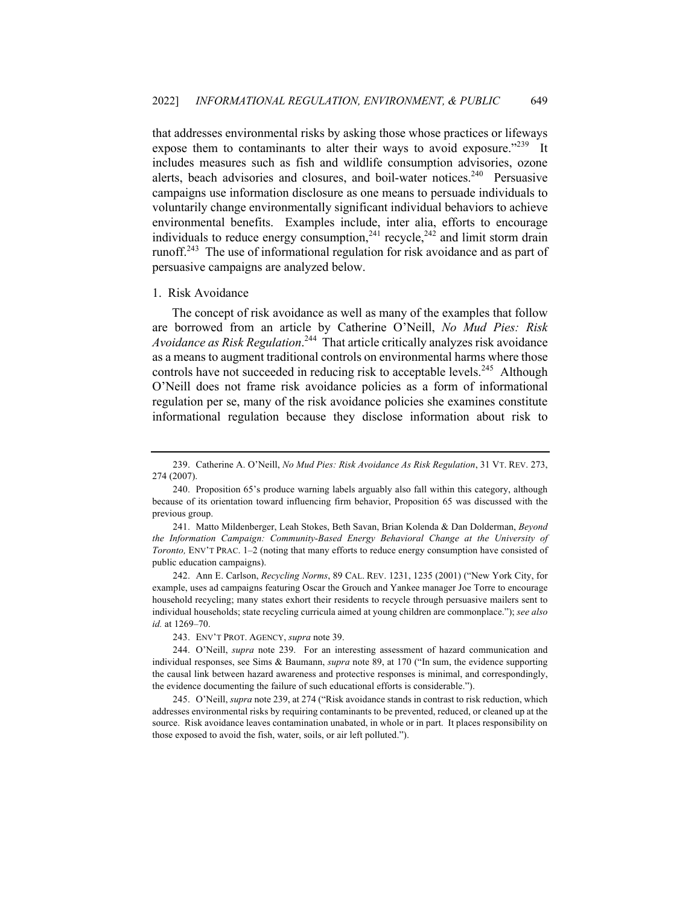that addresses environmental risks by asking those whose practices or lifeways expose them to contaminants to alter their ways to avoid exposure."[239] It includes measures such as fish and wildlife consumption advisories, ozone alerts, beach advisories and closures, and boil-water notices.[240] Persuasive campaigns use information disclosure as one means to persuade individuals to voluntarily change environmentally significant individual behaviors to achieve environmental benefits. Examples include, inter alia, efforts to encourage individuals to reduce energy consumption,[241] recycle,[242] and limit storm drain runoff.[243] The use of informational regulation for risk avoidance and as part of persuasive campaigns are analyzed below.

1. Risk Avoidance

The concept of risk avoidance as well as many of the examples that follow are borrowed from an article by Catherine O'Neill, *No Mud Pies: Risk Avoidance as Risk Regulation*.[244] That article critically analyzes risk avoidance as a means to augment traditional controls on environmental harms where those controls have not succeeded in reducing risk to acceptable levels.[245] Although O'Neill does not frame risk avoidance policies as a form of informational regulation per se, many of the risk avoidance policies she examines constitute informational regulation because they disclose information about risk to

---

239. Catherine A. O'Neill, *No Mud Pies: Risk Avoidance As Risk Regulation*, 31 VT. REV. 273, 274 (2007).

240. Proposition 65's produce warning labels arguably also fall within this category, although because of its orientation toward influencing firm behavior, Proposition 65 was discussed with the previous group.

241. Matto Mildenberger, Leah Stokes, Beth Savan, Brian Kolenda & Dan Dolderman, *Beyond the Information Campaign: Community-Based Energy Behavioral Change at the University of Toronto,* ENV'T PRAC. 1–2 (noting that many efforts to reduce energy consumption have consisted of public education campaigns).

242. Ann E. Carlson, *Recycling Norms*, 89 CAL. REV. 1231, 1235 (2001) ("New York City, for example, uses ad campaigns featuring Oscar the Grouch and Yankee manager Joe Torre to encourage household recycling; many states exhort their residents to recycle through persuasive mailers sent to individual households; state recycling curricula aimed at young children are commonplace."); *see also id.* at 1269–70.

243. ENV'T PROT. AGENCY, *supra* note 39.

244. O'Neill, *supra* note 239. For an interesting assessment of hazard communication and individual responses, see Sims & Baumann, *supra* note 89, at 170 ("In sum, the evidence supporting the causal link between hazard awareness and protective responses is minimal, and correspondingly, the evidence documenting the failure of such educational efforts is considerable.").

245. O'Neill, *supra* note 239, at 274 ("Risk avoidance stands in contrast to risk reduction, which addresses environmental risks by requiring contaminants to be prevented, reduced, or cleaned up at the source. Risk avoidance leaves contamination unabated, in whole or in part. It places responsibility on those exposed to avoid the fish, water, soils, or air left polluted.").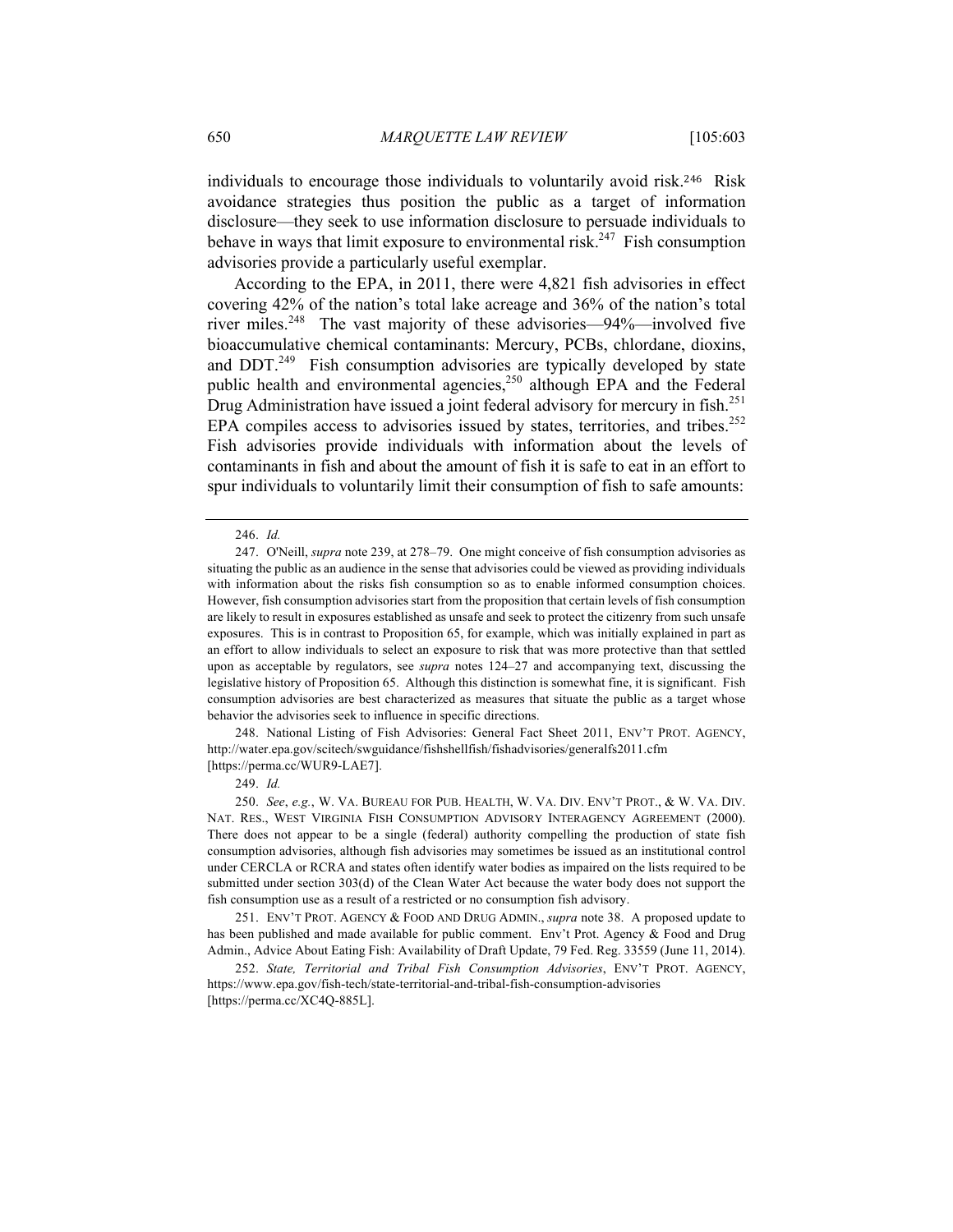individuals to encourage those individuals to voluntarily avoid risk.[246] Risk avoidance strategies thus position the public as a target of information disclosure—they seek to use information disclosure to persuade individuals to behave in ways that limit exposure to environmental risk.[247] Fish consumption advisories provide a particularly useful exemplar.

According to the EPA, in 2011, there were 4,821 fish advisories in effect covering 42% of the nation's total lake acreage and 36% of the nation's total river miles.[248] The vast majority of these advisories—94%—involved five bioaccumulative chemical contaminants: Mercury, PCBs, chlordane, dioxins, and DDT.[249] Fish consumption advisories are typically developed by state public health and environmental agencies,[250] although EPA and the Federal Drug Administration have issued a joint federal advisory for mercury in fish.[251] EPA compiles access to advisories issued by states, territories, and tribes.[252] Fish advisories provide individuals with information about the levels of contaminants in fish and about the amount of fish it is safe to eat in an effort to spur individuals to voluntarily limit their consumption of fish to safe amounts:

---

246. *Id.*

247. O'Neill, *supra* note 239, at 278–79. One might conceive of fish consumption advisories as situating the public as an audience in the sense that advisories could be viewed as providing individuals with information about the risks fish consumption so as to enable informed consumption choices. However, fish consumption advisories start from the proposition that certain levels of fish consumption are likely to result in exposures established as unsafe and seek to protect the citizenry from such unsafe exposures. This is in contrast to Proposition 65, for example, which was initially explained in part as an effort to allow individuals to select an exposure to risk that was more protective than that settled upon as acceptable by regulators, see *supra* notes 124–27 and accompanying text, discussing the legislative history of Proposition 65. Although this distinction is somewhat fine, it is significant. Fish consumption advisories are best characterized as measures that situate the public as a target whose behavior the advisories seek to influence in specific directions.

248. National Listing of Fish Advisories: General Fact Sheet 2011, ENV'T PROT. AGENCY, http://water.epa.gov/scitech/swguidance/fishshellfish/fishadvisories/generalfs2011.cfm [https://perma.cc/WUR9-LAE7].

249. *Id.*

250. *See*, *e.g.*, W. VA. BUREAU FOR PUB. HEALTH, W. VA. DIV. ENV'T PROT., & W. VA. DIV. NAT. RES., WEST VIRGINIA FISH CONSUMPTION ADVISORY INTERAGENCY AGREEMENT (2000). There does not appear to be a single (federal) authority compelling the production of state fish consumption advisories, although fish advisories may sometimes be issued as an institutional control under CERCLA or RCRA and states often identify water bodies as impaired on the lists required to be submitted under section 303(d) of the Clean Water Act because the water body does not support the fish consumption use as a result of a restricted or no consumption fish advisory.

251. ENV'T PROT. AGENCY & FOOD AND DRUG ADMIN., *supra* note 38. A proposed update to has been published and made available for public comment. Env't Prot. Agency & Food and Drug Admin., Advice About Eating Fish: Availability of Draft Update, 79 Fed. Reg. 33559 (June 11, 2014).

252. *State, Territorial and Tribal Fish Consumption Advisories*, ENV'T PROT. AGENCY, https://www.epa.gov/fish-tech/state-territorial-and-tribal-fish-consumption-advisories [https://perma.cc/XC4Q-885L].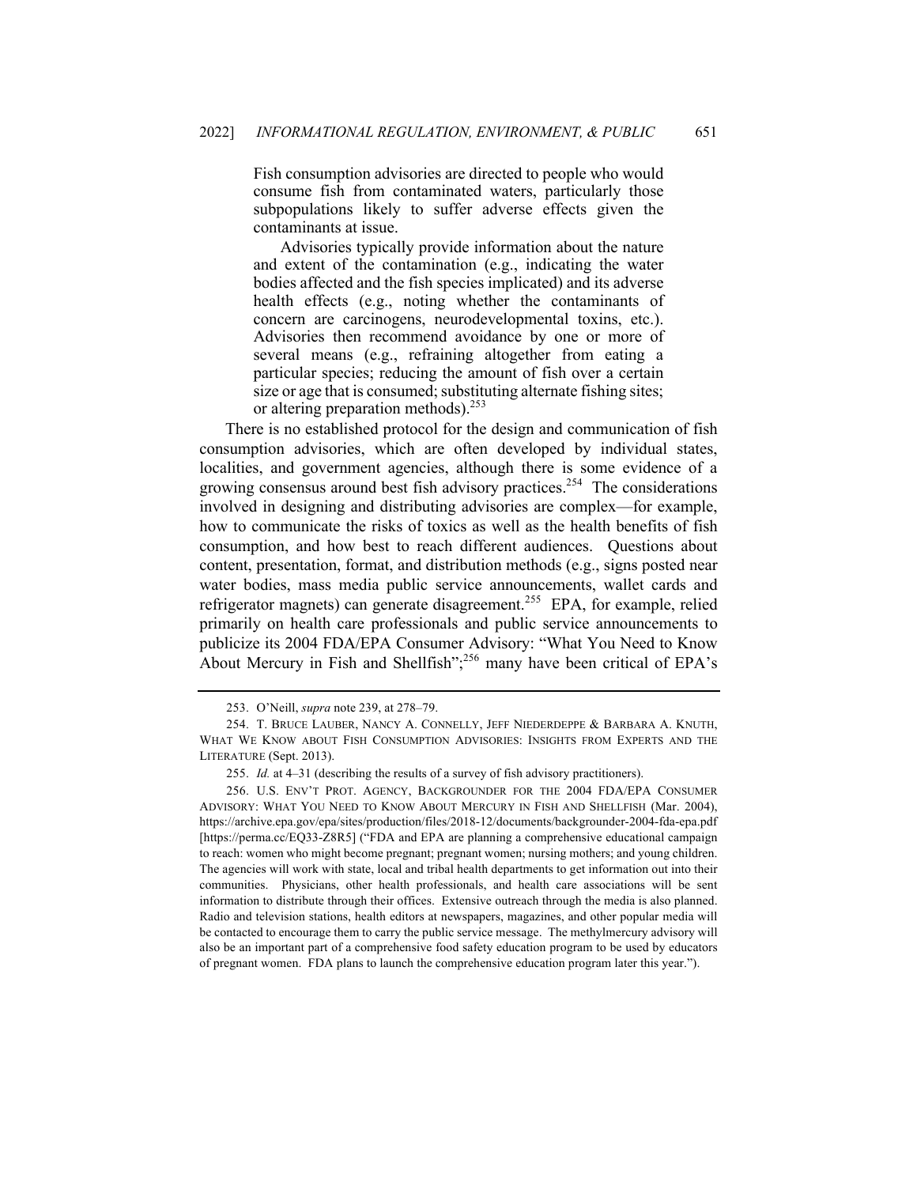> Fish consumption advisories are directed to people who would consume fish from contaminated waters, particularly those subpopulations likely to suffer adverse effects given the contaminants at issue.
>
> Advisories typically provide information about the nature and extent of the contamination (e.g., indicating the water bodies affected and the fish species implicated) and its adverse health effects (e.g., noting whether the contaminants of concern are carcinogens, neurodevelopmental toxins, etc.). Advisories then recommend avoidance by one or more of several means (e.g., refraining altogether from eating a particular species; reducing the amount of fish over a certain size or age that is consumed; substituting alternate fishing sites; or altering preparation methods).[253]

There is no established protocol for the design and communication of fish consumption advisories, which are often developed by individual states, localities, and government agencies, although there is some evidence of a growing consensus around best fish advisory practices.[254] The considerations involved in designing and distributing advisories are complex—for example, how to communicate the risks of toxics as well as the health benefits of fish consumption, and how best to reach different audiences. Questions about content, presentation, format, and distribution methods (e.g., signs posted near water bodies, mass media public service announcements, wallet cards and refrigerator magnets) can generate disagreement.[255] EPA, for example, relied primarily on health care professionals and public service announcements to publicize its 2004 FDA/EPA Consumer Advisory: "What You Need to Know About Mercury in Fish and Shellfish";[256] many have been critical of EPA's

---

253. O'Neill, *supra* note 239, at 278–79.

254. T. BRUCE LAUBER, NANCY A. CONNELLY, JEFF NIEDERDEPPE & BARBARA A. KNUTH, WHAT WE KNOW ABOUT FISH CONSUMPTION ADVISORIES: INSIGHTS FROM EXPERTS AND THE LITERATURE (Sept. 2013).

255. *Id.* at 4–31 (describing the results of a survey of fish advisory practitioners).

256. U.S. ENV'T PROT. AGENCY, BACKGROUNDER FOR THE 2004 FDA/EPA CONSUMER ADVISORY: WHAT YOU NEED TO KNOW ABOUT MERCURY IN FISH AND SHELLFISH (Mar. 2004), https://archive.epa.gov/epa/sites/production/files/2018-12/documents/backgrounder-2004-fda-epa.pdf [https://perma.cc/EQ33-Z8R5] ("FDA and EPA are planning a comprehensive educational campaign to reach: women who might become pregnant; pregnant women; nursing mothers; and young children. The agencies will work with state, local and tribal health departments to get information out into their communities. Physicians, other health professionals, and health care associations will be sent information to distribute through their offices. Extensive outreach through the media is also planned. Radio and television stations, health editors at newspapers, magazines, and other popular media will be contacted to encourage them to carry the public service message. The methylmercury advisory will also be an important part of a comprehensive food safety education program to be used by educators of pregnant women. FDA plans to launch the comprehensive education program later this year.").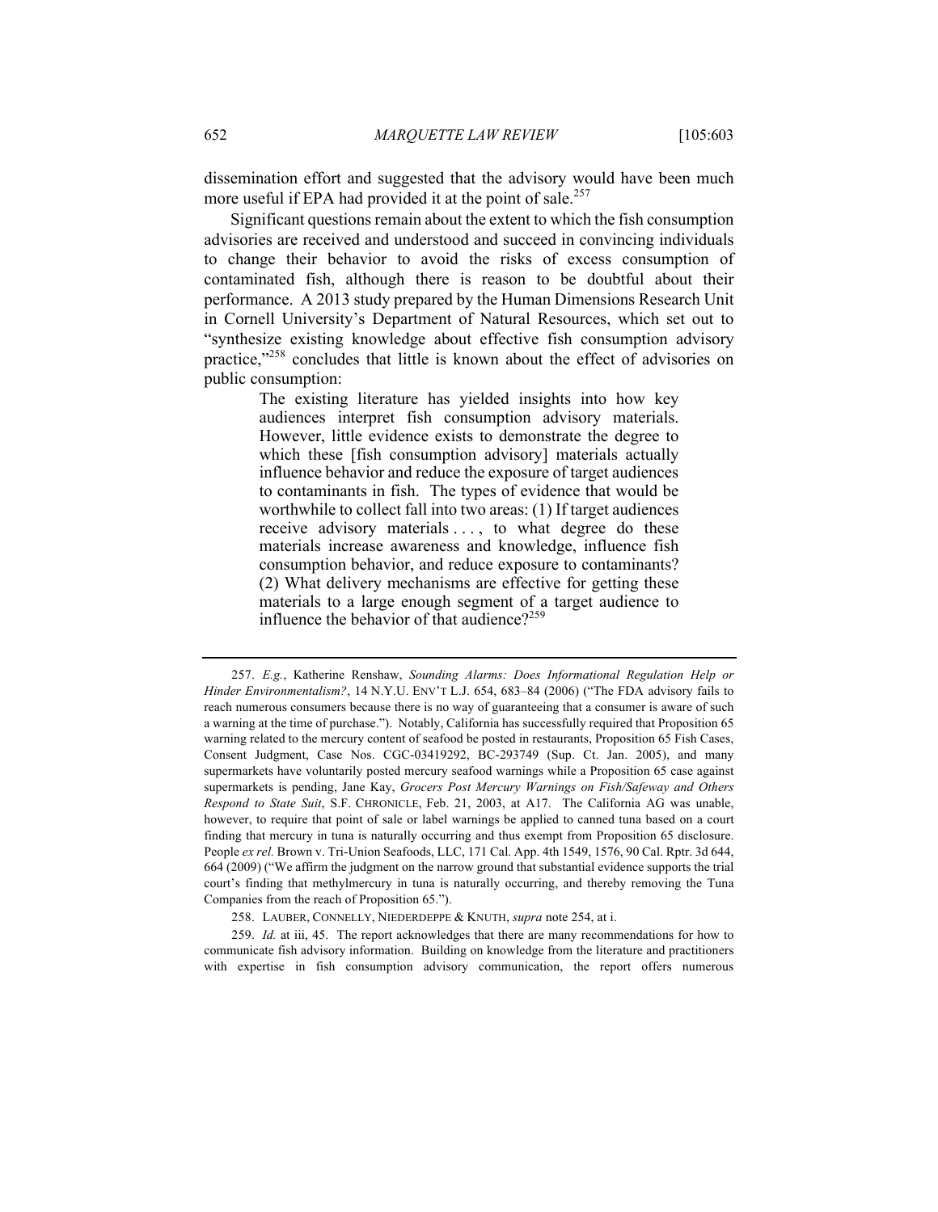dissemination effort and suggested that the advisory would have been much more useful if EPA had provided it at the point of sale.[257]

Significant questions remain about the extent to which the fish consumption advisories are received and understood and succeed in convincing individuals to change their behavior to avoid the risks of excess consumption of contaminated fish, although there is reason to be doubtful about their performance. A 2013 study prepared by the Human Dimensions Research Unit in Cornell University's Department of Natural Resources, which set out to "synthesize existing knowledge about effective fish consumption advisory practice,"[258] concludes that little is known about the effect of advisories on public consumption:

> The existing literature has yielded insights into how key audiences interpret fish consumption advisory materials. However, little evidence exists to demonstrate the degree to which these [fish consumption advisory] materials actually influence behavior and reduce the exposure of target audiences to contaminants in fish. The types of evidence that would be worthwhile to collect fall into two areas: (1) If target audiences receive advisory materials . . . , to what degree do these materials increase awareness and knowledge, influence fish consumption behavior, and reduce exposure to contaminants? (2) What delivery mechanisms are effective for getting these materials to a large enough segment of a target audience to influence the behavior of that audience?[259]

---

257. *E.g.*, Katherine Renshaw, *Sounding Alarms: Does Informational Regulation Help or Hinder Environmentalism?*, 14 N.Y.U. ENV'T L.J. 654, 683–84 (2006) ("The FDA advisory fails to reach numerous consumers because there is no way of guaranteeing that a consumer is aware of such a warning at the time of purchase."). Notably, California has successfully required that Proposition 65 warning related to the mercury content of seafood be posted in restaurants, Proposition 65 Fish Cases, Consent Judgment, Case Nos. CGC-03419292, BC-293749 (Sup. Ct. Jan. 2005), and many supermarkets have voluntarily posted mercury seafood warnings while a Proposition 65 case against supermarkets is pending, Jane Kay, *Grocers Post Mercury Warnings on Fish/Safeway and Others Respond to State Suit*, S.F. CHRONICLE, Feb. 21, 2003, at A17. The California AG was unable, however, to require that point of sale or label warnings be applied to canned tuna based on a court finding that mercury in tuna is naturally occurring and thus exempt from Proposition 65 disclosure. People *ex rel.* Brown v. Tri-Union Seafoods, LLC, 171 Cal. App. 4th 1549, 1576, 90 Cal. Rptr. 3d 644, 664 (2009) ("We affirm the judgment on the narrow ground that substantial evidence supports the trial court's finding that methylmercury in tuna is naturally occurring, and thereby removing the Tuna Companies from the reach of Proposition 65.").

258. LAUBER, CONNELLY, NIEDERDEPPE & KNUTH, *supra* note 254, at i.

259. *Id.* at iii, 45. The report acknowledges that there are many recommendations for how to communicate fish advisory information. Building on knowledge from the literature and practitioners with expertise in fish consumption advisory communication, the report offers numerous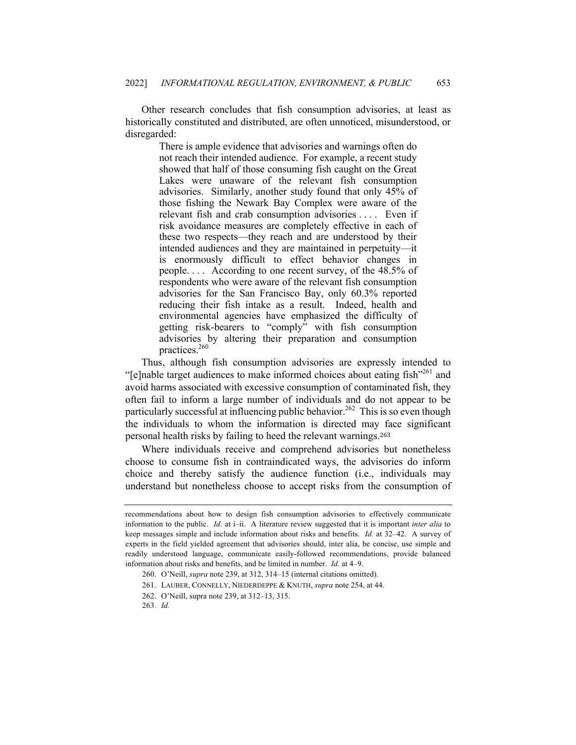Other research concludes that fish consumption advisories, at least as historically constituted and distributed, are often unnoticed, misunderstood, or disregarded:

> There is ample evidence that advisories and warnings often do not reach their intended audience. For example, a recent study showed that half of those consuming fish caught on the Great Lakes were unaware of the relevant fish consumption advisories. Similarly, another study found that only 45% of those fishing the Newark Bay Complex were aware of the relevant fish and crab consumption advisories . . . . Even if risk avoidance measures are completely effective in each of these two respects—they reach and are understood by their intended audiences and they are maintained in perpetuity—it is enormously difficult to effect behavior changes in people. . . . According to one recent survey, of the 48.5% of respondents who were aware of the relevant fish consumption advisories for the San Francisco Bay, only 60.3% reported reducing their fish intake as a result. Indeed, health and environmental agencies have emphasized the difficulty of getting risk-bearers to "comply" with fish consumption advisories by altering their preparation and consumption practices.[260]

Thus, although fish consumption advisories are expressly intended to "[e]nable target audiences to make informed choices about eating fish"[261] and avoid harms associated with excessive consumption of contaminated fish, they often fail to inform a large number of individuals and do not appear to be particularly successful at influencing public behavior.[262] This is so even though the individuals to whom the information is directed may face significant personal health risks by failing to heed the relevant warnings.[263]

Where individuals receive and comprehend advisories but nonetheless choose to consume fish in contraindicated ways, the advisories do inform choice and thereby satisfy the audience function (i.e., individuals may understand but nonetheless choose to accept risks from the consumption of

---

recommendations about how to design fish consumption advisories to effectively communicate information to the public. *Id.* at i–ii. A literature review suggested that it is important *inter alia* to keep messages simple and include information about risks and benefits. *Id.* at 32–42. A survey of experts in the field yielded agreement that advisories should, inter alia, be concise, use simple and readily understood language, communicate easily-followed recommendations, provide balanced information about risks and benefits, and be limited in number. *Id.* at 4–9.

260. O'Neill, *supra* note 239, at 312, 314–15 (internal citations omitted).

261. LAUBER, CONNELLY, NIEDERDEPPE & KNUTH, *supra* note 254, at 44.

262. O'Neill, supra note 239, at 312–13, 315.

263. *Id.*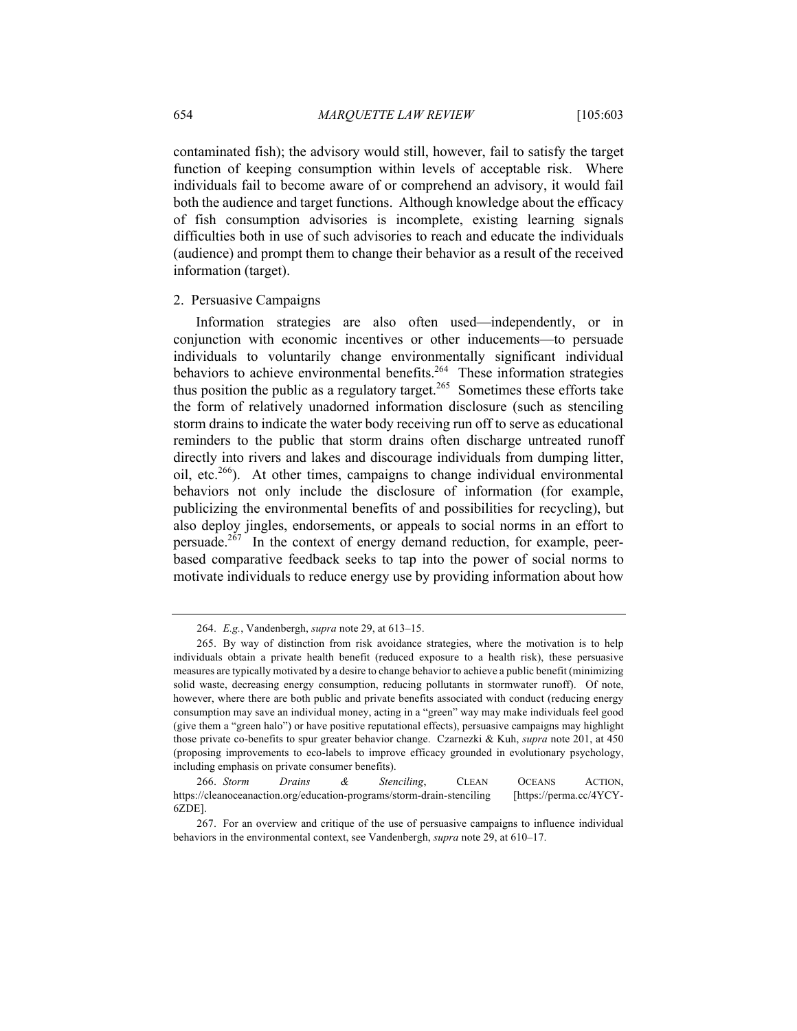contaminated fish); the advisory would still, however, fail to satisfy the target function of keeping consumption within levels of acceptable risk. Where individuals fail to become aware of or comprehend an advisory, it would fail both the audience and target functions. Although knowledge about the efficacy of fish consumption advisories is incomplete, existing learning signals difficulties both in use of such advisories to reach and educate the individuals (audience) and prompt them to change their behavior as a result of the received information (target).

### 2. Persuasive Campaigns

Information strategies are also often used—independently, or in conjunction with economic incentives or other inducements—to persuade individuals to voluntarily change environmentally significant individual behaviors to achieve environmental benefits.[264] These information strategies thus position the public as a regulatory target.[265] Sometimes these efforts take the form of relatively unadorned information disclosure (such as stenciling storm drains to indicate the water body receiving run off to serve as educational reminders to the public that storm drains often discharge untreated runoff directly into rivers and lakes and discourage individuals from dumping litter, oil, etc.[266]). At other times, campaigns to change individual environmental behaviors not only include the disclosure of information (for example, publicizing the environmental benefits of and possibilities for recycling), but also deploy jingles, endorsements, or appeals to social norms in an effort to persuade.[267] In the context of energy demand reduction, for example, peer-based comparative feedback seeks to tap into the power of social norms to motivate individuals to reduce energy use by providing information about how

---

264. *E.g.*, Vandenbergh, *supra* note 29, at 613–15.

265. By way of distinction from risk avoidance strategies, where the motivation is to help individuals obtain a private health benefit (reduced exposure to a health risk), these persuasive measures are typically motivated by a desire to change behavior to achieve a public benefit (minimizing solid waste, decreasing energy consumption, reducing pollutants in stormwater runoff). Of note, however, where there are both public and private benefits associated with conduct (reducing energy consumption may save an individual money, acting in a "green" way may make individuals feel good (give them a "green halo") or have positive reputational effects), persuasive campaigns may highlight those private co-benefits to spur greater behavior change. Czarnezki & Kuh, *supra* note 201, at 450 (proposing improvements to eco-labels to improve efficacy grounded in evolutionary psychology, including emphasis on private consumer benefits).

266. *Storm Drains & Stenciling*, CLEAN OCEANS ACTION, https://cleanoceanaction.org/education-programs/storm-drain-stenciling [https://perma.cc/4YCY-6ZDE].

267. For an overview and critique of the use of persuasive campaigns to influence individual behaviors in the environmental context, see Vandenbergh, *supra* note 29, at 610–17.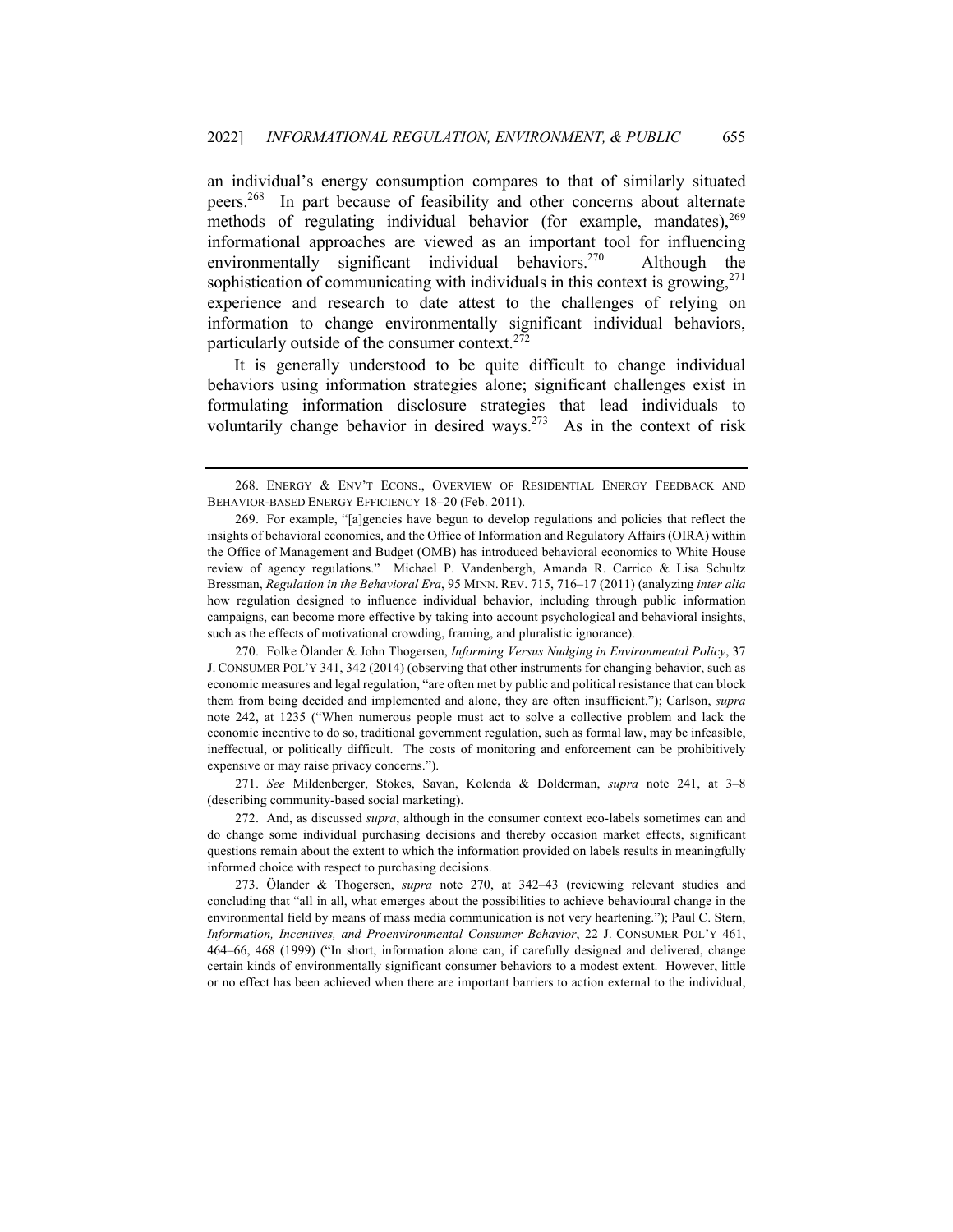an individual's energy consumption compares to that of similarly situated peers.[268] In part because of feasibility and other concerns about alternate methods of regulating individual behavior (for example, mandates),[269] informational approaches are viewed as an important tool for influencing environmentally significant individual behaviors.[270] Although the sophistication of communicating with individuals in this context is growing,[271] experience and research to date attest to the challenges of relying on information to change environmentally significant individual behaviors, particularly outside of the consumer context.[272]

It is generally understood to be quite difficult to change individual behaviors using information strategies alone; significant challenges exist in formulating information disclosure strategies that lead individuals to voluntarily change behavior in desired ways.[273] As in the context of risk

---

268. ENERGY & ENV'T ECONS., OVERVIEW OF RESIDENTIAL ENERGY FEEDBACK AND BEHAVIOR-BASED ENERGY EFFICIENCY 18–20 (Feb. 2011).

269. For example, "[a]gencies have begun to develop regulations and policies that reflect the insights of behavioral economics, and the Office of Information and Regulatory Affairs (OIRA) within the Office of Management and Budget (OMB) has introduced behavioral economics to White House review of agency regulations." Michael P. Vandenbergh, Amanda R. Carrico & Lisa Schultz Bressman, *Regulation in the Behavioral Era*, 95 MINN. REV. 715, 716–17 (2011) (analyzing *inter alia* how regulation designed to influence individual behavior, including through public information campaigns, can become more effective by taking into account psychological and behavioral insights, such as the effects of motivational crowding, framing, and pluralistic ignorance).

270. Folke Ölander & John Thogersen, *Informing Versus Nudging in Environmental Policy*, 37 J. CONSUMER POL'Y 341, 342 (2014) (observing that other instruments for changing behavior, such as economic measures and legal regulation, "are often met by public and political resistance that can block them from being decided and implemented and alone, they are often insufficient."); Carlson, *supra* note 242, at 1235 ("When numerous people must act to solve a collective problem and lack the economic incentive to do so, traditional government regulation, such as formal law, may be infeasible, ineffectual, or politically difficult. The costs of monitoring and enforcement can be prohibitively expensive or may raise privacy concerns.").

271. *See* Mildenberger, Stokes, Savan, Kolenda & Dolderman, *supra* note 241, at 3–8 (describing community-based social marketing).

272. And, as discussed *supra*, although in the consumer context eco-labels sometimes can and do change some individual purchasing decisions and thereby occasion market effects, significant questions remain about the extent to which the information provided on labels results in meaningfully informed choice with respect to purchasing decisions.

273. Ölander & Thogersen, *supra* note 270, at 342–43 (reviewing relevant studies and concluding that "all in all, what emerges about the possibilities to achieve behavioural change in the environmental field by means of mass media communication is not very heartening."); Paul C. Stern, *Information, Incentives, and Proenvironmental Consumer Behavior*, 22 J. CONSUMER POL'Y 461, 464–66, 468 (1999) ("In short, information alone can, if carefully designed and delivered, change certain kinds of environmentally significant consumer behaviors to a modest extent. However, little or no effect has been achieved when there are important barriers to action external to the individual,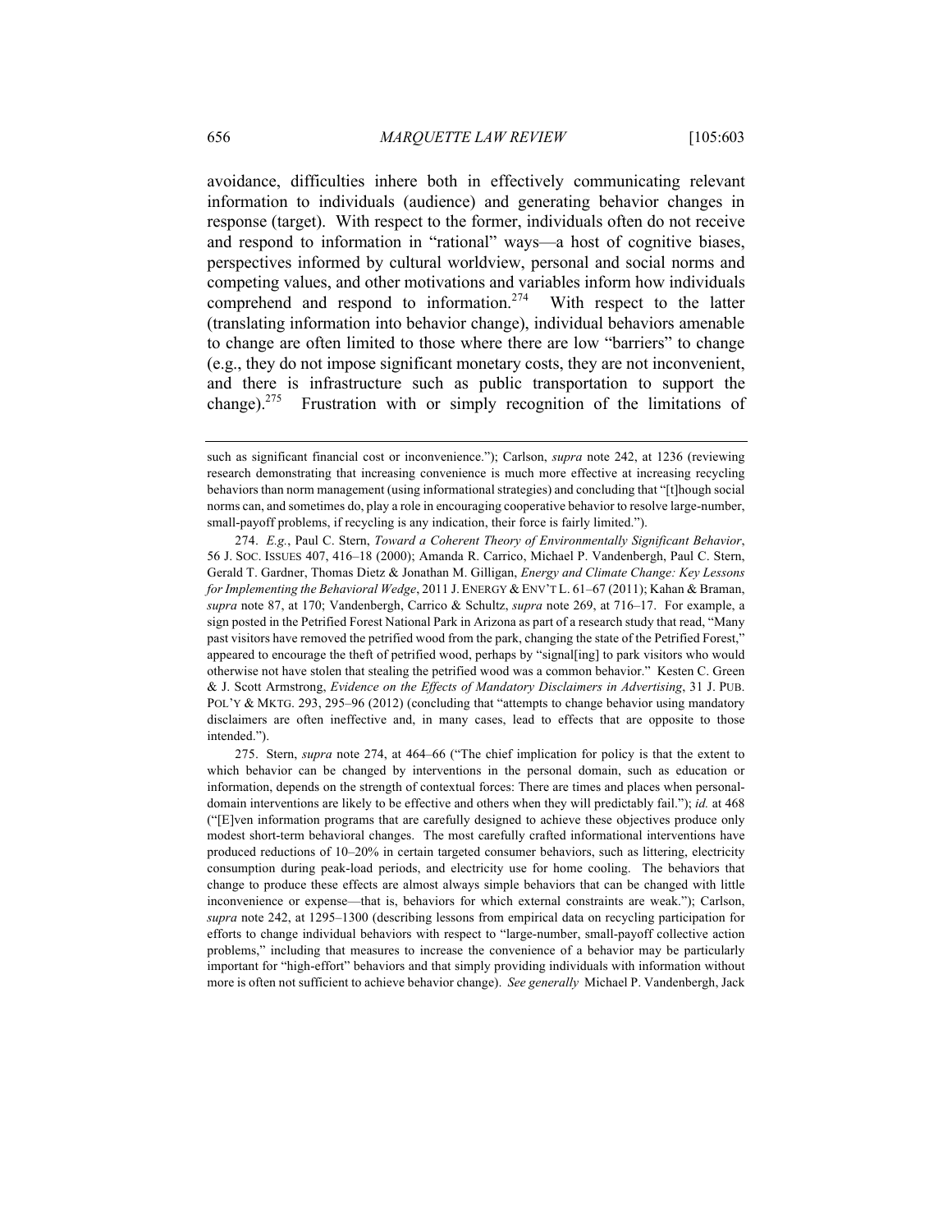avoidance, difficulties inhere both in effectively communicating relevant information to individuals (audience) and generating behavior changes in response (target). With respect to the former, individuals often do not receive and respond to information in "rational" ways—a host of cognitive biases, perspectives informed by cultural worldview, personal and social norms and competing values, and other motivations and variables inform how individuals comprehend and respond to information.[274] With respect to the latter (translating information into behavior change), individual behaviors amenable to change are often limited to those where there are low "barriers" to change (e.g., they do not impose significant monetary costs, they are not inconvenient, and there is infrastructure such as public transportation to support the change).[275] Frustration with or simply recognition of the limitations of

---

such as significant financial cost or inconvenience."); Carlson, *supra* note 242, at 1236 (reviewing research demonstrating that increasing convenience is much more effective at increasing recycling behaviors than norm management (using informational strategies) and concluding that "[t]hough social norms can, and sometimes do, play a role in encouraging cooperative behavior to resolve large-number, small-payoff problems, if recycling is any indication, their force is fairly limited.").

274. *E.g.*, Paul C. Stern, *Toward a Coherent Theory of Environmentally Significant Behavior*, 56 J. SOC. ISSUES 407, 416–18 (2000); Amanda R. Carrico, Michael P. Vandenbergh, Paul C. Stern, Gerald T. Gardner, Thomas Dietz & Jonathan M. Gilligan, *Energy and Climate Change: Key Lessons for Implementing the Behavioral Wedge*, 2011 J. ENERGY & ENV'T L. 61–67 (2011); Kahan & Braman, *supra* note 87, at 170; Vandenbergh, Carrico & Schultz, *supra* note 269, at 716–17. For example, a sign posted in the Petrified Forest National Park in Arizona as part of a research study that read, "Many past visitors have removed the petrified wood from the park, changing the state of the Petrified Forest," appeared to encourage the theft of petrified wood, perhaps by "signal[ing] to park visitors who would otherwise not have stolen that stealing the petrified wood was a common behavior." Kesten C. Green & J. Scott Armstrong, *Evidence on the Effects of Mandatory Disclaimers in Advertising*, 31 J. PUB. POL'Y & MKTG. 293, 295–96 (2012) (concluding that "attempts to change behavior using mandatory disclaimers are often ineffective and, in many cases, lead to effects that are opposite to those intended.").

275. Stern, *supra* note 274, at 464–66 ("The chief implication for policy is that the extent to which behavior can be changed by interventions in the personal domain, such as education or information, depends on the strength of contextual forces: There are times and places when personal-domain interventions are likely to be effective and others when they will predictably fail."); *id.* at 468 ("[E]ven information programs that are carefully designed to achieve these objectives produce only modest short-term behavioral changes. The most carefully crafted informational interventions have produced reductions of 10–20% in certain targeted consumer behaviors, such as littering, electricity consumption during peak-load periods, and electricity use for home cooling. The behaviors that change to produce these effects are almost always simple behaviors that can be changed with little inconvenience or expense—that is, behaviors for which external constraints are weak."); Carlson, *supra* note 242, at 1295–1300 (describing lessons from empirical data on recycling participation for efforts to change individual behaviors with respect to "large-number, small-payoff collective action problems," including that measures to increase the convenience of a behavior may be particularly important for "high-effort" behaviors and that simply providing individuals with information without more is often not sufficient to achieve behavior change). *See generally* Michael P. Vandenbergh, Jack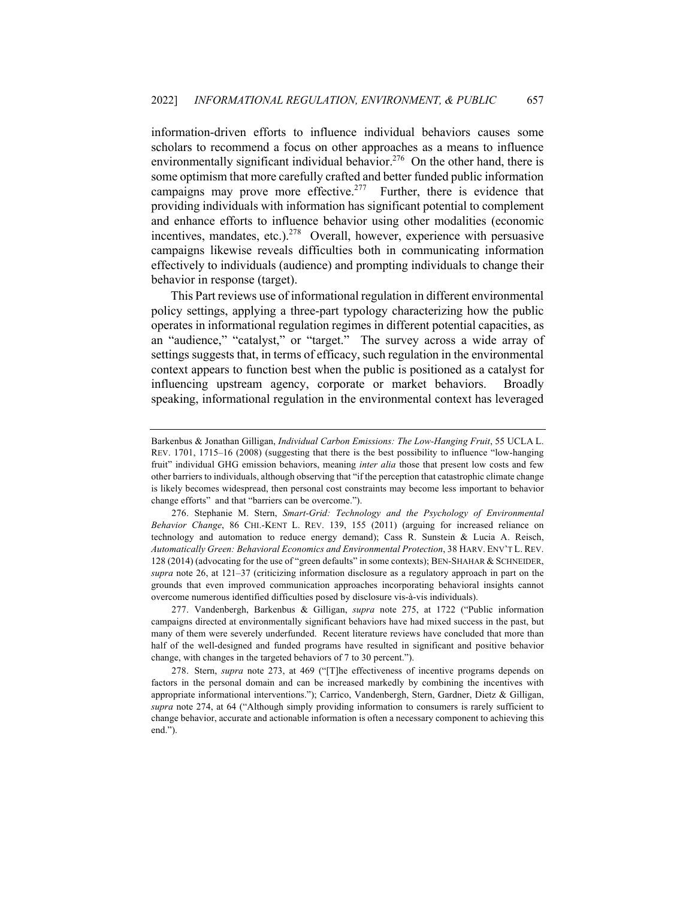information-driven efforts to influence individual behaviors causes some scholars to recommend a focus on other approaches as a means to influence environmentally significant individual behavior.[276] On the other hand, there is some optimism that more carefully crafted and better funded public information campaigns may prove more effective.[277] Further, there is evidence that providing individuals with information has significant potential to complement and enhance efforts to influence behavior using other modalities (economic incentives, mandates, etc.).[278] Overall, however, experience with persuasive campaigns likewise reveals difficulties both in communicating information effectively to individuals (audience) and prompting individuals to change their behavior in response (target).

This Part reviews use of informational regulation in different environmental policy settings, applying a three-part typology characterizing how the public operates in informational regulation regimes in different potential capacities, as an "audience," "catalyst," or "target." The survey across a wide array of settings suggests that, in terms of efficacy, such regulation in the environmental context appears to function best when the public is positioned as a catalyst for influencing upstream agency, corporate or market behaviors. Broadly speaking, informational regulation in the environmental context has leveraged

---

Barkenbus & Jonathan Gilligan, *Individual Carbon Emissions: The Low-Hanging Fruit*, 55 UCLA L. REV. 1701, 1715–16 (2008) (suggesting that there is the best possibility to influence "low-hanging fruit" individual GHG emission behaviors, meaning *inter alia* those that present low costs and few other barriers to individuals, although observing that "if the perception that catastrophic climate change is likely becomes widespread, then personal cost constraints may become less important to behavior change efforts" and that "barriers can be overcome.").

276. Stephanie M. Stern, *Smart-Grid: Technology and the Psychology of Environmental Behavior Change*, 86 CHI.-KENT L. REV. 139, 155 (2011) (arguing for increased reliance on technology and automation to reduce energy demand); Cass R. Sunstein & Lucia A. Reisch, *Automatically Green: Behavioral Economics and Environmental Protection*, 38 HARV. ENV'T L. REV. 128 (2014) (advocating for the use of "green defaults" in some contexts); BEN-SHAHAR & SCHNEIDER, *supra* note 26, at 121–37 (criticizing information disclosure as a regulatory approach in part on the grounds that even improved communication approaches incorporating behavioral insights cannot overcome numerous identified difficulties posed by disclosure vis-à-vis individuals).

277. Vandenbergh, Barkenbus & Gilligan, *supra* note 275, at 1722 ("Public information campaigns directed at environmentally significant behaviors have had mixed success in the past, but many of them were severely underfunded. Recent literature reviews have concluded that more than half of the well-designed and funded programs have resulted in significant and positive behavior change, with changes in the targeted behaviors of 7 to 30 percent.").

278. Stern, *supra* note 273, at 469 ("[T]he effectiveness of incentive programs depends on factors in the personal domain and can be increased markedly by combining the incentives with appropriate informational interventions."); Carrico, Vandenbergh, Stern, Gardner, Dietz & Gilligan, *supra* note 274, at 64 ("Although simply providing information to consumers is rarely sufficient to change behavior, accurate and actionable information is often a necessary component to achieving this end.").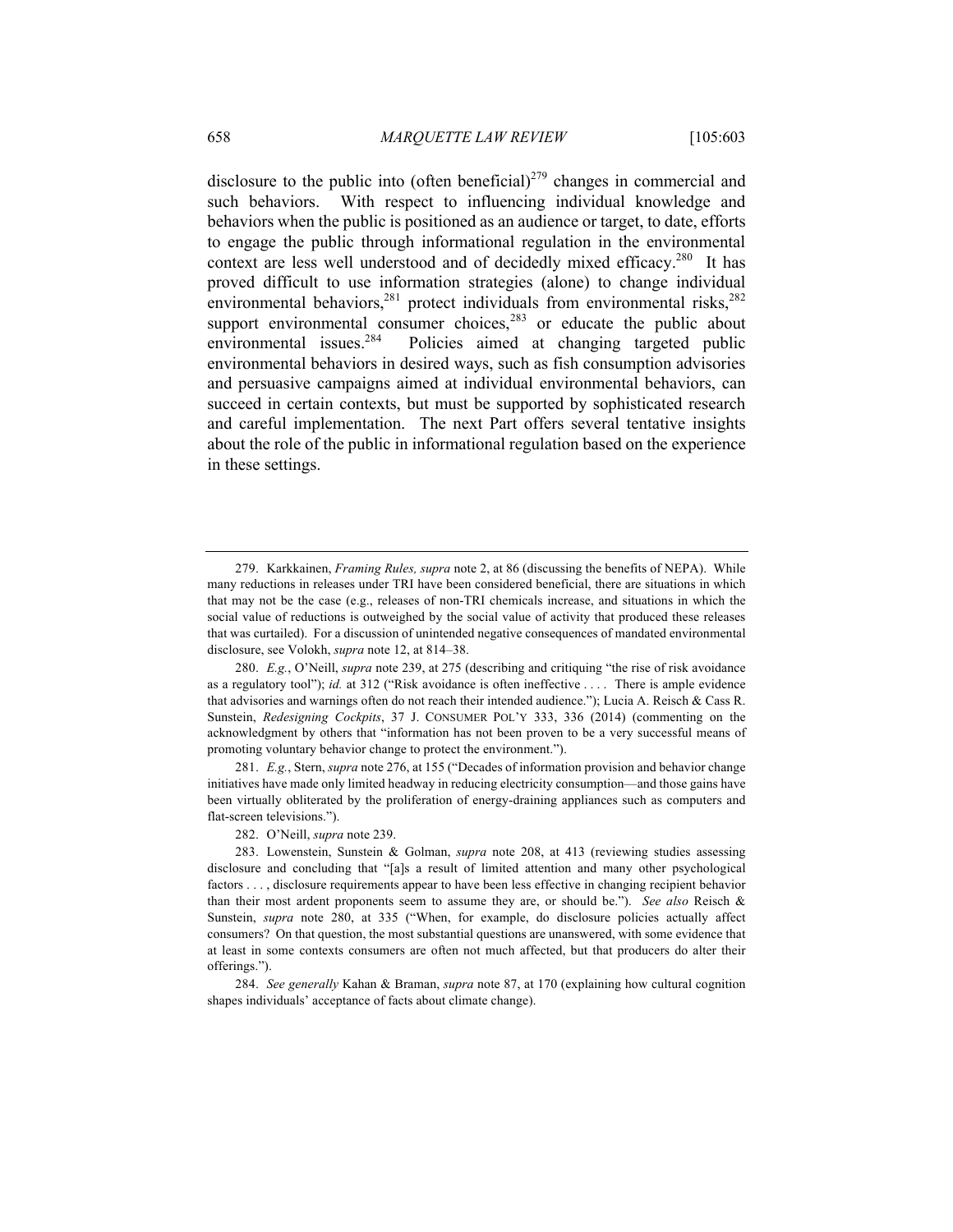disclosure to the public into (often beneficial)[279] changes in commercial and such behaviors. With respect to influencing individual knowledge and behaviors when the public is positioned as an audience or target, to date, efforts to engage the public through informational regulation in the environmental context are less well understood and of decidedly mixed efficacy.[280] It has proved difficult to use information strategies (alone) to change individual environmental behaviors,[281] protect individuals from environmental risks,[282] support environmental consumer choices,[283] or educate the public about environmental issues.[284] Policies aimed at changing targeted public environmental behaviors in desired ways, such as fish consumption advisories and persuasive campaigns aimed at individual environmental behaviors, can succeed in certain contexts, but must be supported by sophisticated research and careful implementation. The next Part offers several tentative insights about the role of the public in informational regulation based on the experience in these settings.

---

279. Karkkainen, *Framing Rules, supra* note 2, at 86 (discussing the benefits of NEPA). While many reductions in releases under TRI have been considered beneficial, there are situations in which that may not be the case (e.g., releases of non-TRI chemicals increase, and situations in which the social value of reductions is outweighed by the social value of activity that produced these releases that was curtailed). For a discussion of unintended negative consequences of mandated environmental disclosure, see Volokh, *supra* note 12, at 814–38.

280. *E.g.*, O'Neill, *supra* note 239, at 275 (describing and critiquing "the rise of risk avoidance as a regulatory tool"); *id.* at 312 ("Risk avoidance is often ineffective . . . . There is ample evidence that advisories and warnings often do not reach their intended audience."); Lucia A. Reisch & Cass R. Sunstein, *Redesigning Cockpits*, 37 J. CONSUMER POL'Y 333, 336 (2014) (commenting on the acknowledgment by others that "information has not been proven to be a very successful means of promoting voluntary behavior change to protect the environment.").

281. *E.g.*, Stern, *supra* note 276, at 155 ("Decades of information provision and behavior change initiatives have made only limited headway in reducing electricity consumption—and those gains have been virtually obliterated by the proliferation of energy-draining appliances such as computers and flat-screen televisions.").

282. O'Neill, *supra* note 239.

283. Lowenstein, Sunstein & Golman, *supra* note 208, at 413 (reviewing studies assessing disclosure and concluding that "[a]s a result of limited attention and many other psychological factors . . . , disclosure requirements appear to have been less effective in changing recipient behavior than their most ardent proponents seem to assume they are, or should be."). *See also* Reisch & Sunstein, *supra* note 280, at 335 ("When, for example, do disclosure policies actually affect consumers? On that question, the most substantial questions are unanswered, with some evidence that at least in some contexts consumers are often not much affected, but that producers do alter their offerings.").

284. *See generally* Kahan & Braman, *supra* note 87, at 170 (explaining how cultural cognition shapes individuals' acceptance of facts about climate change).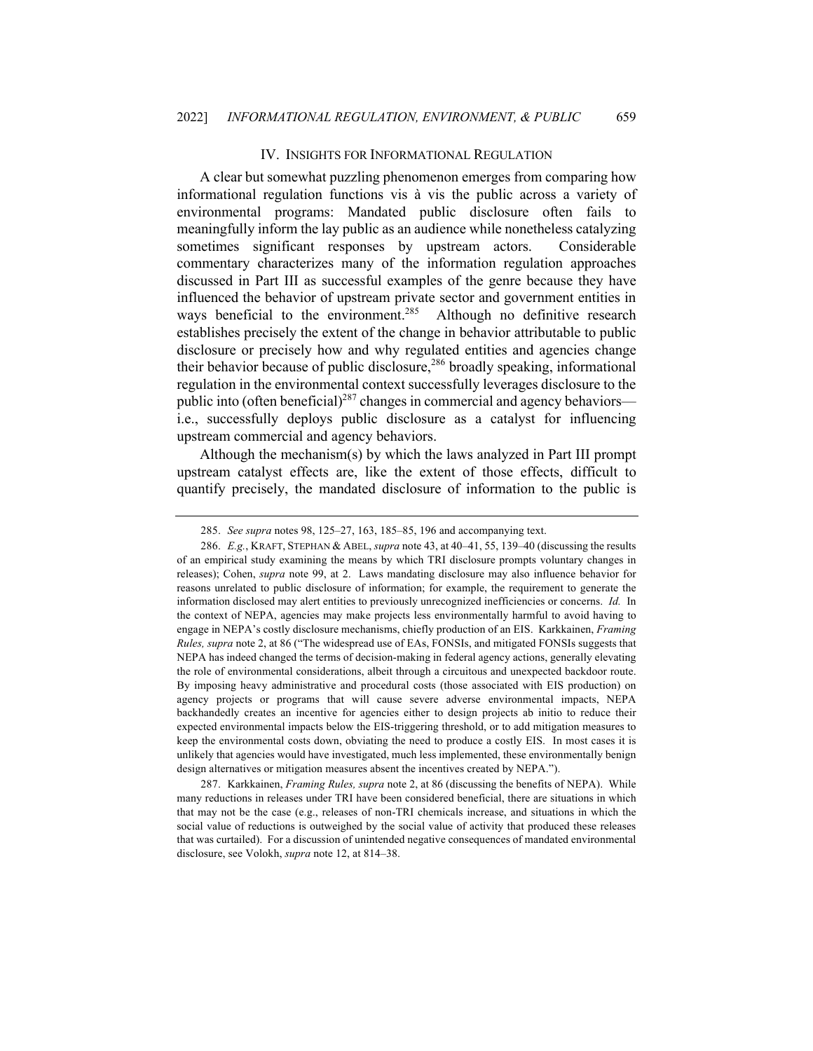## IV. Insights for Informational Regulation

A clear but somewhat puzzling phenomenon emerges from comparing how informational regulation functions vis à vis the public across a variety of environmental programs: Mandated public disclosure often fails to meaningfully inform the lay public as an audience while nonetheless catalyzing sometimes significant responses by upstream actors. Considerable commentary characterizes many of the information regulation approaches discussed in Part III as successful examples of the genre because they have influenced the behavior of upstream private sector and government entities in ways beneficial to the environment.[285] Although no definitive research establishes precisely the extent of the change in behavior attributable to public disclosure or precisely how and why regulated entities and agencies change their behavior because of public disclosure,[286] broadly speaking, informational regulation in the environmental context successfully leverages disclosure to the public into (often beneficial)[287] changes in commercial and agency behaviors—i.e., successfully deploys public disclosure as a catalyst for influencing upstream commercial and agency behaviors.

Although the mechanism(s) by which the laws analyzed in Part III prompt upstream catalyst effects are, like the extent of those effects, difficult to quantify precisely, the mandated disclosure of information to the public is

---

285. *See supra* notes 98, 125–27, 163, 185–85, 196 and accompanying text.

286. *E.g.*, KRAFT, STEPHAN & ABEL, *supra* note 43, at 40–41, 55, 139–40 (discussing the results of an empirical study examining the means by which TRI disclosure prompts voluntary changes in releases); Cohen, *supra* note 99, at 2. Laws mandating disclosure may also influence behavior for reasons unrelated to public disclosure of information; for example, the requirement to generate the information disclosed may alert entities to previously unrecognized inefficiencies or concerns. *Id.* In the context of NEPA, agencies may make projects less environmentally harmful to avoid having to engage in NEPA's costly disclosure mechanisms, chiefly production of an EIS. Karkkainen, *Framing Rules, supra* note 2, at 86 ("The widespread use of EAs, FONSIs, and mitigated FONSIs suggests that NEPA has indeed changed the terms of decision-making in federal agency actions, generally elevating the role of environmental considerations, albeit through a circuitous and unexpected backdoor route. By imposing heavy administrative and procedural costs (those associated with EIS production) on agency projects or programs that will cause severe adverse environmental impacts, NEPA backhandedly creates an incentive for agencies either to design projects ab initio to reduce their expected environmental impacts below the EIS-triggering threshold, or to add mitigation measures to keep the environmental costs down, obviating the need to produce a costly EIS. In most cases it is unlikely that agencies would have investigated, much less implemented, these environmentally benign design alternatives or mitigation measures absent the incentives created by NEPA.").

287. Karkkainen, *Framing Rules, supra* note 2, at 86 (discussing the benefits of NEPA). While many reductions in releases under TRI have been considered beneficial, there are situations in which that may not be the case (e.g., releases of non-TRI chemicals increase, and situations in which the social value of reductions is outweighed by the social value of activity that produced these releases that was curtailed). For a discussion of unintended negative consequences of mandated environmental disclosure, see Volokh, *supra* note 12, at 814–38.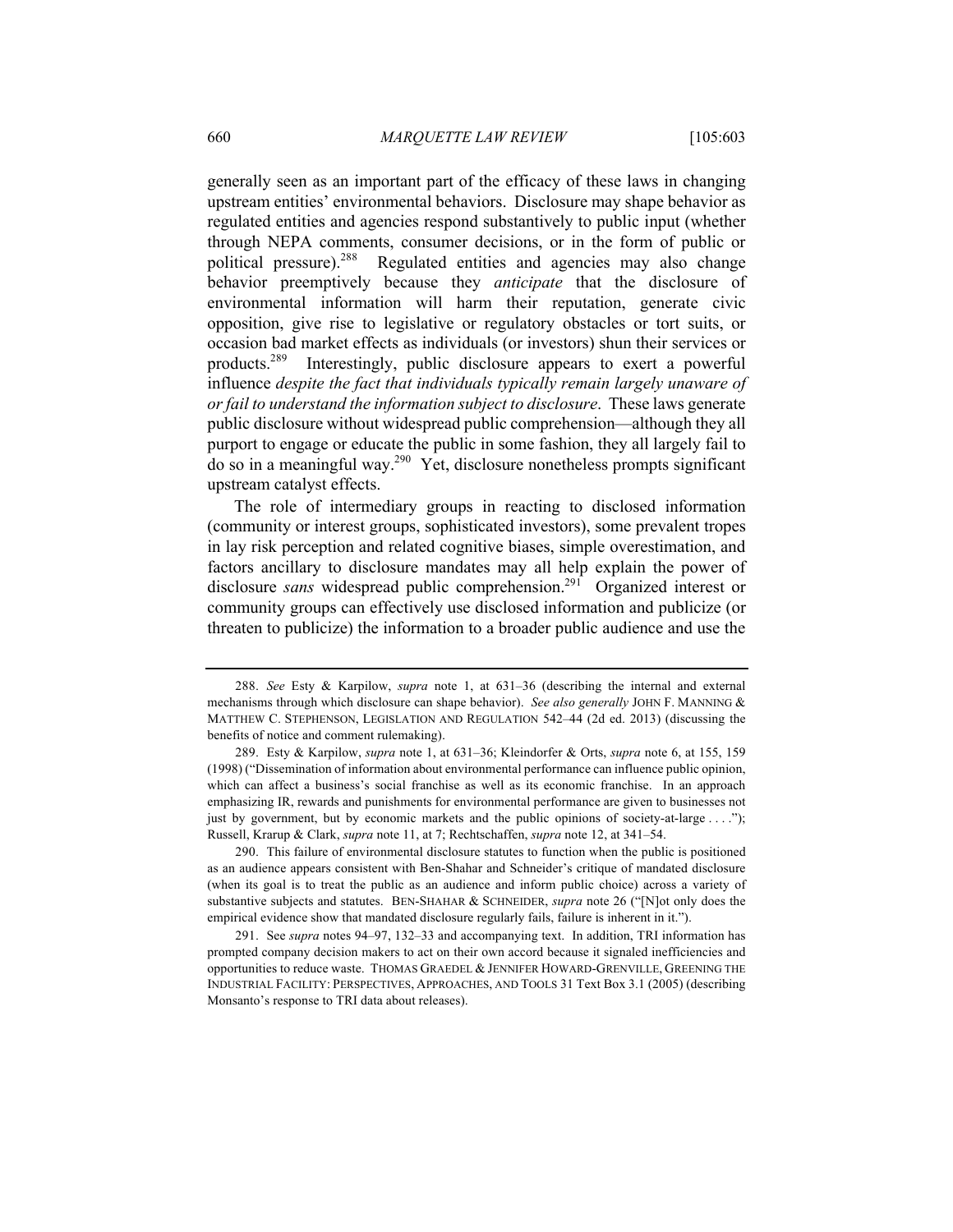generally seen as an important part of the efficacy of these laws in changing upstream entities' environmental behaviors. Disclosure may shape behavior as regulated entities and agencies respond substantively to public input (whether through NEPA comments, consumer decisions, or in the form of public or political pressure).[288] Regulated entities and agencies may also change behavior preemptively because they *anticipate* that the disclosure of environmental information will harm their reputation, generate civic opposition, give rise to legislative or regulatory obstacles or tort suits, or occasion bad market effects as individuals (or investors) shun their services or products.[289] Interestingly, public disclosure appears to exert a powerful influence *despite the fact that individuals typically remain largely unaware of or fail to understand the information subject to disclosure*. These laws generate public disclosure without widespread public comprehension—although they all purport to engage or educate the public in some fashion, they all largely fail to do so in a meaningful way.[290] Yet, disclosure nonetheless prompts significant upstream catalyst effects.

The role of intermediary groups in reacting to disclosed information (community or interest groups, sophisticated investors), some prevalent tropes in lay risk perception and related cognitive biases, simple overestimation, and factors ancillary to disclosure mandates may all help explain the power of disclosure *sans* widespread public comprehension.[291] Organized interest or community groups can effectively use disclosed information and publicize (or threaten to publicize) the information to a broader public audience and use the

---

288. *See* Esty & Karpilow, *supra* note 1, at 631–36 (describing the internal and external mechanisms through which disclosure can shape behavior). *See also generally* JOHN F. MANNING & MATTHEW C. STEPHENSON, LEGISLATION AND REGULATION 542–44 (2d ed. 2013) (discussing the benefits of notice and comment rulemaking).

289. Esty & Karpilow, *supra* note 1, at 631–36; Kleindorfer & Orts, *supra* note 6, at 155, 159 (1998) ("Dissemination of information about environmental performance can influence public opinion, which can affect a business's social franchise as well as its economic franchise. In an approach emphasizing IR, rewards and punishments for environmental performance are given to businesses not just by government, but by economic markets and the public opinions of society-at-large . . . ."); Russell, Krarup & Clark, *supra* note 11, at 7; Rechtschaffen, *supra* note 12, at 341–54.

290. This failure of environmental disclosure statutes to function when the public is positioned as an audience appears consistent with Ben-Shahar and Schneider's critique of mandated disclosure (when its goal is to treat the public as an audience and inform public choice) across a variety of substantive subjects and statutes. BEN-SHAHAR & SCHNEIDER, *supra* note 26 ("[N]ot only does the empirical evidence show that mandated disclosure regularly fails, failure is inherent in it.").

291. See *supra* notes 94–97, 132–33 and accompanying text. In addition, TRI information has prompted company decision makers to act on their own accord because it signaled inefficiencies and opportunities to reduce waste. THOMAS GRAEDEL & JENNIFER HOWARD-GRENVILLE, GREENING THE INDUSTRIAL FACILITY: PERSPECTIVES, APPROACHES, AND TOOLS 31 Text Box 3.1 (2005) (describing Monsanto's response to TRI data about releases).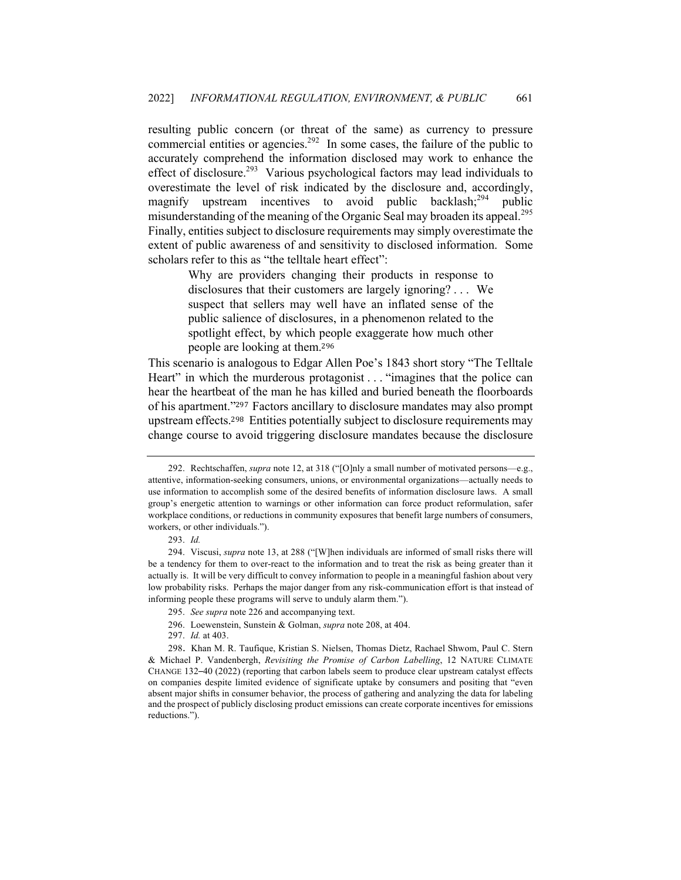resulting public concern (or threat of the same) as currency to pressure commercial entities or agencies.[292] In some cases, the failure of the public to accurately comprehend the information disclosed may work to enhance the effect of disclosure.[293] Various psychological factors may lead individuals to overestimate the level of risk indicated by the disclosure and, accordingly, magnify upstream incentives to avoid public backlash;[294] public misunderstanding of the meaning of the Organic Seal may broaden its appeal.[295] Finally, entities subject to disclosure requirements may simply overestimate the extent of public awareness of and sensitivity to disclosed information. Some scholars refer to this as "the telltale heart effect":

> Why are providers changing their products in response to disclosures that their customers are largely ignoring? . . . We suspect that sellers may well have an inflated sense of the public salience of disclosures, in a phenomenon related to the spotlight effect, by which people exaggerate how much other people are looking at them.[296]

This scenario is analogous to Edgar Allen Poe's 1843 short story "The Telltale Heart" in which the murderous protagonist . . . "imagines that the police can hear the heartbeat of the man he has killed and buried beneath the floorboards of his apartment."[297] Factors ancillary to disclosure mandates may also prompt upstream effects.[298] Entities potentially subject to disclosure requirements may change course to avoid triggering disclosure mandates because the disclosure

---

292. Rechtschaffen, *supra* note 12, at 318 ("[O]nly a small number of motivated persons—e.g., attentive, information-seeking consumers, unions, or environmental organizations—actually needs to use information to accomplish some of the desired benefits of information disclosure laws. A small group's energetic attention to warnings or other information can force product reformulation, safer workplace conditions, or reductions in community exposures that benefit large numbers of consumers, workers, or other individuals.").

293. *Id.*

294. Viscusi, *supra* note 13, at 288 ("[W]hen individuals are informed of small risks there will be a tendency for them to over-react to the information and to treat the risk as being greater than it actually is. It will be very difficult to convey information to people in a meaningful fashion about very low probability risks. Perhaps the major danger from any risk-communication effort is that instead of informing people these programs will serve to unduly alarm them.").

295. *See supra* note 226 and accompanying text.

296. Loewenstein, Sunstein & Golman, *supra* note 208, at 404.

297. *Id.* at 403.

298. Khan M. R. Taufique, Kristian S. Nielsen, Thomas Dietz, Rachael Shwom, Paul C. Stern & Michael P. Vandenbergh, *Revisiting the Promise of Carbon Labelling*, 12 NATURE CLIMATE CHANGE 132–40 (2022) (reporting that carbon labels seem to produce clear upstream catalyst effects on companies despite limited evidence of significate uptake by consumers and positing that "even absent major shifts in consumer behavior, the process of gathering and analyzing the data for labeling and the prospect of publicly disclosing product emissions can create corporate incentives for emissions reductions.").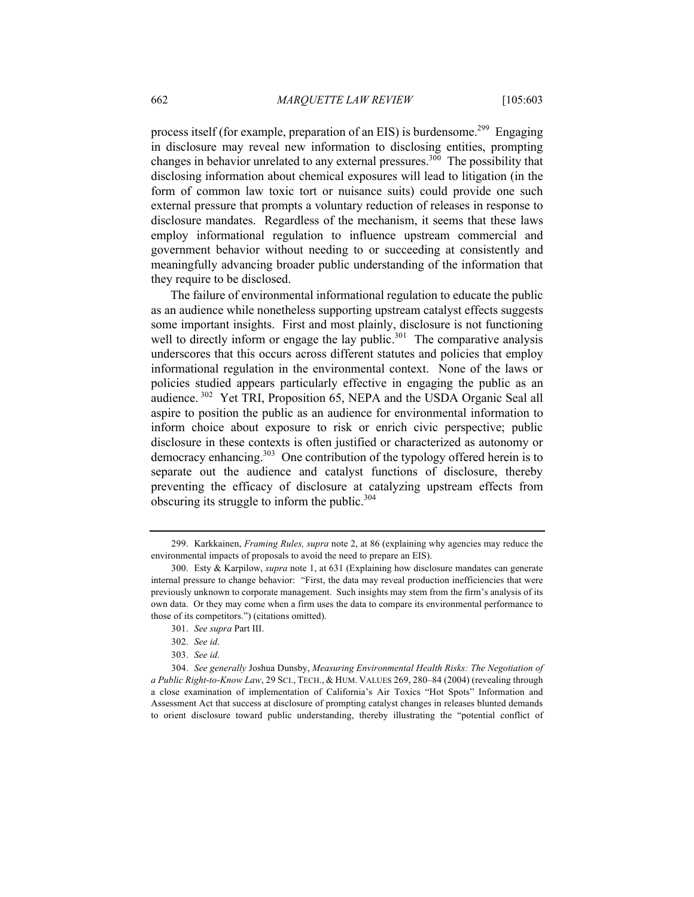process itself (for example, preparation of an EIS) is burdensome.[299] Engaging in disclosure may reveal new information to disclosing entities, prompting changes in behavior unrelated to any external pressures.[300] The possibility that disclosing information about chemical exposures will lead to litigation (in the form of common law toxic tort or nuisance suits) could provide one such external pressure that prompts a voluntary reduction of releases in response to disclosure mandates. Regardless of the mechanism, it seems that these laws employ informational regulation to influence upstream commercial and government behavior without needing to or succeeding at consistently and meaningfully advancing broader public understanding of the information that they require to be disclosed.

The failure of environmental informational regulation to educate the public as an audience while nonetheless supporting upstream catalyst effects suggests some important insights. First and most plainly, disclosure is not functioning well to directly inform or engage the lay public.[301] The comparative analysis underscores that this occurs across different statutes and policies that employ informational regulation in the environmental context. None of the laws or policies studied appears particularly effective in engaging the public as an audience.[302] Yet TRI, Proposition 65, NEPA and the USDA Organic Seal all aspire to position the public as an audience for environmental information to inform choice about exposure to risk or enrich civic perspective; public disclosure in these contexts is often justified or characterized as autonomy or democracy enhancing.[303] One contribution of the typology offered herein is to separate out the audience and catalyst functions of disclosure, thereby preventing the efficacy of disclosure at catalyzing upstream effects from obscuring its struggle to inform the public.[304]

---

299. Karkkainen, *Framing Rules, supra* note 2, at 86 (explaining why agencies may reduce the environmental impacts of proposals to avoid the need to prepare an EIS).

300. Esty & Karpilow, *supra* note 1, at 631 (Explaining how disclosure mandates can generate internal pressure to change behavior: "First, the data may reveal production inefficiencies that were previously unknown to corporate management. Such insights may stem from the firm's analysis of its own data. Or they may come when a firm uses the data to compare its environmental performance to those of its competitors.") (citations omitted).

301. *See supra* Part III.

302. *See id*.

303. *See id*.

304. *See generally* Joshua Dunsby, *Measuring Environmental Health Risks: The Negotiation of a Public Right-to-Know Law*, 29 SCI., TECH., & HUM. VALUES 269, 280–84 (2004) (revealing through a close examination of implementation of California's Air Toxics "Hot Spots" Information and Assessment Act that success at disclosure of prompting catalyst changes in releases blunted demands to orient disclosure toward public understanding, thereby illustrating the "potential conflict of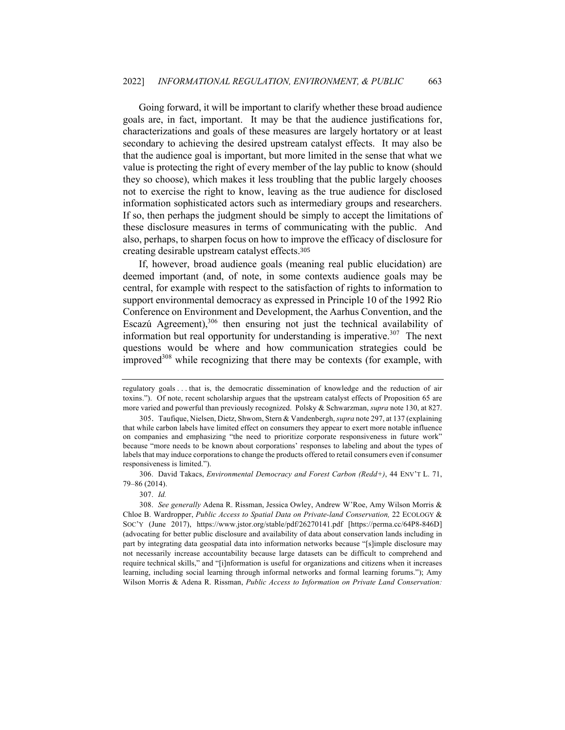Going forward, it will be important to clarify whether these broad audience goals are, in fact, important. It may be that the audience justifications for, characterizations and goals of these measures are largely hortatory or at least secondary to achieving the desired upstream catalyst effects. It may also be that the audience goal is important, but more limited in the sense that what we value is protecting the right of every member of the lay public to know (should they so choose), which makes it less troubling that the public largely chooses not to exercise the right to know, leaving as the true audience for disclosed information sophisticated actors such as intermediary groups and researchers. If so, then perhaps the judgment should be simply to accept the limitations of these disclosure measures in terms of communicating with the public. And also, perhaps, to sharpen focus on how to improve the efficacy of disclosure for creating desirable upstream catalyst effects.[305]

If, however, broad audience goals (meaning real public elucidation) are deemed important (and, of note, in some contexts audience goals may be central, for example with respect to the satisfaction of rights to information to support environmental democracy as expressed in Principle 10 of the 1992 Rio Conference on Environment and Development, the Aarhus Convention, and the Escazú Agreement),[306] then ensuring not just the technical availability of information but real opportunity for understanding is imperative.[307] The next questions would be where and how communication strategies could be improved[308] while recognizing that there may be contexts (for example, with

---

regulatory goals . . . that is, the democratic dissemination of knowledge and the reduction of air toxins."). Of note, recent scholarship argues that the upstream catalyst effects of Proposition 65 are more varied and powerful than previously recognized. Polsky & Schwarzman, *supra* note 130, at 827.

305. Taufique, Nielsen, Dietz, Shwom, Stern & Vandenbergh, *supra* note 297, at 137 (explaining that while carbon labels have limited effect on consumers they appear to exert more notable influence on companies and emphasizing "the need to prioritize corporate responsiveness in future work" because "more needs to be known about corporations' responses to labeling and about the types of labels that may induce corporations to change the products offered to retail consumers even if consumer responsiveness is limited.").

306. David Takacs, *Environmental Democracy and Forest Carbon (Redd+)*, 44 ENV'T L. 71, 79–86 (2014).

307. *Id.*

308. *See generally* Adena R. Rissman, Jessica Owley, Andrew W'Roe, Amy Wilson Morris & Chloe B. Wardropper, *Public Access to Spatial Data on Private-land Conservation,* 22 ECOLOGY & SOC'Y (June 2017), https://www.jstor.org/stable/pdf/26270141.pdf [https://perma.cc/64P8-846D] (advocating for better public disclosure and availability of data about conservation lands including in part by integrating data geospatial data into information networks because "[s]imple disclosure may not necessarily increase accountability because large datasets can be difficult to comprehend and require technical skills," and "[i]nformation is useful for organizations and citizens when it increases learning, including social learning through informal networks and formal learning forums."); Amy Wilson Morris & Adena R. Rissman, *Public Access to Information on Private Land Conservation:*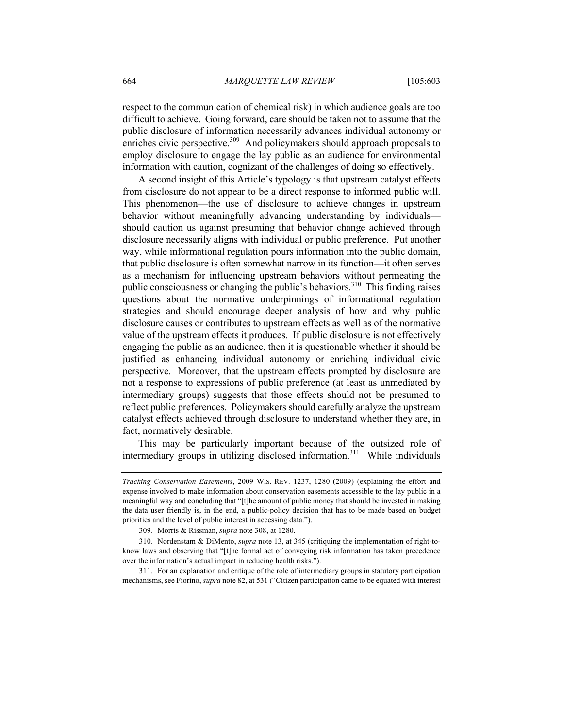respect to the communication of chemical risk) in which audience goals are too difficult to achieve. Going forward, care should be taken not to assume that the public disclosure of information necessarily advances individual autonomy or enriches civic perspective.[309] And policymakers should approach proposals to employ disclosure to engage the lay public as an audience for environmental information with caution, cognizant of the challenges of doing so effectively.

A second insight of this Article's typology is that upstream catalyst effects from disclosure do not appear to be a direct response to informed public will. This phenomenon—the use of disclosure to achieve changes in upstream behavior without meaningfully advancing understanding by individuals—should caution us against presuming that behavior change achieved through disclosure necessarily aligns with individual or public preference. Put another way, while informational regulation pours information into the public domain, that public disclosure is often somewhat narrow in its function—it often serves as a mechanism for influencing upstream behaviors without permeating the public consciousness or changing the public's behaviors.[310] This finding raises questions about the normative underpinnings of informational regulation strategies and should encourage deeper analysis of how and why public disclosure causes or contributes to upstream effects as well as of the normative value of the upstream effects it produces. If public disclosure is not effectively engaging the public as an audience, then it is questionable whether it should be justified as enhancing individual autonomy or enriching individual civic perspective. Moreover, that the upstream effects prompted by disclosure are not a response to expressions of public preference (at least as unmediated by intermediary groups) suggests that those effects should not be presumed to reflect public preferences. Policymakers should carefully analyze the upstream catalyst effects achieved through disclosure to understand whether they are, in fact, normatively desirable.

This may be particularly important because of the outsized role of intermediary groups in utilizing disclosed information.[311] While individuals

---

*Tracking Conservation Easements*, 2009 WIS. REV. 1237, 1280 (2009) (explaining the effort and expense involved to make information about conservation easements accessible to the lay public in a meaningful way and concluding that "[t]he amount of public money that should be invested in making the data user friendly is, in the end, a public-policy decision that has to be made based on budget priorities and the level of public interest in accessing data.").

309. Morris & Rissman, *supra* note 308, at 1280.

310. Nordenstam & DiMento, *supra* note 13, at 345 (critiquing the implementation of right-to-know laws and observing that "[t]he formal act of conveying risk information has taken precedence over the information's actual impact in reducing health risks.").

311. For an explanation and critique of the role of intermediary groups in statutory participation mechanisms, see Fiorino, *supra* note 82, at 531 ("Citizen participation came to be equated with interest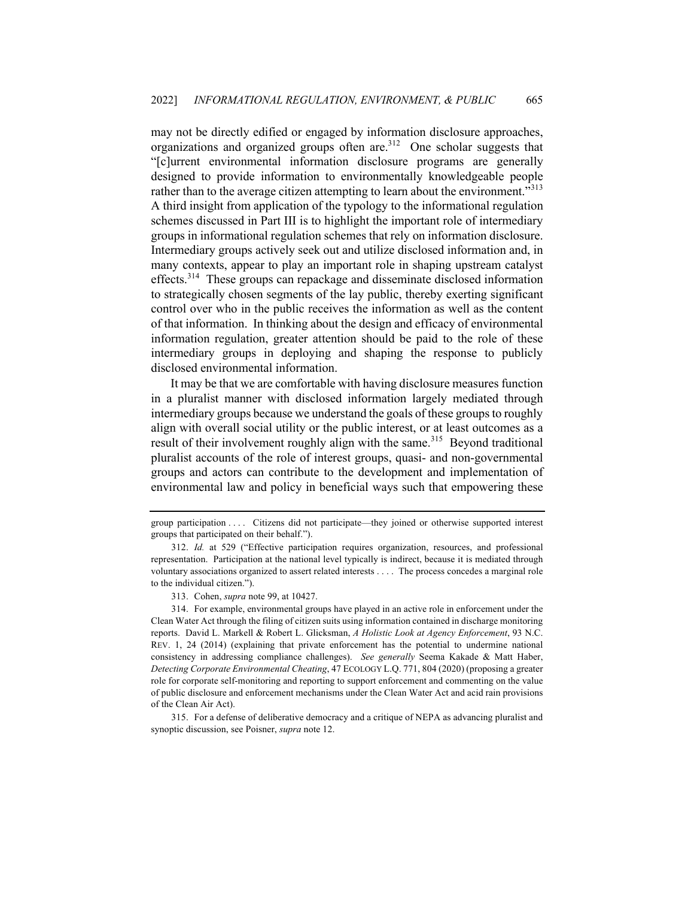may not be directly edified or engaged by information disclosure approaches, organizations and organized groups often are.[312] One scholar suggests that "[c]urrent environmental information disclosure programs are generally designed to provide information to environmentally knowledgeable people rather than to the average citizen attempting to learn about the environment."[313] A third insight from application of the typology to the informational regulation schemes discussed in Part III is to highlight the important role of intermediary groups in informational regulation schemes that rely on information disclosure. Intermediary groups actively seek out and utilize disclosed information and, in many contexts, appear to play an important role in shaping upstream catalyst effects.[314] These groups can repackage and disseminate disclosed information to strategically chosen segments of the lay public, thereby exerting significant control over who in the public receives the information as well as the content of that information. In thinking about the design and efficacy of environmental information regulation, greater attention should be paid to the role of these intermediary groups in deploying and shaping the response to publicly disclosed environmental information.

It may be that we are comfortable with having disclosure measures function in a pluralist manner with disclosed information largely mediated through intermediary groups because we understand the goals of these groups to roughly align with overall social utility or the public interest, or at least outcomes as a result of their involvement roughly align with the same.[315] Beyond traditional pluralist accounts of the role of interest groups, quasi- and non-governmental groups and actors can contribute to the development and implementation of environmental law and policy in beneficial ways such that empowering these

---

group participation . . . . Citizens did not participate—they joined or otherwise supported interest groups that participated on their behalf.").

312. *Id.* at 529 ("Effective participation requires organization, resources, and professional representation. Participation at the national level typically is indirect, because it is mediated through voluntary associations organized to assert related interests . . . . The process concedes a marginal role to the individual citizen.").

313. Cohen, *supra* note 99, at 10427.

314. For example, environmental groups have played in an active role in enforcement under the Clean Water Act through the filing of citizen suits using information contained in discharge monitoring reports. David L. Markell & Robert L. Glicksman, *A Holistic Look at Agency Enforcement*, 93 N.C. REV. 1, 24 (2014) (explaining that private enforcement has the potential to undermine national consistency in addressing compliance challenges). *See generally* Seema Kakade & Matt Haber, *Detecting Corporate Environmental Cheating*, 47 ECOLOGY L.Q. 771, 804 (2020) (proposing a greater role for corporate self-monitoring and reporting to support enforcement and commenting on the value of public disclosure and enforcement mechanisms under the Clean Water Act and acid rain provisions of the Clean Air Act).

315. For a defense of deliberative democracy and a critique of NEPA as advancing pluralist and synoptic discussion, see Poisner, *supra* note 12.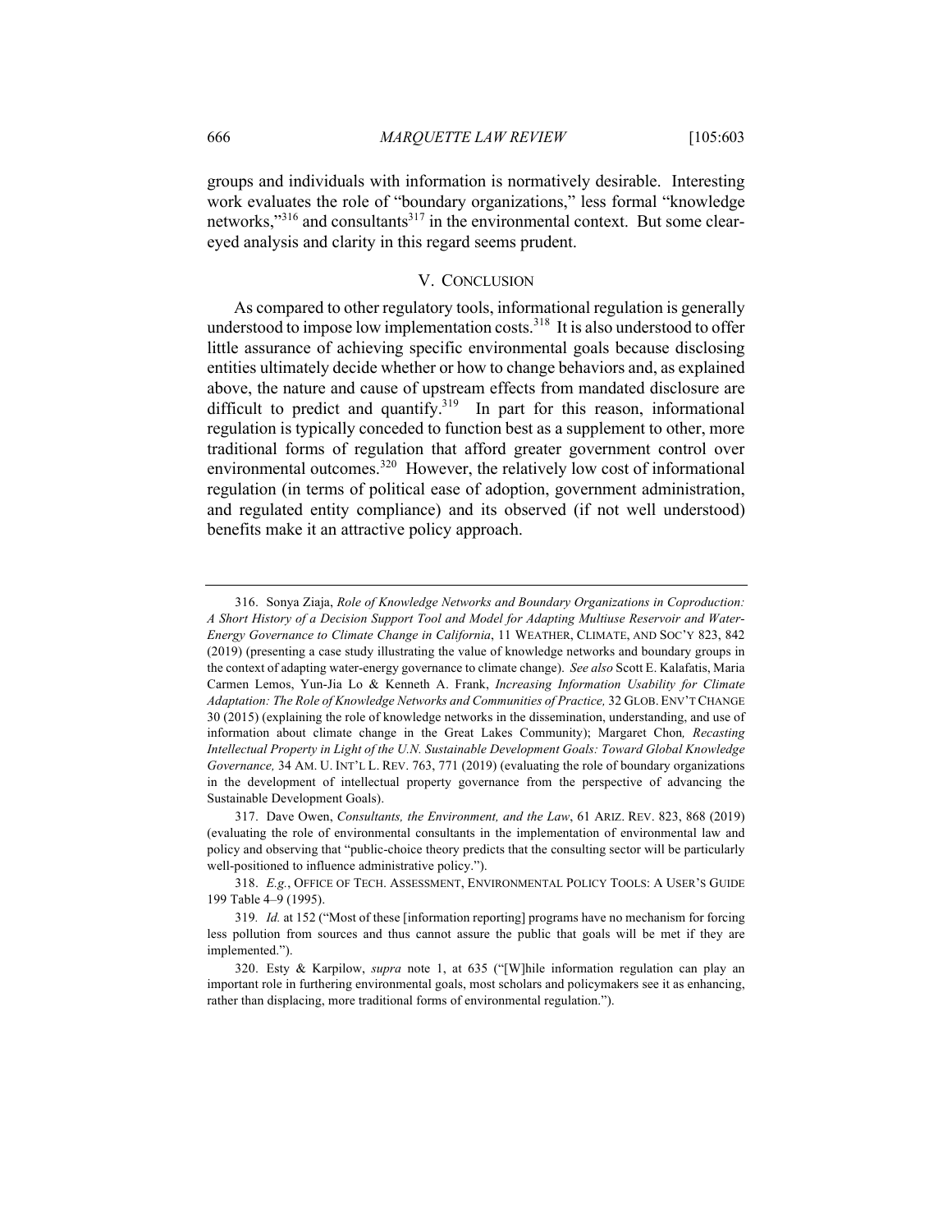groups and individuals with information is normatively desirable. Interesting work evaluates the role of "boundary organizations," less formal "knowledge networks,"[316] and consultants[317] in the environmental context. But some clear-eyed analysis and clarity in this regard seems prudent.

## V. CONCLUSION

As compared to other regulatory tools, informational regulation is generally understood to impose low implementation costs.[318] It is also understood to offer little assurance of achieving specific environmental goals because disclosing entities ultimately decide whether or how to change behaviors and, as explained above, the nature and cause of upstream effects from mandated disclosure are difficult to predict and quantify.[319] In part for this reason, informational regulation is typically conceded to function best as a supplement to other, more traditional forms of regulation that afford greater government control over environmental outcomes.[320] However, the relatively low cost of informational regulation (in terms of political ease of adoption, government administration, and regulated entity compliance) and its observed (if not well understood) benefits make it an attractive policy approach.

---

316. Sonya Ziaja, *Role of Knowledge Networks and Boundary Organizations in Coproduction: A Short History of a Decision Support Tool and Model for Adapting Multiuse Reservoir and Water-Energy Governance to Climate Change in California*, 11 WEATHER, CLIMATE, AND SOC'Y 823, 842 (2019) (presenting a case study illustrating the value of knowledge networks and boundary groups in the context of adapting water-energy governance to climate change). *See also* Scott E. Kalafatis, Maria Carmen Lemos, Yun-Jia Lo & Kenneth A. Frank, *Increasing Information Usability for Climate Adaptation: The Role of Knowledge Networks and Communities of Practice,* 32 GLOB. ENV'T CHANGE 30 (2015) (explaining the role of knowledge networks in the dissemination, understanding, and use of information about climate change in the Great Lakes Community); Margaret Chon*, Recasting Intellectual Property in Light of the U.N. Sustainable Development Goals: Toward Global Knowledge Governance,* 34 AM. U. INT'L L. REV. 763, 771 (2019) (evaluating the role of boundary organizations in the development of intellectual property governance from the perspective of advancing the Sustainable Development Goals).

317. Dave Owen, *Consultants, the Environment, and the Law*, 61 ARIZ. REV. 823, 868 (2019) (evaluating the role of environmental consultants in the implementation of environmental law and policy and observing that "public-choice theory predicts that the consulting sector will be particularly well-positioned to influence administrative policy.").

318. *E.g.*, OFFICE OF TECH. ASSESSMENT, ENVIRONMENTAL POLICY TOOLS: A USER'S GUIDE 199 Table 4–9 (1995).

319. *Id.* at 152 ("Most of these [information reporting] programs have no mechanism for forcing less pollution from sources and thus cannot assure the public that goals will be met if they are implemented.").

320. Esty & Karpilow, *supra* note 1, at 635 ("[W]hile information regulation can play an important role in furthering environmental goals, most scholars and policymakers see it as enhancing, rather than displacing, more traditional forms of environmental regulation.").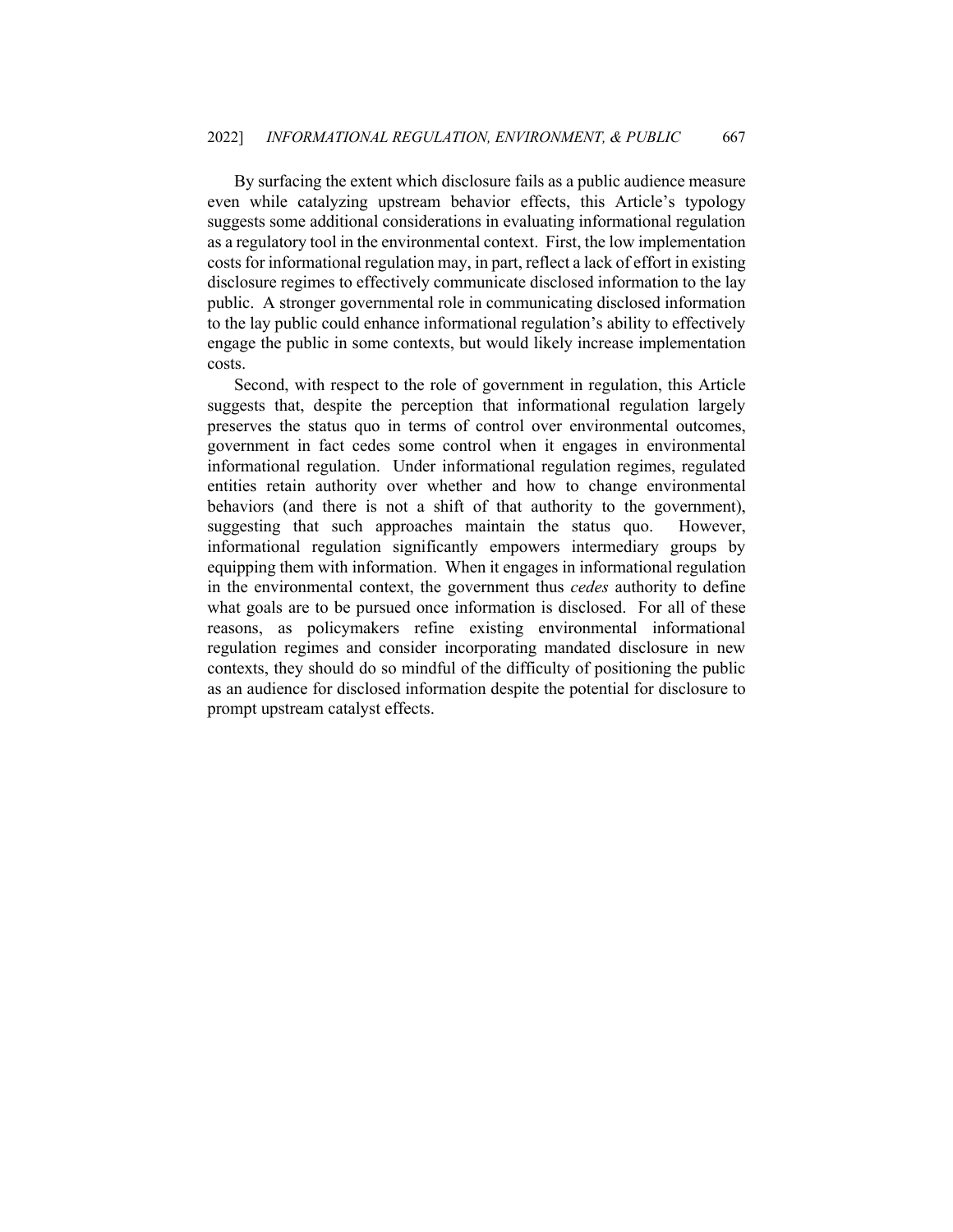By surfacing the extent which disclosure fails as a public audience measure even while catalyzing upstream behavior effects, this Article's typology suggests some additional considerations in evaluating informational regulation as a regulatory tool in the environmental context. First, the low implementation costs for informational regulation may, in part, reflect a lack of effort in existing disclosure regimes to effectively communicate disclosed information to the lay public. A stronger governmental role in communicating disclosed information to the lay public could enhance informational regulation's ability to effectively engage the public in some contexts, but would likely increase implementation costs.

Second, with respect to the role of government in regulation, this Article suggests that, despite the perception that informational regulation largely preserves the status quo in terms of control over environmental outcomes, government in fact cedes some control when it engages in environmental informational regulation. Under informational regulation regimes, regulated entities retain authority over whether and how to change environmental behaviors (and there is not a shift of that authority to the government), suggesting that such approaches maintain the status quo. However, informational regulation significantly empowers intermediary groups by equipping them with information. When it engages in informational regulation in the environmental context, the government thus *cedes* authority to define what goals are to be pursued once information is disclosed. For all of these reasons, as policymakers refine existing environmental informational regulation regimes and consider incorporating mandated disclosure in new contexts, they should do so mindful of the difficulty of positioning the public as an audience for disclosed information despite the potential for disclosure to prompt upstream catalyst effects.